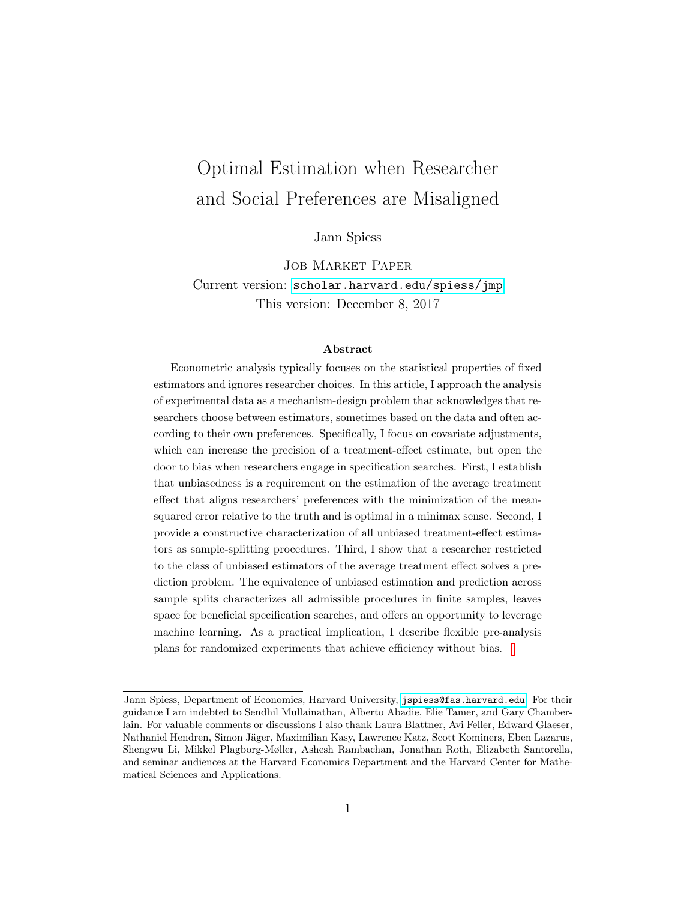# Optimal Estimation when Researcher and Social Preferences are Misaligned

Jann Spiess

Job Market Paper

Current version: scholar.harvard.edu/spiess/jmp

This version: December 8, 2017

### Abstract

Econometric analysis typically focuses on the statistical properties of fixed estimators and ignores researcher choices. In this article, I approach the analysis of experimental data as a mechanism-design problem that acknowledges that researchers choose between estimators, sometimes based on the data and often according to their own preferences. Specifically, I focus on covariate adjustments, which can increase the precision of a treatment-effect estimate, but open the door to bias when researchers engage in specification searches. First, I establish that unbiasedness is a requirement on the estimation of the average treatment effect that aligns researchers' preferences with the minimization of the mean-squared error relative to the truth and is optimal in a minimax sense. Second, I provide a constructive characterization of all unbiased treatment-effect estimators as sample-splitting procedures. Third, I show that a researcher restricted to the class of unbiased estimators of the average treatment effect solves a prediction problem. The equivalence of unbiased estimation and prediction across sample splits characterizes all admissible procedures in finite samples, leaves space for beneficial specification searches, and offers an opportunity to leverage machine learning. As a practical implication, I describe flexible pre-analysis plans for randomized experiments that achieve efficiency without bias.

---

Jann Spiess, Department of Economics, Harvard University, jspiess@fas.harvard.edu. For their guidance I am indebted to Sendhil Mullainathan, Alberto Abadie, Elie Tamer, and Gary Chamberlain. For valuable comments or discussions I also thank Laura Blattner, Avi Feller, Edward Glaeser, Nathaniel Hendren, Simon Jäger, Maximilian Kasy, Lawrence Katz, Scott Kominers, Eben Lazarus, Shengwu Li, Mikkel Plagborg-Møller, Ashesh Rambachan, Jonathan Roth, Elizabeth Santorella, and seminar audiences at the Harvard Economics Department and the Harvard Center for Mathematical Sciences and Applications.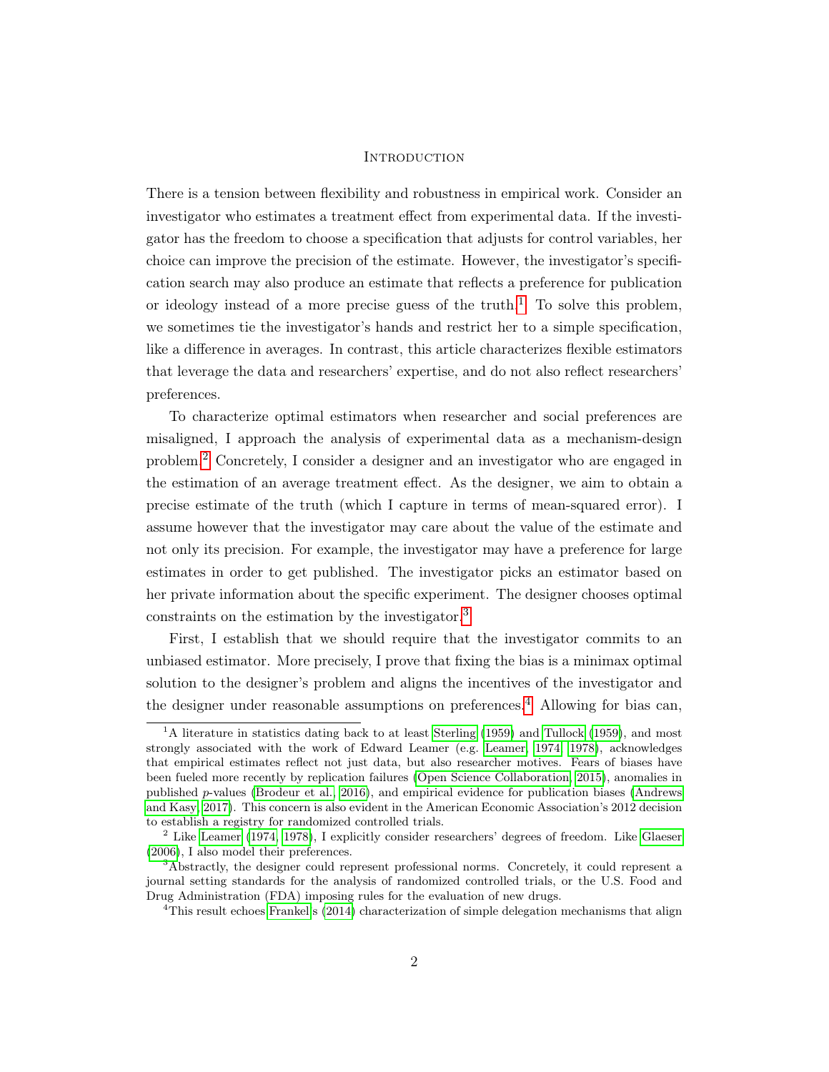# Introduction

There is a tension between flexibility and robustness in empirical work. Consider an investigator who estimates a treatment effect from experimental data. If the investigator has the freedom to choose a specification that adjusts for control variables, her choice can improve the precision of the estimate. However, the investigator's specification search may also produce an estimate that reflects a preference for publication or ideology instead of a more precise guess of the truth.[1] To solve this problem, we sometimes tie the investigator's hands and restrict her to a simple specification, like a difference in averages. In contrast, this article characterizes flexible estimators that leverage the data and researchers' expertise, and do not also reflect researchers' preferences.

To characterize optimal estimators when researcher and social preferences are misaligned, I approach the analysis of experimental data as a mechanism-design problem.[2] Concretely, I consider a designer and an investigator who are engaged in the estimation of an average treatment effect. As the designer, we aim to obtain a precise estimate of the truth (which I capture in terms of mean-squared error). I assume however that the investigator may care about the value of the estimate and not only its precision. For example, the investigator may have a preference for large estimates in order to get published. The investigator picks an estimator based on her private information about the specific experiment. The designer chooses optimal constraints on the estimation by the investigator.[3]

First, I establish that we should require that the investigator commits to an unbiased estimator. More precisely, I prove that fixing the bias is a minimax optimal solution to the designer's problem and aligns the incentives of the investigator and the designer under reasonable assumptions on preferences.[4] Allowing for bias can,

[1] A literature in statistics dating back to at least Sterling (1959) and Tullock (1959), and most strongly associated with the work of Edward Leamer (e.g. Leamer, 1974, 1978), acknowledges that empirical estimates reflect not just data, but also researcher motives. Fears of biases have been fueled more recently by replication failures (Open Science Collaboration, 2015), anomalies in published $p$-values (Brodeur et al., 2016), and empirical evidence for publication biases (Andrews and Kasy, 2017). This concern is also evident in the American Economic Association's 2012 decision to establish a registry for randomized controlled trials.

[2] Like Leamer (1974, 1978), I explicitly consider researchers' degrees of freedom. Like Glaeser (2006), I also model their preferences.

[3] Abstractly, the designer could represent professional norms. Concretely, it could represent a journal setting standards for the analysis of randomized controlled trials, or the U.S. Food and Drug Administration (FDA) imposing rules for the evaluation of new drugs.

[4] This result echoes Frankel's (2014) characterization of simple delegation mechanisms that align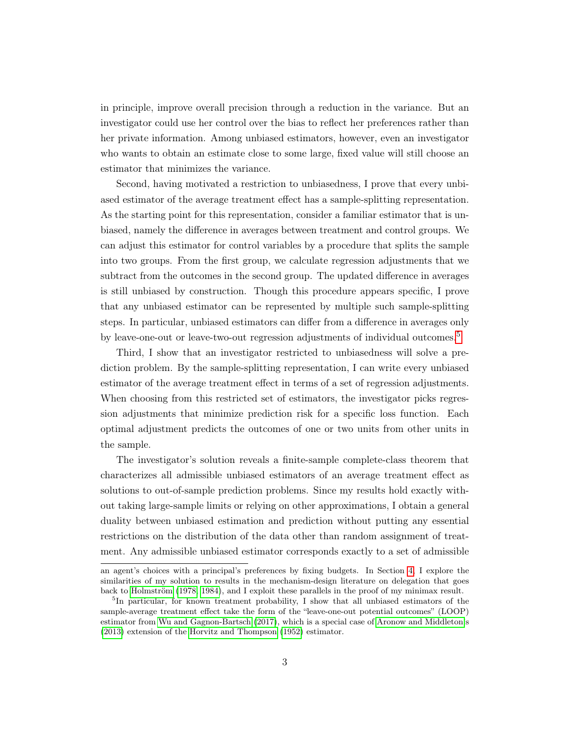in principle, improve overall precision through a reduction in the variance. But an investigator could use her control over the bias to reflect her preferences rather than her private information. Among unbiased estimators, however, even an investigator who wants to obtain an estimate close to some large, fixed value will still choose an estimator that minimizes the variance.

Second, having motivated a restriction to unbiasedness, I prove that every unbiased estimator of the average treatment effect has a sample-splitting representation. As the starting point for this representation, consider a familiar estimator that is unbiased, namely the difference in averages between treatment and control groups. We can adjust this estimator for control variables by a procedure that splits the sample into two groups. From the first group, we calculate regression adjustments that we subtract from the outcomes in the second group. The updated difference in averages is still unbiased by construction. Though this procedure appears specific, I prove that any unbiased estimator can be represented by multiple such sample-splitting steps. In particular, unbiased estimators can differ from a difference in averages only by leave-one-out or leave-two-out regression adjustments of individual outcomes.[5]

Third, I show that an investigator restricted to unbiasedness will solve a prediction problem. By the sample-splitting representation, I can write every unbiased estimator of the average treatment effect in terms of a set of regression adjustments. When choosing from this restricted set of estimators, the investigator picks regression adjustments that minimize prediction risk for a specific loss function. Each optimal adjustment predicts the outcomes of one or two units from other units in the sample.

The investigator's solution reveals a finite-sample complete-class theorem that characterizes all admissible unbiased estimators of an average treatment effect as solutions to out-of-sample prediction problems. Since my results hold exactly without taking large-sample limits or relying on other approximations, I obtain a general duality between unbiased estimation and prediction without putting any essential restrictions on the distribution of the data other than random assignment of treatment. Any admissible unbiased estimator corresponds exactly to a set of admissible

---

an agent's choices with a principal's preferences by fixing budgets. In Section 4, I explore the similarities of my solution to results in the mechanism-design literature on delegation that goes back to Holmström (1978, 1984), and I exploit these parallels in the proof of my minimax result.

[5] In particular, for known treatment probability, I show that all unbiased estimators of the sample-average treatment effect take the form of the "leave-one-out potential outcomes" (LOOP) estimator from Wu and Gagnon-Bartsch (2017), which is a special case of Aronow and Middleton's (2013) extension of the Horvitz and Thompson (1952) estimator.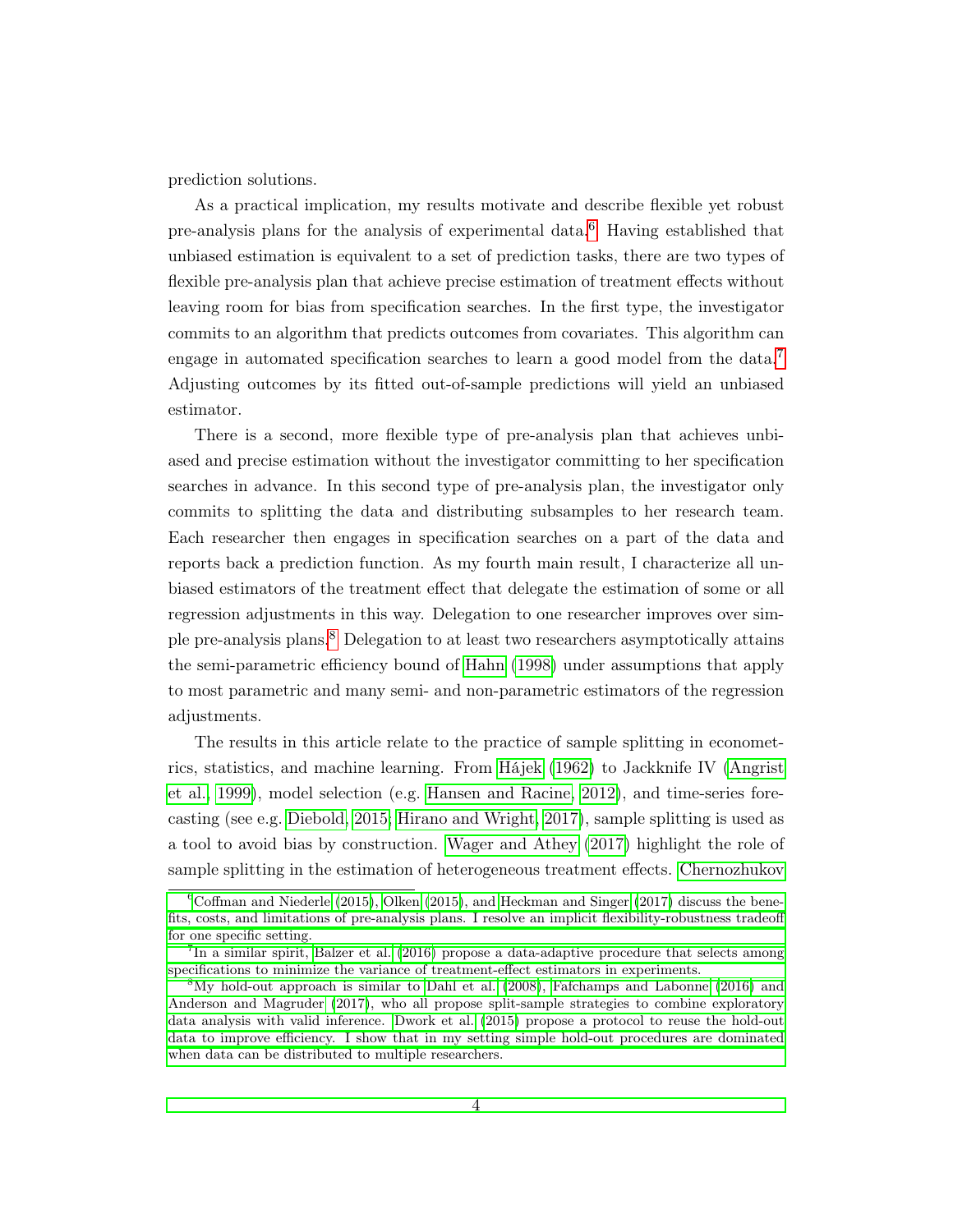prediction solutions.

As a practical implication, my results motivate and describe flexible yet robust pre-analysis plans for the analysis of experimental data.[6] Having established that unbiased estimation is equivalent to a set of prediction tasks, there are two types of flexible pre-analysis plan that achieve precise estimation of treatment effects without leaving room for bias from specification searches. In the first type, the investigator commits to an algorithm that predicts outcomes from covariates. This algorithm can engage in automated specification searches to learn a good model from the data.[7] Adjusting outcomes by its fitted out-of-sample predictions will yield an unbiased estimator.

There is a second, more flexible type of pre-analysis plan that achieves unbiased and precise estimation without the investigator committing to her specification searches in advance. In this second type of pre-analysis plan, the investigator only commits to splitting the data and distributing subsamples to her research team. Each researcher then engages in specification searches on a part of the data and reports back a prediction function. As my fourth main result, I characterize all unbiased estimators of the treatment effect that delegate the estimation of some or all regression adjustments in this way. Delegation to one researcher improves over simple pre-analysis plans.[8] Delegation to at least two researchers asymptotically attains the semi-parametric efficiency bound of Hahn (1998) under assumptions that apply to most parametric and many semi- and non-parametric estimators of the regression adjustments.

The results in this article relate to the practice of sample splitting in econometrics, statistics, and machine learning. From Hájek (1962) to Jackknife IV (Angrist et al., 1999), model selection (e.g. Hansen and Racine, 2012), and time-series forecasting (see e.g. Diebold, 2015; Hirano and Wright, 2017), sample splitting is used as a tool to avoid bias by construction. Wager and Athey (2017) highlight the role of sample splitting in the estimation of heterogeneous treatment effects. Chernozhukov

[6] Coffman and Niederle (2015), Olken (2015), and Heckman and Singer (2017) discuss the benefits, costs, and limitations of pre-analysis plans. I resolve an implicit flexibility-robustness tradeoff for one specific setting.

[7] In a similar spirit, Balzer et al. (2016) propose a data-adaptive procedure that selects among specifications to minimize the variance of treatment-effect estimators in experiments.

[8] My hold-out approach is similar to Dahl et al. (2008), Fafchamps and Labonne (2016) and Anderson and Magruder (2017), who all propose split-sample strategies to combine exploratory data analysis with valid inference. Dwork et al. (2015) propose a protocol to reuse the hold-out data to improve efficiency. I show that in my setting simple hold-out procedures are dominated when data can be distributed to multiple researchers.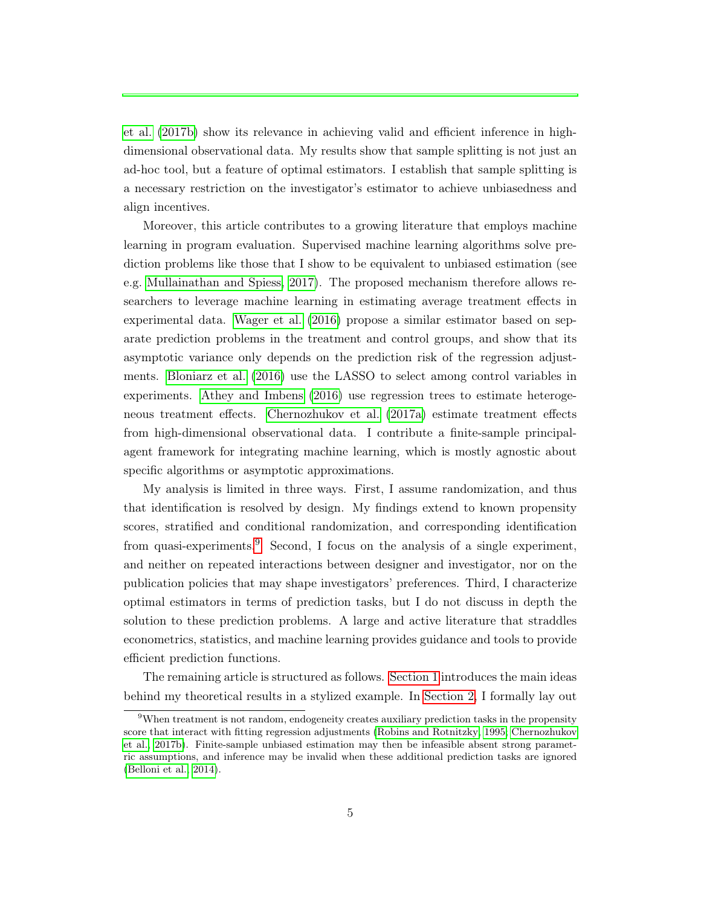et al. (2017b) show its relevance in achieving valid and efficient inference in high-dimensional observational data. My results show that sample splitting is not just an ad-hoc tool, but a feature of optimal estimators. I establish that sample splitting is a necessary restriction on the investigator's estimator to achieve unbiasedness and align incentives.

Moreover, this article contributes to a growing literature that employs machine learning in program evaluation. Supervised machine learning algorithms solve prediction problems like those that I show to be equivalent to unbiased estimation (see e.g. Mullainathan and Spiess, 2017). The proposed mechanism therefore allows researchers to leverage machine learning in estimating average treatment effects in experimental data. Wager et al. (2016) propose a similar estimator based on separate prediction problems in the treatment and control groups, and show that its asymptotic variance only depends on the prediction risk of the regression adjustments. Bloniarz et al. (2016) use the LASSO to select among control variables in experiments. Athey and Imbens (2016) use regression trees to estimate heterogeneous treatment effects. Chernozhukov et al. (2017a) estimate treatment effects from high-dimensional observational data. I contribute a finite-sample principal-agent framework for integrating machine learning, which is mostly agnostic about specific algorithms or asymptotic approximations.

My analysis is limited in three ways. First, I assume randomization, and thus that identification is resolved by design. My findings extend to known propensity scores, stratified and conditional randomization, and corresponding identification from quasi-experiments.[9] Second, I focus on the analysis of a single experiment, and neither on repeated interactions between designer and investigator, nor on the publication policies that may shape investigators' preferences. Third, I characterize optimal estimators in terms of prediction tasks, but I do not discuss in depth the solution to these prediction problems. A large and active literature that straddles econometrics, statistics, and machine learning provides guidance and tools to provide efficient prediction functions.

The remaining article is structured as follows. Section 1 introduces the main ideas behind my theoretical results in a stylized example. In Section 2, I formally lay out

[9] When treatment is not random, endogeneity creates auxiliary prediction tasks in the propensity score that interact with fitting regression adjustments (Robins and Rotnitzky, 1995; Chernozhukov et al., 2017b). Finite-sample unbiased estimation may then be infeasible absent strong parametric assumptions, and inference may be invalid when these additional prediction tasks are ignored (Belloni et al., 2014).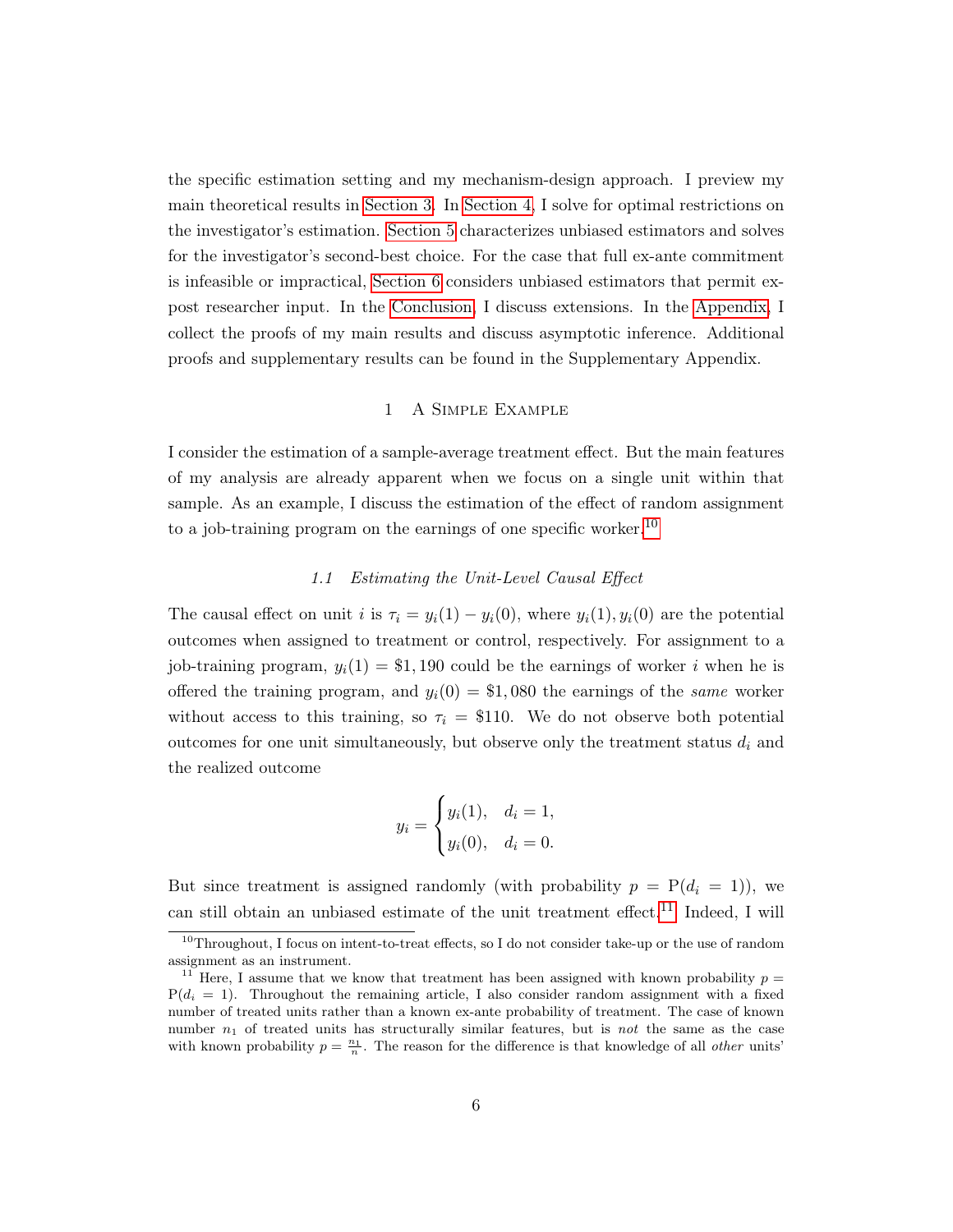the specific estimation setting and my mechanism-design approach. I preview my main theoretical results in Section 3. In Section 4, I solve for optimal restrictions on the investigator's estimation. Section 5 characterizes unbiased estimators and solves for the investigator's second-best choice. For the case that full ex-ante commitment is infeasible or impractical, Section 6 considers unbiased estimators that permit ex-post researcher input. In the Conclusion, I discuss extensions. In the Appendix, I collect the proofs of my main results and discuss asymptotic inference. Additional proofs and supplementary results can be found in the Supplementary Appendix.

## 1 A Simple Example

I consider the estimation of a sample-average treatment effect. But the main features of my analysis are already apparent when we focus on a single unit within that sample. As an example, I discuss the estimation of the effect of random assignment to a job-training program on the earnings of one specific worker.[10]

### 1.1 Estimating the Unit-Level Causal Effect

The causal effect on unit $i$ is $\tau_i = y_i(1) - y_i(0)$, where $y_i(1), y_i(0)$ are the potential outcomes when assigned to treatment or control, respectively. For assignment to a job-training program, $y_i(1) = \$1,190$ could be the earnings of worker $i$ when he is offered the training program, and $y_i(0) = \$1,080$ the earnings of the *same* worker without access to this training, so $\tau_i = \$110$. We do not observe both potential outcomes for one unit simultaneously, but observe only the treatment status $d_i$ and the realized outcome

$$y_i = \begin{cases} y_i(1), & d_i = 1, \\ y_i(0), & d_i = 0. \end{cases}$$

But since treatment is assigned randomly (with probability $p = \mathrm{P}(d_i = 1)$), we can still obtain an unbiased estimate of the unit treatment effect.[11] Indeed, I will

[10] Throughout, I focus on intent-to-treat effects, so I do not consider take-up or the use of random assignment as an instrument.

[11] Here, I assume that we know that treatment has been assigned with known probability $p = \mathrm{P}(d_i = 1)$. Throughout the remaining article, I also consider random assignment with a fixed number of treated units rather than a known ex-ante probability of treatment. The case of known number $n_1$ of treated units has structurally similar features, but is *not* the same as the case with known probability $p = \frac{n_1}{n}$. The reason for the difference is that knowledge of all *other* units'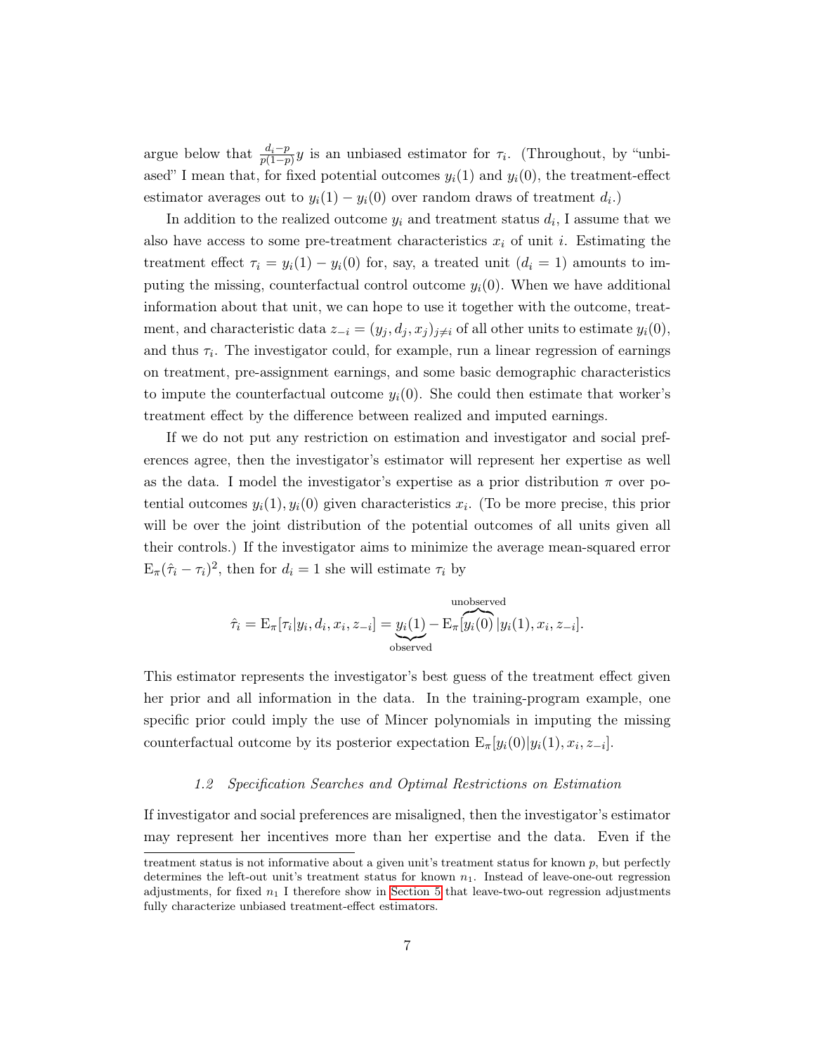argue below that $\frac{d_i - p}{p(1-p)} y$ is an unbiased estimator for $\tau_i$. (Throughout, by "unbiased" I mean that, for fixed potential outcomes $y_i(1)$ and $y_i(0)$, the treatment-effect estimator averages out to $y_i(1) - y_i(0)$ over random draws of treatment $d_i$.)

In addition to the realized outcome $y_i$ and treatment status $d_i$, I assume that we also have access to some pre-treatment characteristics $x_i$ of unit $i$. Estimating the treatment effect $\tau_i = y_i(1) - y_i(0)$ for, say, a treated unit ($d_i = 1$) amounts to imputing the missing, counterfactual control outcome $y_i(0)$. When we have additional information about that unit, we can hope to use it together with the outcome, treatment, and characteristic data $z_{-i} = (y_j, d_j, x_j)_{j \neq i}$ of all other units to estimate $y_i(0)$, and thus $\tau_i$. The investigator could, for example, run a linear regression of earnings on treatment, pre-assignment earnings, and some basic demographic characteristics to impute the counterfactual outcome $y_i(0)$. She could then estimate that worker's treatment effect by the difference between realized and imputed earnings.

If we do not put any restriction on estimation and investigator and social preferences agree, then the investigator's estimator will represent her expertise as well as the data. I model the investigator's expertise as a prior distribution $\pi$ over potential outcomes $y_i(1), y_i(0)$ given characteristics $x_i$. (To be more precise, this prior will be over the joint distribution of the potential outcomes of all units given all their controls.) If the investigator aims to minimize the average mean-squared error $\mathrm{E}_\pi(\hat{\tau}_i - \tau_i)^2$, then for $d_i = 1$ she will estimate $\tau_i$ by

$$\hat{\tau}_i = \mathrm{E}_\pi[\tau_i | y_i, d_i, x_i, z_{-i}] = \underbrace{y_i(1)}_{\text{observed}} - \mathrm{E}_\pi[\overbrace{y_i(0)}^{\text{unobserved}} | y_i(1), x_i, z_{-i}].$$

This estimator represents the investigator's best guess of the treatment effect given her prior and all information in the data. In the training-program example, one specific prior could imply the use of Mincer polynomials in imputing the missing counterfactual outcome by its posterior expectation $\mathrm{E}_\pi[y_i(0) | y_i(1), x_i, z_{-i}]$.

### *1.2 Specification Searches and Optimal Restrictions on Estimation*

If investigator and social preferences are misaligned, then the investigator's estimator may represent her incentives more than her expertise and the data. Even if the

---

treatment status is not informative about a given unit's treatment status for known $p$, but perfectly determines the left-out unit's treatment status for known $n_1$. Instead of leave-one-out regression adjustments, for fixed $n_1$ I therefore show in Section 5 that leave-two-out regression adjustments fully characterize unbiased treatment-effect estimators.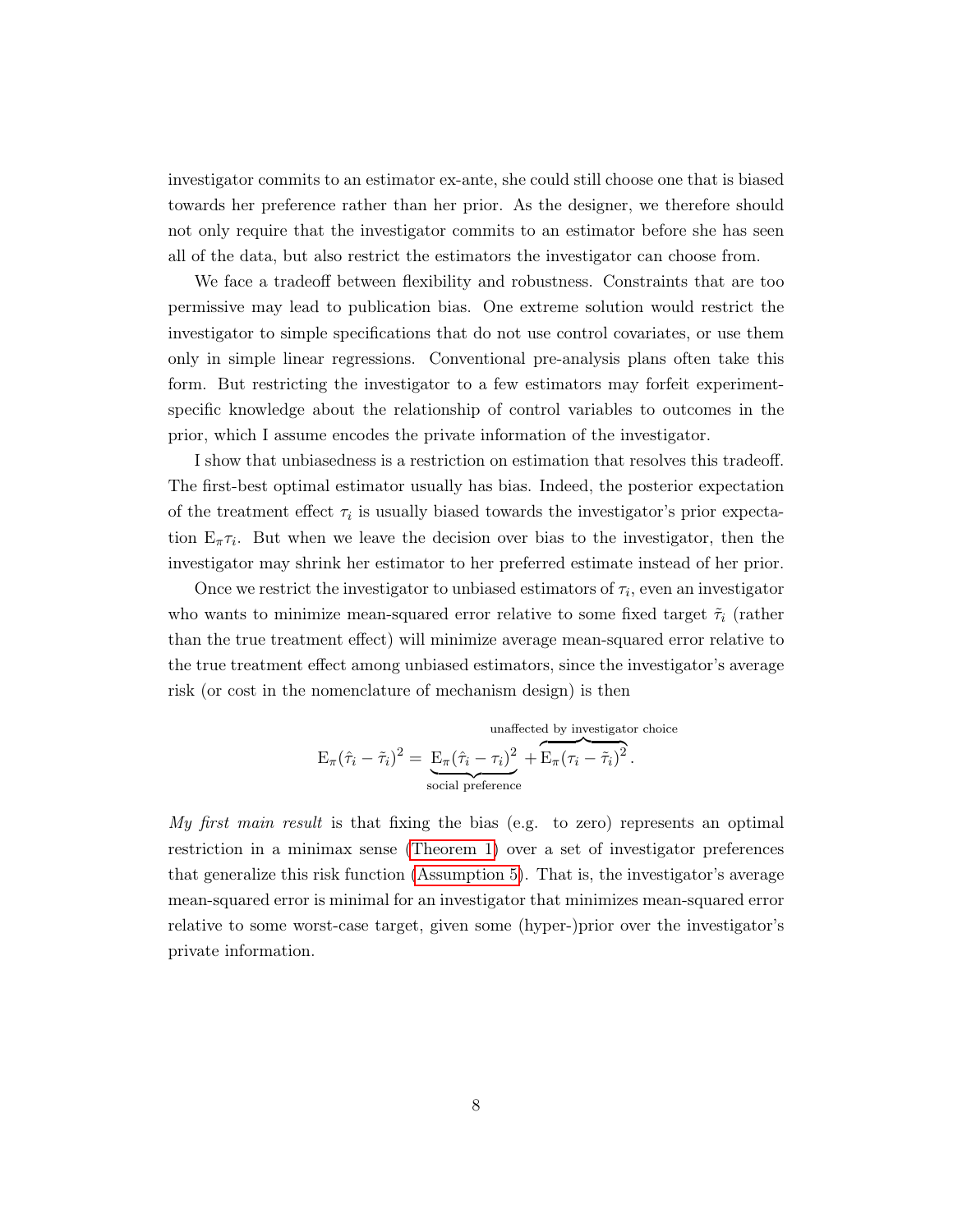investigator commits to an estimator ex-ante, she could still choose one that is biased towards her preference rather than her prior. As the designer, we therefore should not only require that the investigator commits to an estimator before she has seen all of the data, but also restrict the estimators the investigator can choose from.

We face a tradeoff between flexibility and robustness. Constraints that are too permissive may lead to publication bias. One extreme solution would restrict the investigator to simple specifications that do not use control covariates, or use them only in simple linear regressions. Conventional pre-analysis plans often take this form. But restricting the investigator to a few estimators may forfeit experiment-specific knowledge about the relationship of control variables to outcomes in the prior, which I assume encodes the private information of the investigator.

I show that unbiasedness is a restriction on estimation that resolves this tradeoff. The first-best optimal estimator usually has bias. Indeed, the posterior expectation of the treatment effect $\tau_i$ is usually biased towards the investigator's prior expectation $\mathrm{E}_\pi \tau_i$. But when we leave the decision over bias to the investigator, then the investigator may shrink her estimator to her preferred estimate instead of her prior.

Once we restrict the investigator to unbiased estimators of $\tau_i$, even an investigator who wants to minimize mean-squared error relative to some fixed target $\tilde{\tau}_i$ (rather than the true treatment effect) will minimize average mean-squared error relative to the true treatment effect among unbiased estimators, since the investigator's average risk (or cost in the nomenclature of mechanism design) is then

$$\mathrm{E}_\pi(\hat{\tau}_i - \tilde{\tau}_i)^2 = \underbrace{\mathrm{E}_\pi(\hat{\tau}_i - \tau_i)^2}_{\text{social preference}} + \overbrace{\mathrm{E}_\pi(\tau_i - \tilde{\tau}_i)^2}^{\text{unaffected by investigator choice}}.$$

*My first main result* is that fixing the bias (e.g. to zero) represents an optimal restriction in a minimax sense (Theorem 1) over a set of investigator preferences that generalize this risk function (Assumption 5). That is, the investigator's average mean-squared error is minimal for an investigator that minimizes mean-squared error relative to some worst-case target, given some (hyper-)prior over the investigator's private information.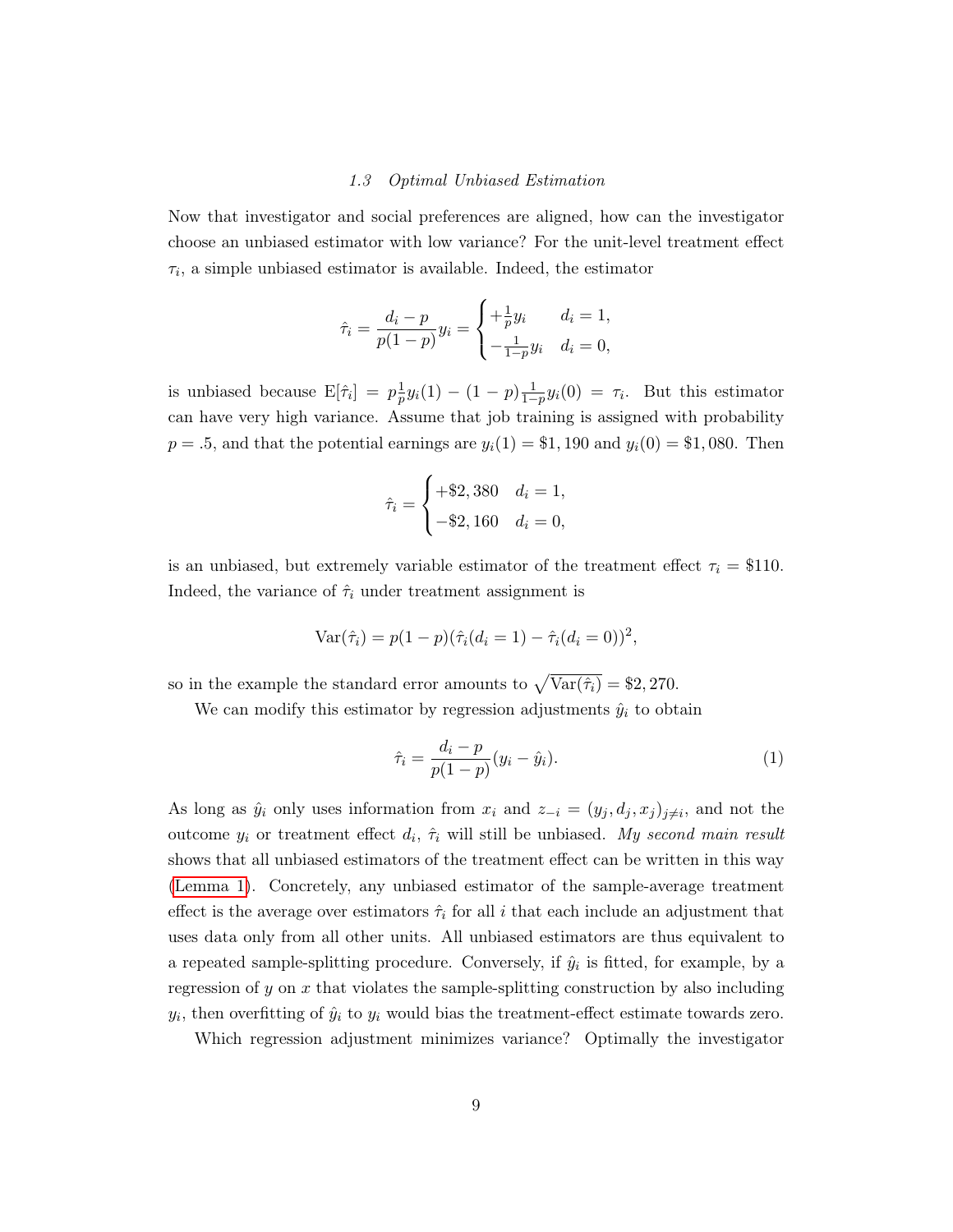### 1.3 Optimal Unbiased Estimation

Now that investigator and social preferences are aligned, how can the investigator choose an unbiased estimator with low variance? For the unit-level treatment effect $\tau_i$, a simple unbiased estimator is available. Indeed, the estimator

$$\hat{\tau}_i = \frac{d_i - p}{p(1-p)} y_i = \begin{cases} +\frac{1}{p} y_i & d_i = 1, \\ -\frac{1}{1-p} y_i & d_i = 0, \end{cases}$$

is unbiased because $\text{E}[\hat{\tau}_i] = p\frac{1}{p} y_i(1) - (1-p)\frac{1}{1-p} y_i(0) = \tau_i$. But this estimator can have very high variance. Assume that job training is assigned with probability $p = .5$, and that the potential earnings are $y_i(1) = \$1,190$ and $y_i(0) = \$1,080$. Then

$$\hat{\tau}_i = \begin{cases} +\$2,380 & d_i = 1, \\ -\$2,160 & d_i = 0, \end{cases}$$

is an unbiased, but extremely variable estimator of the treatment effect $\tau_i = \$110$. Indeed, the variance of $\hat{\tau}_i$ under treatment assignment is

$$\text{Var}(\hat{\tau}_i) = p(1-p)(\hat{\tau}_i(d_i = 1) - \hat{\tau}_i(d_i = 0))^2,$$

so in the example the standard error amounts to $\sqrt{\text{Var}(\hat{\tau}_i)} = \$2,270$.

We can modify this estimator by regression adjustments $\hat{y}_i$ to obtain

$$\hat{\tau}_i = \frac{d_i - p}{p(1-p)}(y_i - \hat{y}_i). \tag{1}$$

As long as $\hat{y}_i$ only uses information from $x_i$ and $z_{-i} = (y_j, d_j, x_j)_{j \neq i}$, and not the outcome $y_i$ or treatment effect $d_i$, $\hat{\tau}_i$ will still be unbiased. *My second main result* shows that all unbiased estimators of the treatment effect can be written in this way (Lemma 1). Concretely, any unbiased estimator of the sample-average treatment effect is the average over estimators $\hat{\tau}_i$ for all $i$ that each include an adjustment that uses data only from all other units. All unbiased estimators are thus equivalent to a repeated sample-splitting procedure. Conversely, if $\hat{y}_i$ is fitted, for example, by a regression of $y$ on $x$ that violates the sample-splitting construction by also including $y_i$, then overfitting of $\hat{y}_i$ to $y_i$ would bias the treatment-effect estimate towards zero.

Which regression adjustment minimizes variance? Optimally the investigator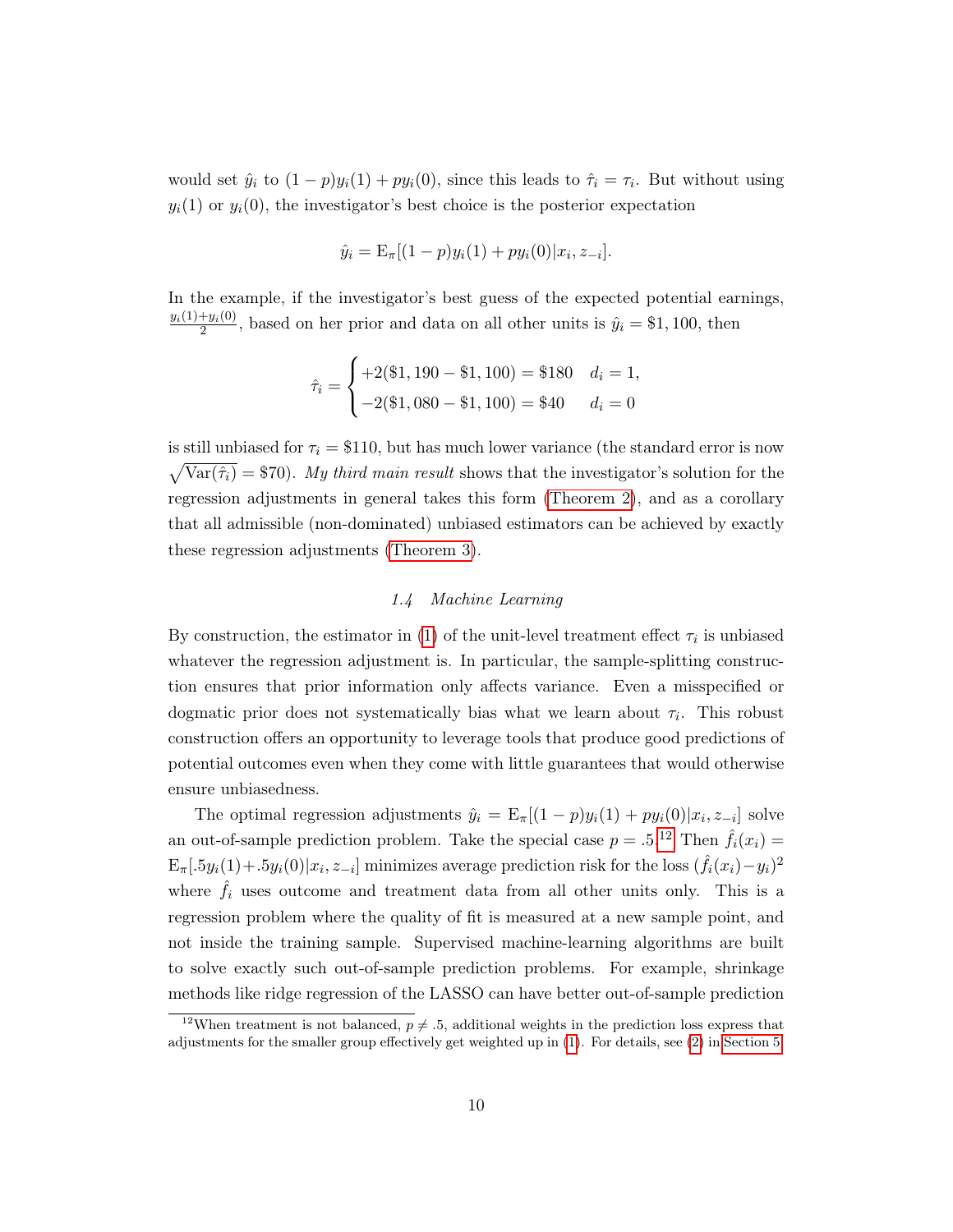would set $\hat{y}_i$ to $(1-p)y_i(1) + py_i(0)$, since this leads to $\hat{\tau}_i = \tau_i$. But without using $y_i(1)$ or $y_i(0)$, the investigator's best choice is the posterior expectation

$$\hat{y}_i = \mathrm{E}_\pi[(1-p)y_i(1) + py_i(0)|x_i, z_{-i}].$$

In the example, if the investigator's best guess of the expected potential earnings, $\frac{y_i(1)+y_i(0)}{2}$, based on her prior and data on all other units is $\hat{y}_i = \$1,100$, then

$$\hat{\tau}_i = \begin{cases} +2(\$1,190 - \$1,100) = \$180 & d_i = 1, \\ -2(\$1,080 - \$1,100) = \$40 & d_i = 0 \end{cases}$$

is still unbiased for $\tau_i = \$110$, but has much lower variance (the standard error is now $\sqrt{\mathrm{Var}(\hat{\tau}_i)} = \$70$). *My third main result* shows that the investigator's solution for the regression adjustments in general takes this form (Theorem 2), and as a corollary that all admissible (non-dominated) unbiased estimators can be achieved by exactly these regression adjustments (Theorem 3).

### 1.4 Machine Learning

By construction, the estimator in (1) of the unit-level treatment effect $\tau_i$ is unbiased whatever the regression adjustment is. In particular, the sample-splitting construction ensures that prior information only affects variance. Even a misspecified or dogmatic prior does not systematically bias what we learn about $\tau_i$. This robust construction offers an opportunity to leverage tools that produce good predictions of potential outcomes even when they come with little guarantees that would otherwise ensure unbiasedness.

The optimal regression adjustments $\hat{y}_i = \mathrm{E}_\pi[(1-p)y_i(1) + py_i(0)|x_i, z_{-i}]$ solve an out-of-sample prediction problem. Take the special case $p = .5$.[12] Then $\hat{f}_i(x_i) = \mathrm{E}_\pi[.5y_i(1) + .5y_i(0)|x_i, z_{-i}]$ minimizes average prediction risk for the loss $(\hat{f}_i(x_i) - y_i)^2$ where $\hat{f}_i$ uses outcome and treatment data from all other units only. This is a regression problem where the quality of fit is measured at a new sample point, and not inside the training sample. Supervised machine-learning algorithms are built to solve exactly such out-of-sample prediction problems. For example, shrinkage methods like ridge regression of the LASSO can have better out-of-sample prediction

[12] When treatment is not balanced, $p \neq .5$, additional weights in the prediction loss express that adjustments for the smaller group effectively get weighted up in (1). For details, see (2) in Section 5.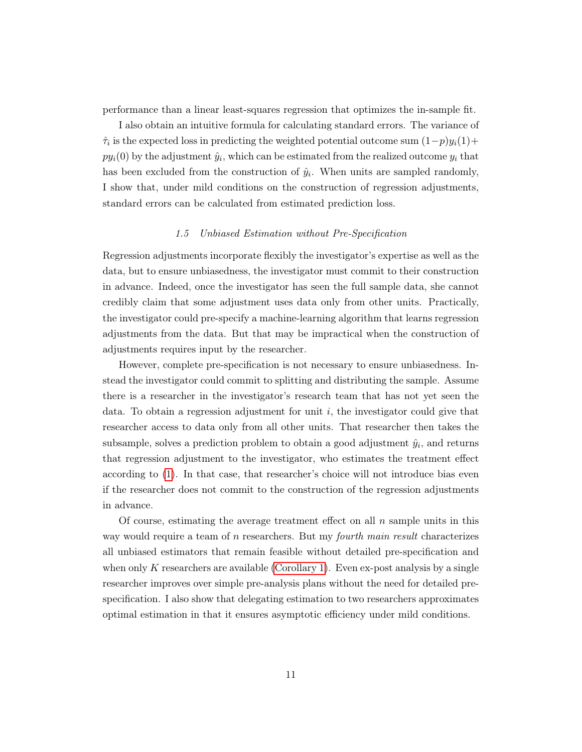performance than a linear least-squares regression that optimizes the in-sample fit.

I also obtain an intuitive formula for calculating standard errors. The variance of $\hat{\tau}_i$ is the expected loss in predicting the weighted potential outcome sum $(1-p)y_i(1)+py_i(0)$ by the adjustment $\hat{y}_i$, which can be estimated from the realized outcome $y_i$ that has been excluded from the construction of $\hat{y}_i$. When units are sampled randomly, I show that, under mild conditions on the construction of regression adjustments, standard errors can be calculated from estimated prediction loss.

### *1.5 Unbiased Estimation without Pre-Specification*

Regression adjustments incorporate flexibly the investigator's expertise as well as the data, but to ensure unbiasedness, the investigator must commit to their construction in advance. Indeed, once the investigator has seen the full sample data, she cannot credibly claim that some adjustment uses data only from other units. Practically, the investigator could pre-specify a machine-learning algorithm that learns regression adjustments from the data. But that may be impractical when the construction of adjustments requires input by the researcher.

However, complete pre-specification is not necessary to ensure unbiasedness. Instead the investigator could commit to splitting and distributing the sample. Assume there is a researcher in the investigator's research team that has not yet seen the data. To obtain a regression adjustment for unit $i$, the investigator could give that researcher access to data only from all other units. That researcher then takes the subsample, solves a prediction problem to obtain a good adjustment $\hat{y}_i$, and returns that regression adjustment to the investigator, who estimates the treatment effect according to (1). In that case, that researcher's choice will not introduce bias even if the researcher does not commit to the construction of the regression adjustments in advance.

Of course, estimating the average treatment effect on all $n$ sample units in this way would require a team of $n$ researchers. But my *fourth main result* characterizes all unbiased estimators that remain feasible without detailed pre-specification and when only $K$ researchers are available (Corollary 1). Even ex-post analysis by a single researcher improves over simple pre-analysis plans without the need for detailed pre-specification. I also show that delegating estimation to two researchers approximates optimal estimation in that it ensures asymptotic efficiency under mild conditions.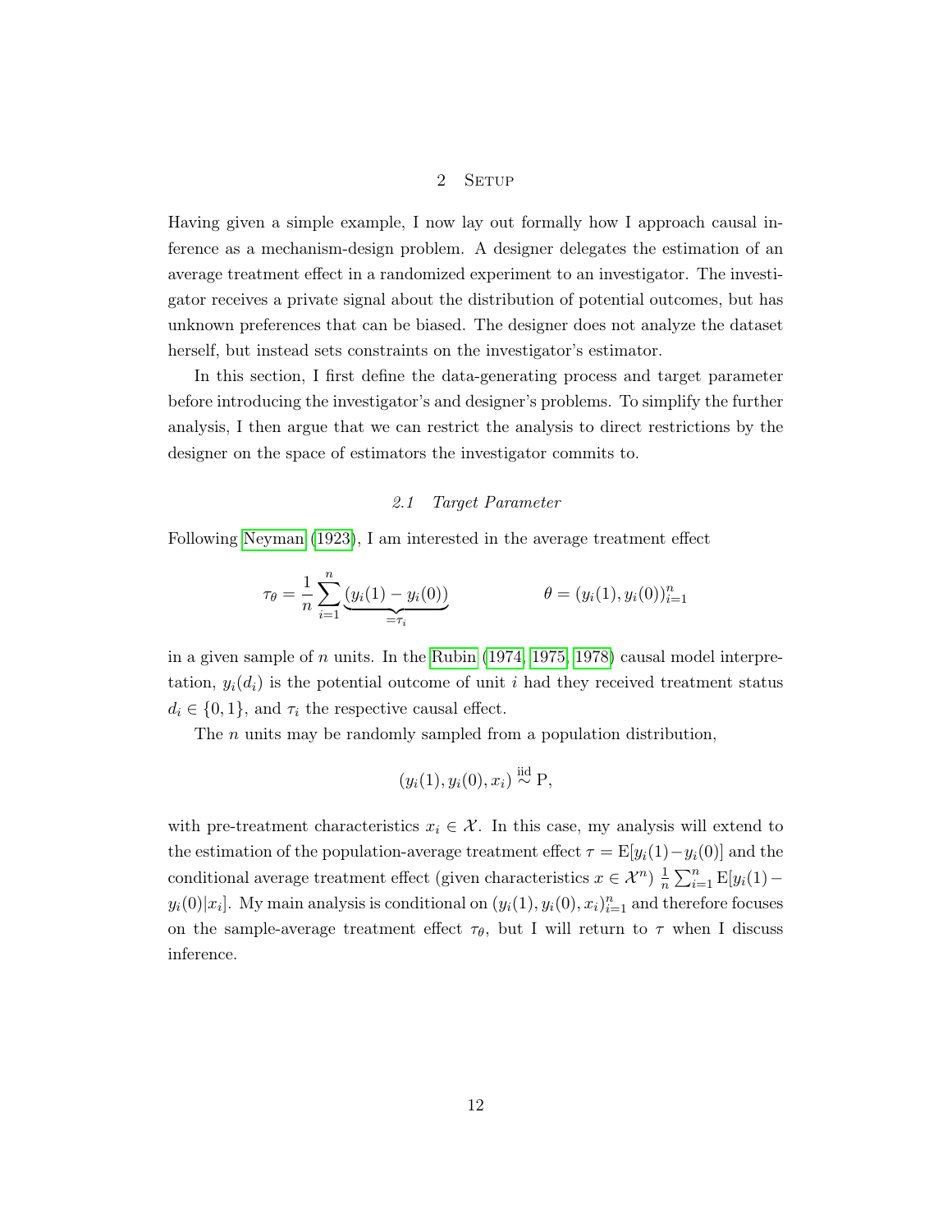# 2 Setup

Having given a simple example, I now lay out formally how I approach causal inference as a mechanism-design problem. A designer delegates the estimation of an average treatment effect in a randomized experiment to an investigator. The investigator receives a private signal about the distribution of potential outcomes, but has unknown preferences that can be biased. The designer does not analyze the dataset herself, but instead sets constraints on the investigator's estimator.

In this section, I first define the data-generating process and target parameter before introducing the investigator's and designer's problems. To simplify the further analysis, I then argue that we can restrict the analysis to direct restrictions by the designer on the space of estimators the investigator commits to.

## 2.1 Target Parameter

Following Neyman (1923), I am interested in the average treatment effect

$$\tau_\theta = \frac{1}{n} \sum_{i=1}^{n} \underbrace{(y_i(1) - y_i(0))}_{=\tau_i} \qquad\qquad \theta = (y_i(1), y_i(0))_{i=1}^{n}$$

in a given sample of $n$ units. In the Rubin (1974, 1975, 1978) causal model interpretation, $y_i(d_i)$ is the potential outcome of unit $i$ had they received treatment status $d_i \in \{0, 1\}$, and $\tau_i$ the respective causal effect.

The $n$ units may be randomly sampled from a population distribution,

$$(y_i(1), y_i(0), x_i) \overset{\text{iid}}{\sim} \mathrm{P},$$

with pre-treatment characteristics $x_i \in \mathcal{X}$. In this case, my analysis will extend to the estimation of the population-average treatment effect $\tau = \mathrm{E}[y_i(1) - y_i(0)]$ and the conditional average treatment effect (given characteristics $x \in \mathcal{X}^n$) $\frac{1}{n} \sum_{i=1}^{n} \mathrm{E}[y_i(1) - y_i(0) | x_i]$. My main analysis is conditional on $(y_i(1), y_i(0), x_i)_{i=1}^{n}$ and therefore focuses on the sample-average treatment effect $\tau_\theta$, but I will return to $\tau$ when I discuss inference.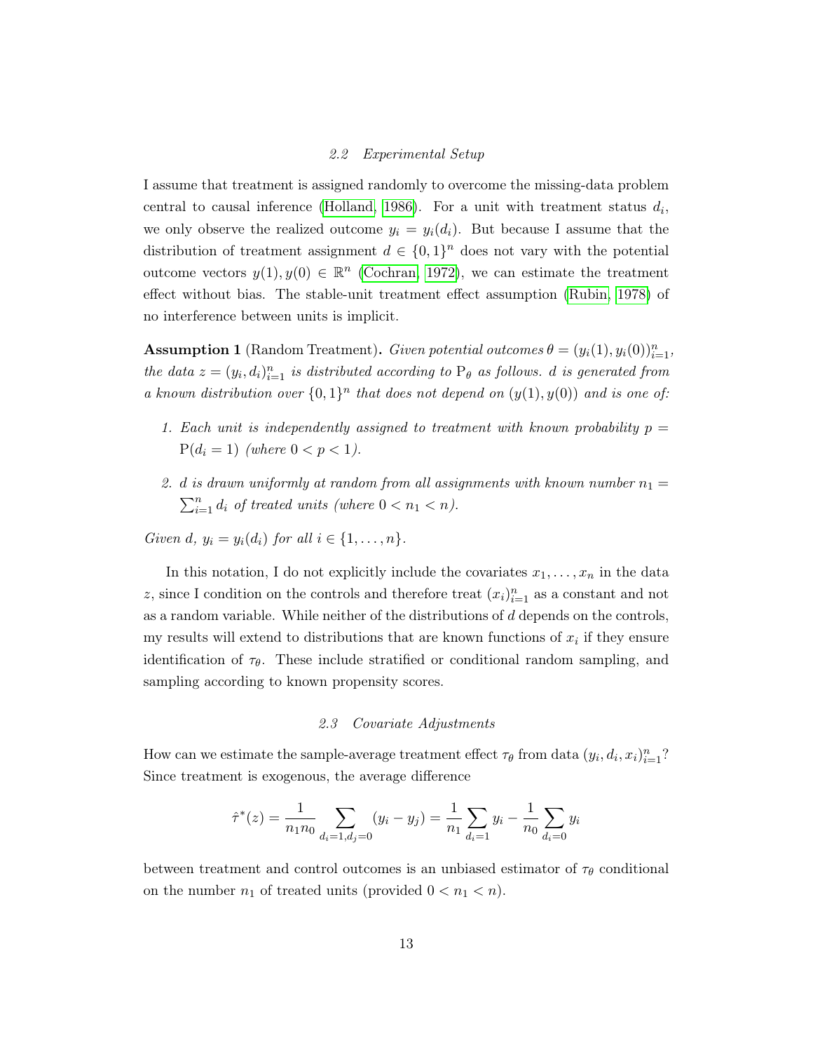### 2.2 Experimental Setup

I assume that treatment is assigned randomly to overcome the missing-data problem central to causal inference (Holland, 1986). For a unit with treatment status $d_i$, we only observe the realized outcome $y_i = y_i(d_i)$. But because I assume that the distribution of treatment assignment $d \in \{0,1\}^n$ does not vary with the potential outcome vectors $y(1), y(0) \in \mathbb{R}^n$ (Cochran, 1972), we can estimate the treatment effect without bias. The stable-unit treatment effect assumption (Rubin, 1978) of no interference between units is implicit.

**Assumption 1** (Random Treatment)**.** *Given potential outcomes $\theta = (y_i(1), y_i(0))_{i=1}^n$, the data $z = (y_i, d_i)_{i=1}^n$ is distributed according to $\mathrm{P}_\theta$ as follows. $d$ is generated from a known distribution over $\{0,1\}^n$ that does not depend on $(y(1), y(0))$ and is one of:*

1. *Each unit is independently assigned to treatment with known probability $p = \mathrm{P}(d_i = 1)$ (where $0 < p < 1$).*
2. *$d$ is drawn uniformly at random from all assignments with known number $n_1 = \sum_{i=1}^n d_i$ of treated units (where $0 < n_1 < n$).*

*Given $d$, $y_i = y_i(d_i)$ for all $i \in \{1, \ldots, n\}$.*

In this notation, I do not explicitly include the covariates $x_1, \ldots, x_n$ in the data $z$, since I condition on the controls and therefore treat $(x_i)_{i=1}^n$ as a constant and not as a random variable. While neither of the distributions of $d$ depends on the controls, my results will extend to distributions that are known functions of $x_i$ if they ensure identification of $\tau_\theta$. These include stratified or conditional random sampling, and sampling according to known propensity scores.

### 2.3 Covariate Adjustments

How can we estimate the sample-average treatment effect $\tau_\theta$ from data $(y_i, d_i, x_i)_{i=1}^n$? Since treatment is exogenous, the average difference

$$\hat{\tau}^*(z) = \frac{1}{n_1 n_0} \sum_{d_i=1, d_j=0} (y_i - y_j) = \frac{1}{n_1} \sum_{d_i=1} y_i - \frac{1}{n_0} \sum_{d_i=0} y_i$$

between treatment and control outcomes is an unbiased estimator of $\tau_\theta$ conditional on the number $n_1$ of treated units (provided $0 < n_1 < n$).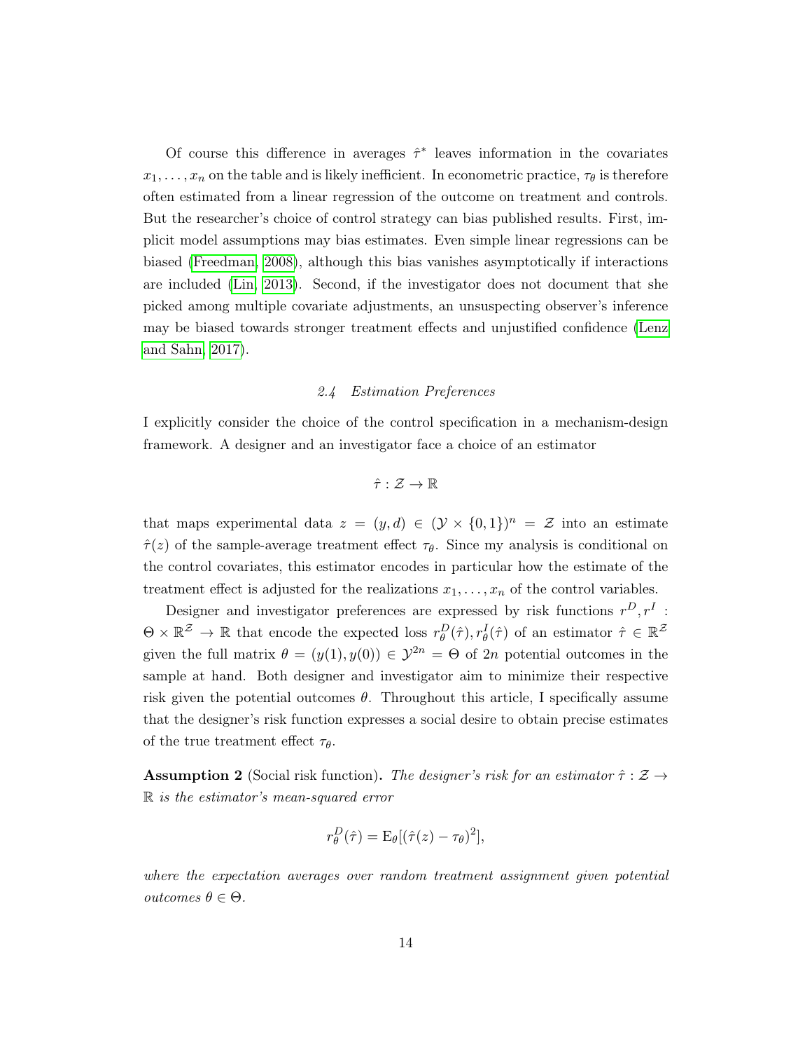Of course this difference in averages $\hat{\tau}^*$ leaves information in the covariates $x_1, \ldots, x_n$ on the table and is likely inefficient. In econometric practice, $\tau_\theta$ is therefore often estimated from a linear regression of the outcome on treatment and controls. But the researcher's choice of control strategy can bias published results. First, implicit model assumptions may bias estimates. Even simple linear regressions can be biased (Freedman, 2008), although this bias vanishes asymptotically if interactions are included (Lin, 2013). Second, if the investigator does not document that she picked among multiple covariate adjustments, an unsuspecting observer's inference may be biased towards stronger treatment effects and unjustified confidence (Lenz and Sahn, 2017).

### *2.4 Estimation Preferences*

I explicitly consider the choice of the control specification in a mechanism-design framework. A designer and an investigator face a choice of an estimator

$$\hat{\tau} : \mathcal{Z} \to \mathbb{R}$$

that maps experimental data $z = (y, d) \in (\mathcal{Y} \times \{0, 1\})^n = \mathcal{Z}$ into an estimate $\hat{\tau}(z)$ of the sample-average treatment effect $\tau_\theta$. Since my analysis is conditional on the control covariates, this estimator encodes in particular how the estimate of the treatment effect is adjusted for the realizations $x_1, \ldots, x_n$ of the control variables.

Designer and investigator preferences are expressed by risk functions $r^D, r^I : \Theta \times \mathbb{R}^{\mathcal{Z}} \to \mathbb{R}$ that encode the expected loss $r^D_\theta(\hat{\tau}), r^I_\theta(\hat{\tau})$ of an estimator $\hat{\tau} \in \mathbb{R}^{\mathcal{Z}}$ given the full matrix $\theta = (y(1), y(0)) \in \mathcal{Y}^{2n} = \Theta$ of $2n$ potential outcomes in the sample at hand. Both designer and investigator aim to minimize their respective risk given the potential outcomes $\theta$. Throughout this article, I specifically assume that the designer's risk function expresses a social desire to obtain precise estimates of the true treatment effect $\tau_\theta$.

**Assumption 2** (Social risk function)**.** *The designer's risk for an estimator $\hat{\tau} : \mathcal{Z} \to \mathbb{R}$ is the estimator's mean-squared error*

$$r^D_\theta(\hat{\tau}) = \mathrm{E}_\theta[(\hat{\tau}(z) - \tau_\theta)^2],$$

*where the expectation averages over random treatment assignment given potential outcomes $\theta \in \Theta$.*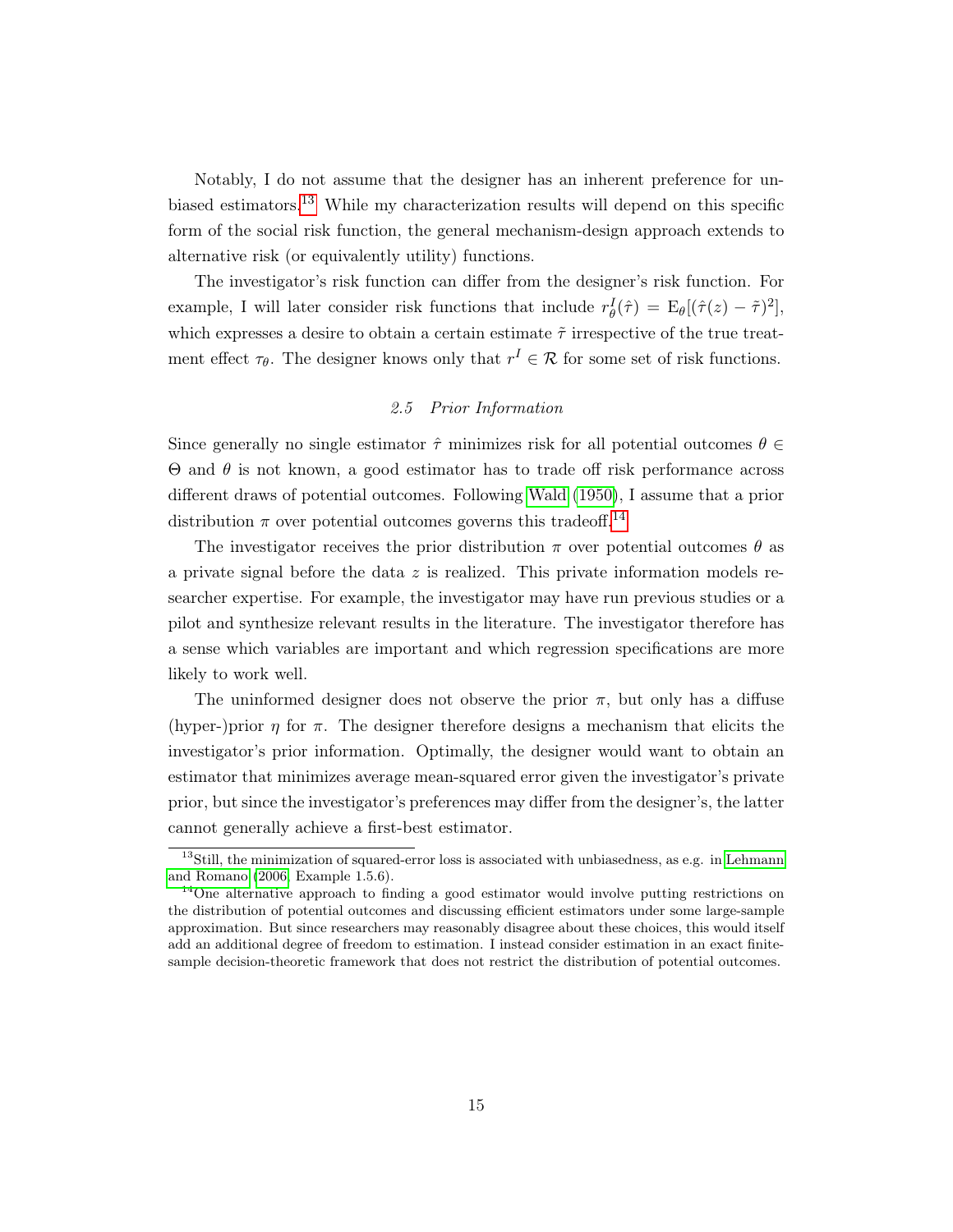Notably, I do not assume that the designer has an inherent preference for unbiased estimators.[13] While my characterization results will depend on this specific form of the social risk function, the general mechanism-design approach extends to alternative risk (or equivalently utility) functions.

The investigator's risk function can differ from the designer's risk function. For example, I will later consider risk functions that include $r^I_\theta(\hat{\tau}) = \mathrm{E}_\theta[(\hat{\tau}(z) - \tilde{\tau})^2]$, which expresses a desire to obtain a certain estimate $\tilde{\tau}$ irrespective of the true treatment effect $\tau_\theta$. The designer knows only that $r^I \in \mathcal{R}$ for some set of risk functions.

### *2.5 Prior Information*

Since generally no single estimator $\hat{\tau}$ minimizes risk for all potential outcomes $\theta \in \Theta$ and $\theta$ is not known, a good estimator has to trade off risk performance across different draws of potential outcomes. Following Wald (1950), I assume that a prior distribution $\pi$ over potential outcomes governs this tradeoff.[14]

The investigator receives the prior distribution $\pi$ over potential outcomes $\theta$ as a private signal before the data $z$ is realized. This private information models researcher expertise. For example, the investigator may have run previous studies or a pilot and synthesize relevant results in the literature. The investigator therefore has a sense which variables are important and which regression specifications are more likely to work well.

The uninformed designer does not observe the prior $\pi$, but only has a diffuse (hyper-)prior $\eta$ for $\pi$. The designer therefore designs a mechanism that elicits the investigator's prior information. Optimally, the designer would want to obtain an estimator that minimizes average mean-squared error given the investigator's private prior, but since the investigator's preferences may differ from the designer's, the latter cannot generally achieve a first-best estimator.

---

[13] Still, the minimization of squared-error loss is associated with unbiasedness, as e.g. in Lehmann and Romano (2006, Example 1.5.6).

[14] One alternative approach to finding a good estimator would involve putting restrictions on the distribution of potential outcomes and discussing efficient estimators under some large-sample approximation. But since researchers may reasonably disagree about these choices, this would itself add an additional degree of freedom to estimation. I instead consider estimation in an exact finite-sample decision-theoretic framework that does not restrict the distribution of potential outcomes.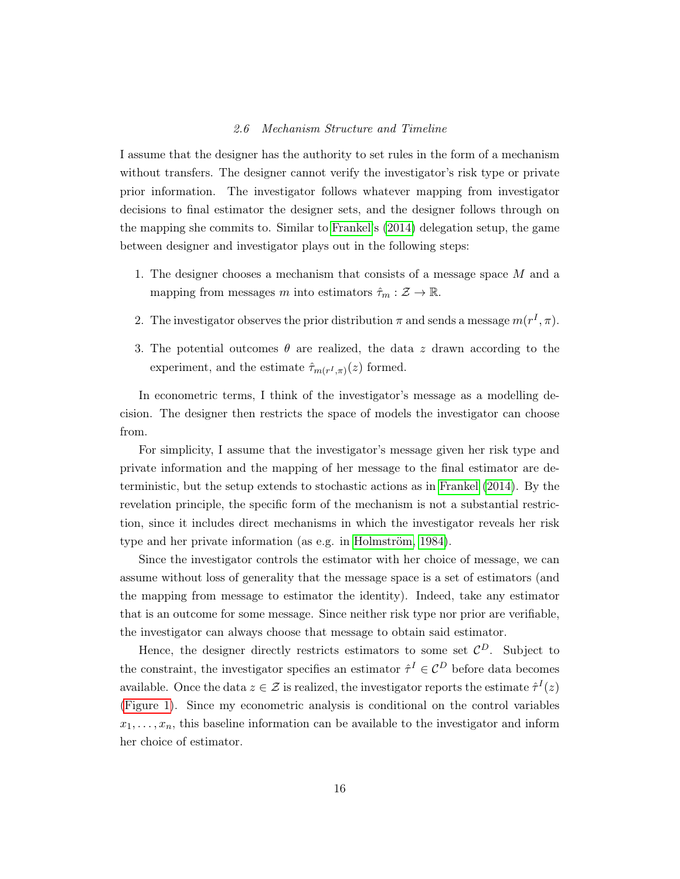### 2.6 Mechanism Structure and Timeline

I assume that the designer has the authority to set rules in the form of a mechanism without transfers. The designer cannot verify the investigator's risk type or private prior information. The investigator follows whatever mapping from investigator decisions to final estimator the designer sets, and the designer follows through on the mapping she commits to. Similar to Frankel's (2014) delegation setup, the game between designer and investigator plays out in the following steps:

1. The designer chooses a mechanism that consists of a message space $M$ and a mapping from messages $m$ into estimators $\hat{\tau}_m : \mathcal{Z} \to \mathbb{R}$.
2. The investigator observes the prior distribution $\pi$ and sends a message $m(r^I, \pi)$.
3. The potential outcomes $\theta$ are realized, the data $z$ drawn according to the experiment, and the estimate $\hat{\tau}_{m(r^I,\pi)}(z)$ formed.

In econometric terms, I think of the investigator's message as a modelling decision. The designer then restricts the space of models the investigator can choose from.

For simplicity, I assume that the investigator's message given her risk type and private information and the mapping of her message to the final estimator are deterministic, but the setup extends to stochastic actions as in Frankel (2014). By the revelation principle, the specific form of the mechanism is not a substantial restriction, since it includes direct mechanisms in which the investigator reveals her risk type and her private information (as e.g. in Holmström, 1984).

Since the investigator controls the estimator with her choice of message, we can assume without loss of generality that the message space is a set of estimators (and the mapping from message to estimator the identity). Indeed, take any estimator that is an outcome for some message. Since neither risk type nor prior are verifiable, the investigator can always choose that message to obtain said estimator.

Hence, the designer directly restricts estimators to some set $\mathcal{C}^D$. Subject to the constraint, the investigator specifies an estimator $\hat{\tau}^I \in \mathcal{C}^D$ before data becomes available. Once the data $z \in \mathcal{Z}$ is realized, the investigator reports the estimate $\hat{\tau}^I(z)$ (Figure 1). Since my econometric analysis is conditional on the control variables $x_1, \ldots, x_n$, this baseline information can be available to the investigator and inform her choice of estimator.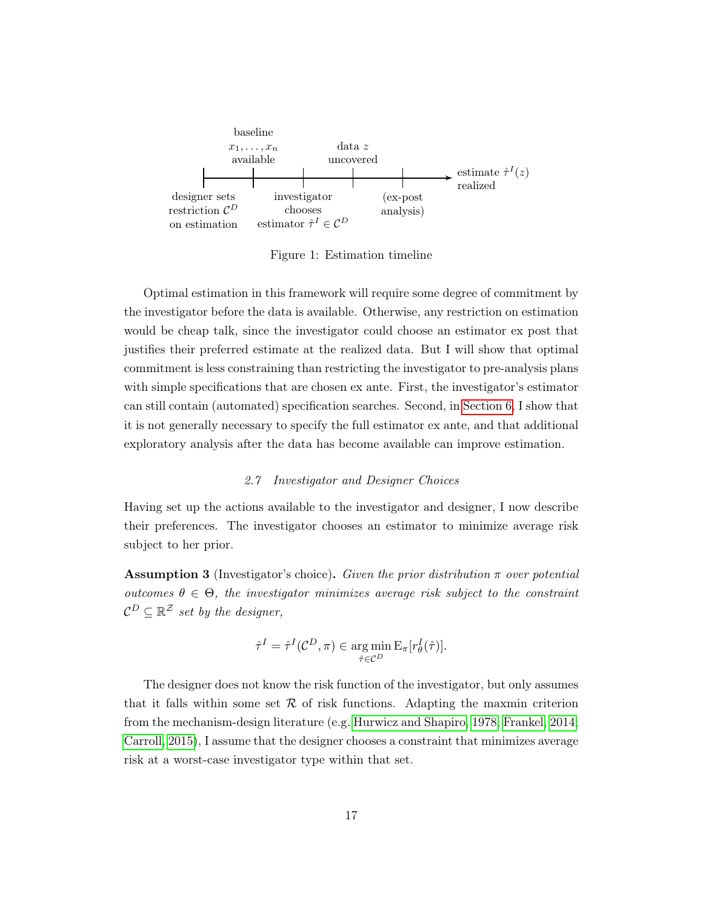baseline $x_1, \ldots, x_n$ available

data $z$ uncovered

designer sets restriction $\mathcal{C}^D$ on estimation

investigator chooses estimator $\hat{\tau}^I \in \mathcal{C}^D$

(ex-post analysis)

estimate $\hat{\tau}^I(z)$ realized

Figure 1: Estimation timeline

Optimal estimation in this framework will require some degree of commitment by the investigator before the data is available. Otherwise, any restriction on estimation would be cheap talk, since the investigator could choose an estimator ex post that justifies their preferred estimate at the realized data. But I will show that optimal commitment is less constraining than restricting the investigator to pre-analysis plans with simple specifications that are chosen ex ante. First, the investigator's estimator can still contain (automated) specification searches. Second, in Section 6, I show that it is not generally necessary to specify the full estimator ex ante, and that additional exploratory analysis after the data has become available can improve estimation.

### *2.7 Investigator and Designer Choices*

Having set up the actions available to the investigator and designer, I now describe their preferences. The investigator chooses an estimator to minimize average risk subject to her prior.

**Assumption 3** (Investigator's choice)**.** *Given the prior distribution $\pi$ over potential outcomes $\theta \in \Theta$, the investigator minimizes average risk subject to the constraint $\mathcal{C}^D \subseteq \mathbb{R}^{\mathcal{Z}}$ set by the designer,*

$$\hat{\tau}^I = \hat{\tau}^I(\mathcal{C}^D, \pi) \in \operatorname*{arg\,min}_{\hat{\tau} \in \mathcal{C}^D} \mathrm{E}_\pi[r^I_\theta(\hat{\tau})].$$

The designer does not know the risk function of the investigator, but only assumes that it falls within some set $\mathcal{R}$ of risk functions. Adapting the maxmin criterion from the mechanism-design literature (e.g. Hurwicz and Shapiro, 1978; Frankel, 2014; Carroll, 2015), I assume that the designer chooses a constraint that minimizes average risk at a worst-case investigator type within that set.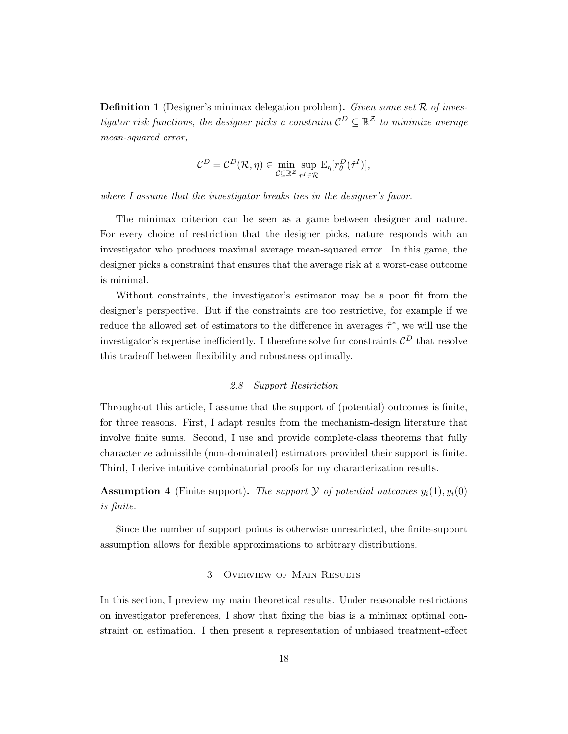**Definition 1** (Designer's minimax delegation problem)**.** *Given some set $\mathcal{R}$ of investigator risk functions, the designer picks a constraint $\mathcal{C}^D \subseteq \mathbb{R}^{\mathcal{Z}}$ to minimize average mean-squared error,*

$$\mathcal{C}^D = \mathcal{C}^D(\mathcal{R}, \eta) \in \min_{\mathcal{C} \subseteq \mathbb{R}^{\mathcal{Z}}} \sup_{r^I \in \mathcal{R}} \mathrm{E}_\eta[r^D_\theta(\hat{\tau}^I)],$$

*where I assume that the investigator breaks ties in the designer's favor.*

The minimax criterion can be seen as a game between designer and nature. For every choice of restriction that the designer picks, nature responds with an investigator who produces maximal average mean-squared error. In this game, the designer picks a constraint that ensures that the average risk at a worst-case outcome is minimal.

Without constraints, the investigator's estimator may be a poor fit from the designer's perspective. But if the constraints are too restrictive, for example if we reduce the allowed set of estimators to the difference in averages $\hat{\tau}^*$, we will use the investigator's expertise inefficiently. I therefore solve for constraints $\mathcal{C}^D$ that resolve this tradeoff between flexibility and robustness optimally.

### *2.8 Support Restriction*

Throughout this article, I assume that the support of (potential) outcomes is finite, for three reasons. First, I adapt results from the mechanism-design literature that involve finite sums. Second, I use and provide complete-class theorems that fully characterize admissible (non-dominated) estimators provided their support is finite. Third, I derive intuitive combinatorial proofs for my characterization results.

**Assumption 4** (Finite support)**.** *The support $\mathcal{Y}$ of potential outcomes $y_i(1), y_i(0)$ is finite.*

Since the number of support points is otherwise unrestricted, the finite-support assumption allows for flexible approximations to arbitrary distributions.

## 3 Overview of Main Results

In this section, I preview my main theoretical results. Under reasonable restrictions on investigator preferences, I show that fixing the bias is a minimax optimal constraint on estimation. I then present a representation of unbiased treatment-effect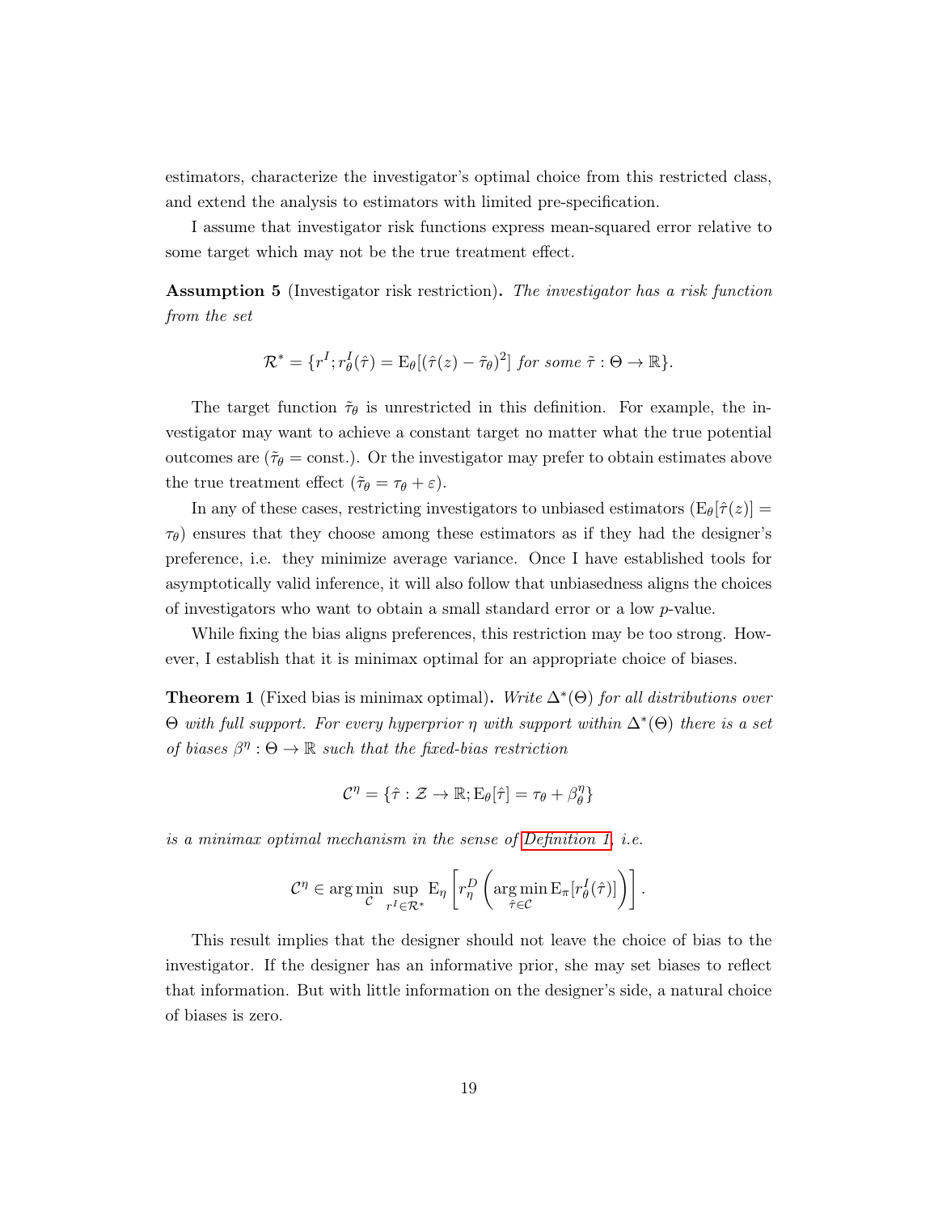estimators, characterize the investigator's optimal choice from this restricted class, and extend the analysis to estimators with limited pre-specification.

I assume that investigator risk functions express mean-squared error relative to some target which may not be the true treatment effect.

**Assumption 5** (Investigator risk restriction)**.** *The investigator has a risk function from the set*

$$\mathcal{R}^* = \{r^I; r^I_\theta(\hat{\tau}) = \mathrm{E}_\theta[(\hat{\tau}(z) - \tilde{\tau}_\theta)^2] \text{ for some } \tilde{\tau} : \Theta \to \mathbb{R}\}.$$

The target function $\tilde{\tau}_\theta$ is unrestricted in this definition. For example, the investigator may want to achieve a constant target no matter what the true potential outcomes are ($\tilde{\tau}_\theta = \text{const.}$). Or the investigator may prefer to obtain estimates above the true treatment effect ($\tilde{\tau}_\theta = \tau_\theta + \varepsilon$).

In any of these cases, restricting investigators to unbiased estimators ($\mathrm{E}_\theta[\hat{\tau}(z)] = \tau_\theta$) ensures that they choose among these estimators as if they had the designer's preference, i.e. they minimize average variance. Once I have established tools for asymptotically valid inference, it will also follow that unbiasedness aligns the choices of investigators who want to obtain a small standard error or a low $p$-value.

While fixing the bias aligns preferences, this restriction may be too strong. However, I establish that it is minimax optimal for an appropriate choice of biases.

**Theorem 1** (Fixed bias is minimax optimal)**.** *Write $\Delta^*(\Theta)$ for all distributions over $\Theta$ with full support. For every hyperprior $\eta$ with support within $\Delta^*(\Theta)$ there is a set of biases $\beta^\eta : \Theta \to \mathbb{R}$ such that the fixed-bias restriction*

$$\mathcal{C}^\eta = \{\hat{\tau} : \mathcal{Z} \to \mathbb{R}; \mathrm{E}_\theta[\hat{\tau}] = \tau_\theta + \beta^\eta_\theta\}$$

*is a minimax optimal mechanism in the sense of Definition 1, i.e.*

$$\mathcal{C}^\eta \in \arg\min_{\mathcal{C}} \sup_{r^I \in \mathcal{R}^*} \mathrm{E}_\eta \left[ r^D_\eta \left( \arg\min_{\hat{\tau} \in \mathcal{C}} \mathrm{E}_\pi[r^I_\theta(\hat{\tau})] \right) \right].$$

This result implies that the designer should not leave the choice of bias to the investigator. If the designer has an informative prior, she may set biases to reflect that information. But with little information on the designer's side, a natural choice of biases is zero.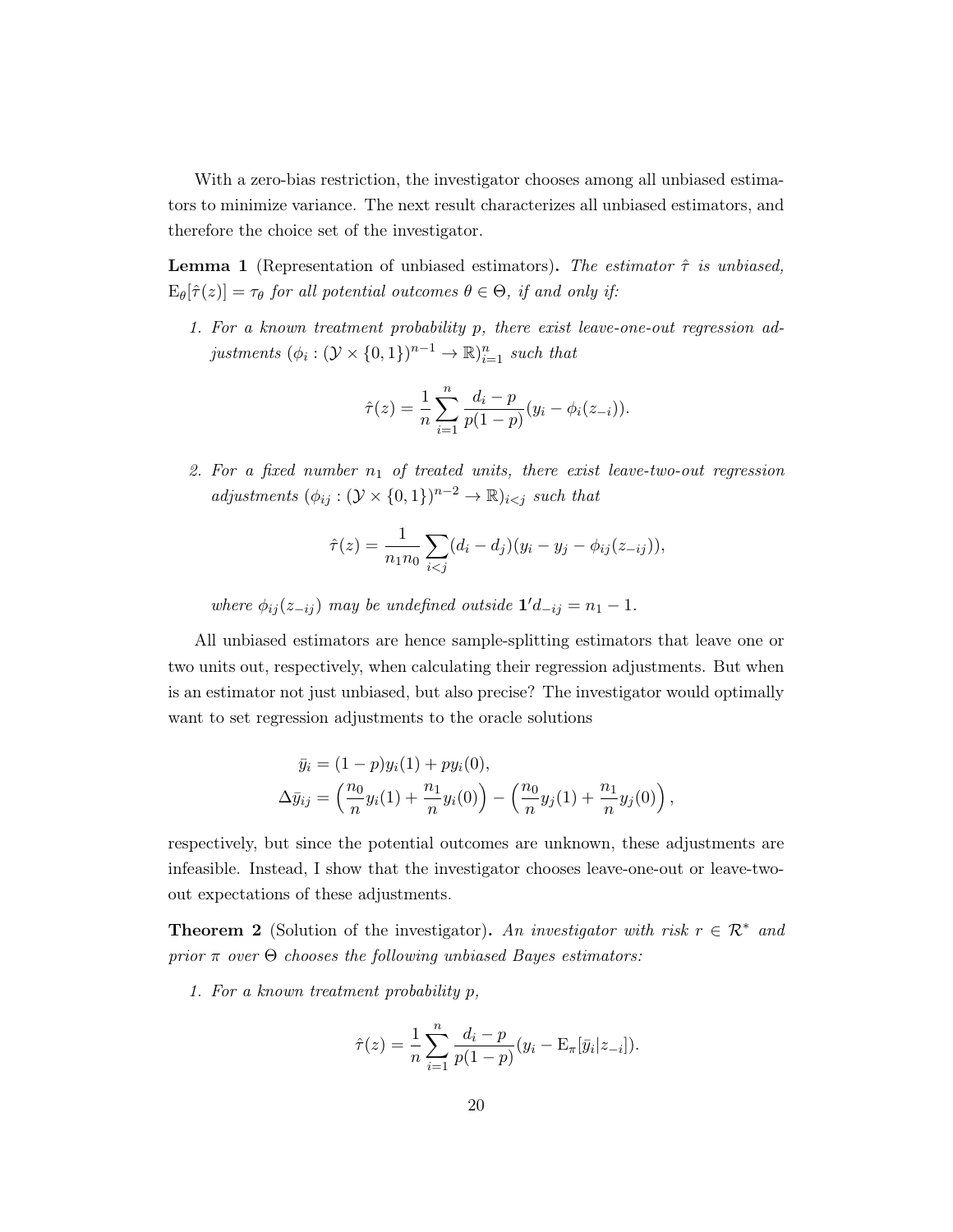With a zero-bias restriction, the investigator chooses among all unbiased estimators to minimize variance. The next result characterizes all unbiased estimators, and therefore the choice set of the investigator.

**Lemma 1** (Representation of unbiased estimators)**.** *The estimator $\hat{\tau}$ is unbiased, $\mathrm{E}_\theta[\hat{\tau}(z)] = \tau_\theta$ for all potential outcomes $\theta \in \Theta$, if and only if:*

1. *For a known treatment probability $p$, there exist leave-one-out regression adjustments $(\phi_i : (\mathcal{Y} \times \{0,1\})^{n-1} \to \mathbb{R})_{i=1}^n$ such that*

$$\hat{\tau}(z) = \frac{1}{n}\sum_{i=1}^n \frac{d_i - p}{p(1-p)}(y_i - \phi_i(z_{-i})).$$

2. *For a fixed number $n_1$ of treated units, there exist leave-two-out regression adjustments $(\phi_{ij} : (\mathcal{Y} \times \{0,1\})^{n-2} \to \mathbb{R})_{i<j}$ such that*

$$\hat{\tau}(z) = \frac{1}{n_1 n_0}\sum_{i<j}(d_i - d_j)(y_i - y_j - \phi_{ij}(z_{-ij})),$$

*where $\phi_{ij}(z_{-ij})$ may be undefined outside $\mathbf{1}'d_{-ij} = n_1 - 1$.*

All unbiased estimators are hence sample-splitting estimators that leave one or two units out, respectively, when calculating their regression adjustments. But when is an estimator not just unbiased, but also precise? The investigator would optimally want to set regression adjustments to the oracle solutions

$$\begin{aligned}
\bar{y}_i &= (1-p)y_i(1) + p y_i(0), \\
\Delta\bar{y}_{ij} &= \left(\frac{n_0}{n}y_i(1) + \frac{n_1}{n}y_i(0)\right) - \left(\frac{n_0}{n}y_j(1) + \frac{n_1}{n}y_j(0)\right),
\end{aligned}$$

respectively, but since the potential outcomes are unknown, these adjustments are infeasible. Instead, I show that the investigator chooses leave-one-out or leave-two-out expectations of these adjustments.

**Theorem 2** (Solution of the investigator)**.** *An investigator with risk $r \in \mathcal{R}^*$ and prior $\pi$ over $\Theta$ chooses the following unbiased Bayes estimators:*

1. *For a known treatment probability $p$,*

$$\hat{\tau}(z) = \frac{1}{n}\sum_{i=1}^n \frac{d_i - p}{p(1-p)}(y_i - \mathrm{E}_\pi[\bar{y}_i | z_{-i}]).$$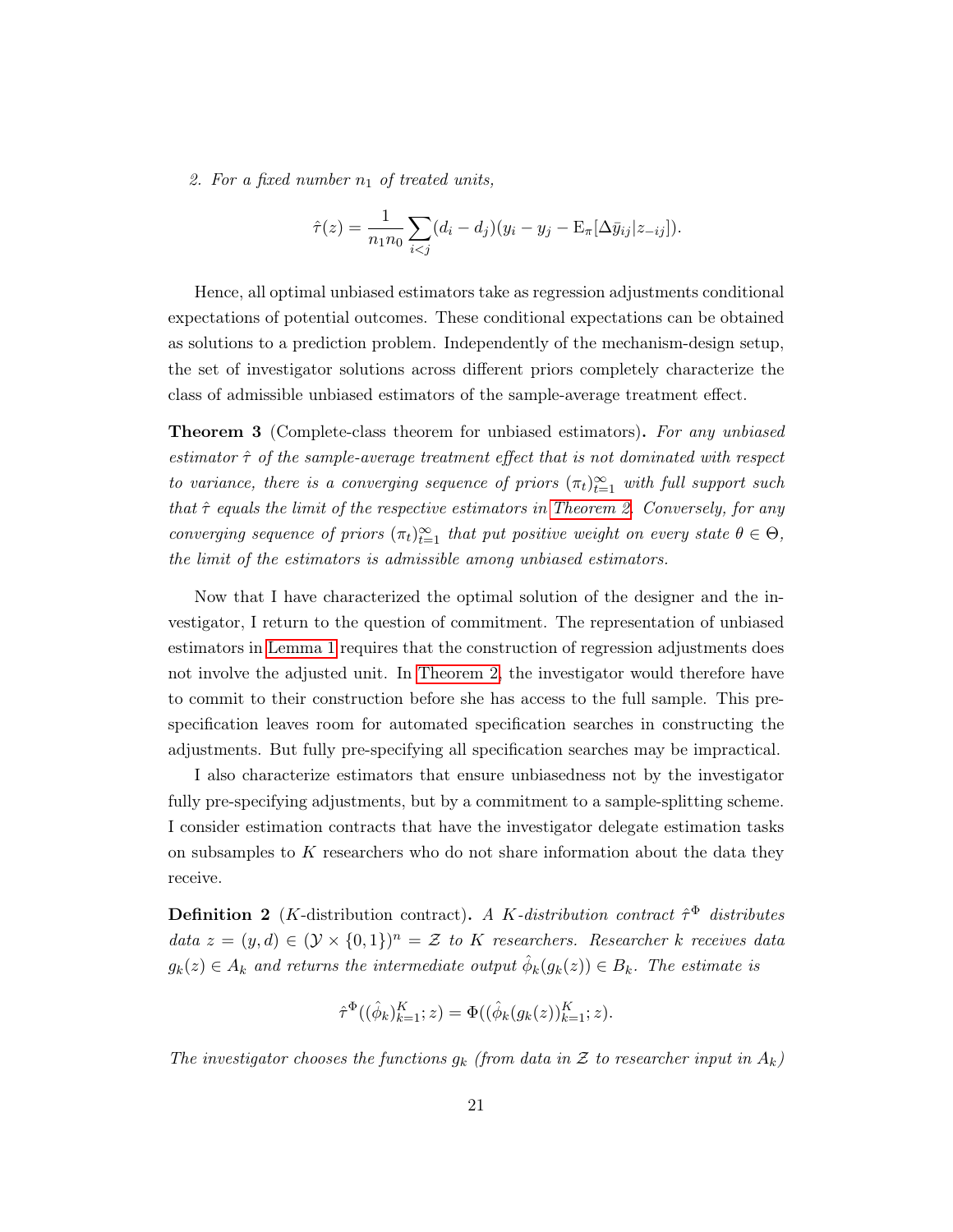2. For a fixed number $n_1$ of treated units,

$$\hat{\tau}(z) = \frac{1}{n_1 n_0} \sum_{i<j} (d_i - d_j)(y_i - y_j - \mathrm{E}_\pi[\Delta \bar{y}_{ij} | z_{-ij}]).$$

Hence, all optimal unbiased estimators take as regression adjustments conditional expectations of potential outcomes. These conditional expectations can be obtained as solutions to a prediction problem. Independently of the mechanism-design setup, the set of investigator solutions across different priors completely characterize the class of admissible unbiased estimators of the sample-average treatment effect.

**Theorem 3** (Complete-class theorem for unbiased estimators)**.** *For any unbiased estimator $\hat{\tau}$ of the sample-average treatment effect that is not dominated with respect to variance, there is a converging sequence of priors $(\pi_t)_{t=1}^\infty$ with full support such that $\hat{\tau}$ equals the limit of the respective estimators in Theorem 2. Conversely, for any converging sequence of priors $(\pi_t)_{t=1}^\infty$ that put positive weight on every state $\theta \in \Theta$, the limit of the estimators is admissible among unbiased estimators.*

Now that I have characterized the optimal solution of the designer and the investigator, I return to the question of commitment. The representation of unbiased estimators in Lemma 1 requires that the construction of regression adjustments does not involve the adjusted unit. In Theorem 2, the investigator would therefore have to commit to their construction before she has access to the full sample. This pre-specification leaves room for automated specification searches in constructing the adjustments. But fully pre-specifying all specification searches may be impractical.

I also characterize estimators that ensure unbiasedness not by the investigator fully pre-specifying adjustments, but by a commitment to a sample-splitting scheme. I consider estimation contracts that have the investigator delegate estimation tasks on subsamples to $K$ researchers who do not share information about the data they receive.

**Definition 2** ($K$-distribution contract)**.** *A $K$-distribution contract $\hat{\tau}^\Phi$ distributes data $z = (y, d) \in (\mathcal{Y} \times \{0, 1\})^n = \mathcal{Z}$ to $K$ researchers. Researcher $k$ receives data $g_k(z) \in A_k$ and returns the intermediate output $\hat{\phi}_k(g_k(z)) \in B_k$. The estimate is*

$$\hat{\tau}^\Phi((\hat{\phi}_k)_{k=1}^K; z) = \Phi((\hat{\phi}_k(g_k(z))_{k=1}^K; z).$$

*The investigator chooses the functions $g_k$ (from data in $\mathcal{Z}$ to researcher input in $A_k$)*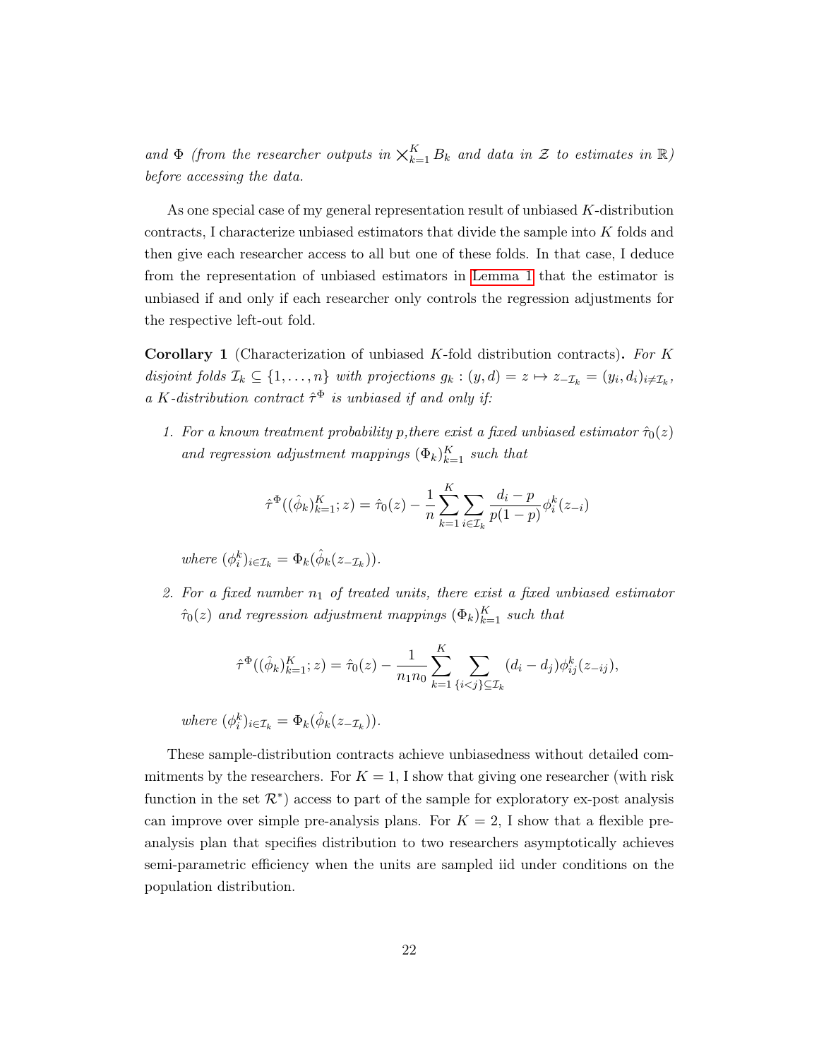*and* $\Phi$ *(from the researcher outputs in* $\bigtimes_{k=1}^K B_k$ *and data in* $\mathcal{Z}$ *to estimates in* $\mathbb{R}$*) before accessing the data.*

As one special case of my general representation result of unbiased $K$-distribution contracts, I characterize unbiased estimators that divide the sample into $K$ folds and then give each researcher access to all but one of these folds. In that case, I deduce from the representation of unbiased estimators in Lemma 1 that the estimator is unbiased if and only if each researcher only controls the regression adjustments for the respective left-out fold.

**Corollary 1** (Characterization of unbiased $K$-fold distribution contracts)**.** *For* $K$ *disjoint folds* $\mathcal{I}_k \subseteq \{1, \ldots, n\}$ *with projections* $g_k : (y,d) = z \mapsto z_{-\mathcal{I}_k} = (y_i, d_i)_{i \neq \mathcal{I}_k}$*, a* $K$*-distribution contract* $\hat{\tau}^\Phi$ *is unbiased if and only if:*

1. *For a known treatment probability* $p$*,there exist a fixed unbiased estimator* $\hat{\tau}_0(z)$ *and regression adjustment mappings* $(\Phi_k)_{k=1}^K$ *such that*

$$\hat{\tau}^\Phi((\hat{\phi}_k)_{k=1}^K; z) = \hat{\tau}_0(z) - \frac{1}{n} \sum_{k=1}^K \sum_{i \in \mathcal{I}_k} \frac{d_i - p}{p(1-p)} \phi_i^k(z_{-i})$$

   *where* $(\phi_i^k)_{i \in \mathcal{I}_k} = \Phi_k(\hat{\phi}_k(z_{-\mathcal{I}_k}))$*.*

2. *For a fixed number* $n_1$ *of treated units, there exist a fixed unbiased estimator* $\hat{\tau}_0(z)$ *and regression adjustment mappings* $(\Phi_k)_{k=1}^K$ *such that*

$$\hat{\tau}^\Phi((\hat{\phi}_k)_{k=1}^K; z) = \hat{\tau}_0(z) - \frac{1}{n_1 n_0} \sum_{k=1}^K \sum_{\{i<j\} \subseteq \mathcal{I}_k} (d_i - d_j) \phi_{ij}^k(z_{-ij}),$$

   *where* $(\phi_i^k)_{i \in \mathcal{I}_k} = \Phi_k(\hat{\phi}_k(z_{-\mathcal{I}_k}))$*.*

These sample-distribution contracts achieve unbiasedness without detailed commitments by the researchers. For $K = 1$, I show that giving one researcher (with risk function in the set $\mathcal{R}^*$) access to part of the sample for exploratory ex-post analysis can improve over simple pre-analysis plans. For $K = 2$, I show that a flexible pre-analysis plan that specifies distribution to two researchers asymptotically achieves semi-parametric efficiency when the units are sampled iid under conditions on the population distribution.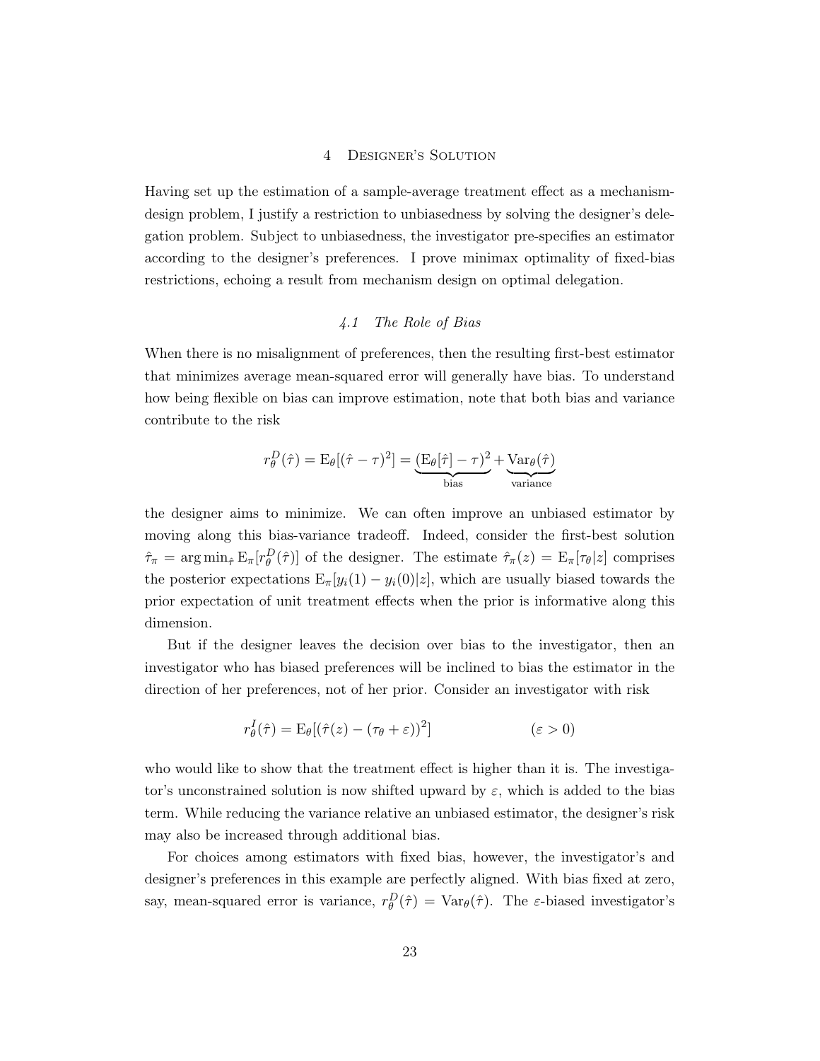# 4 Designer's Solution

Having set up the estimation of a sample-average treatment effect as a mechanism-design problem, I justify a restriction to unbiasedness by solving the designer's delegation problem. Subject to unbiasedness, the investigator pre-specifies an estimator according to the designer's preferences. I prove minimax optimality of fixed-bias restrictions, echoing a result from mechanism design on optimal delegation.

## *4.1 The Role of Bias*

When there is no misalignment of preferences, then the resulting first-best estimator that minimizes average mean-squared error will generally have bias. To understand how being flexible on bias can improve estimation, note that both bias and variance contribute to the risk

$$r_\theta^D(\hat{\tau}) = \mathrm{E}_\theta[(\hat{\tau} - \tau)^2] = \underbrace{(\mathrm{E}_\theta[\hat{\tau}] - \tau)^2}_{\text{bias}} + \underbrace{\mathrm{Var}_\theta(\hat{\tau})}_{\text{variance}}$$

the designer aims to minimize. We can often improve an unbiased estimator by moving along this bias-variance tradeoff. Indeed, consider the first-best solution $\hat{\tau}_\pi = \arg\min_{\hat{\tau}} \mathrm{E}_\pi[r_\theta^D(\hat{\tau})]$ of the designer. The estimate $\hat{\tau}_\pi(z) = \mathrm{E}_\pi[\tau_\theta | z]$ comprises the posterior expectations $\mathrm{E}_\pi[y_i(1) - y_i(0) | z]$, which are usually biased towards the prior expectation of unit treatment effects when the prior is informative along this dimension.

But if the designer leaves the decision over bias to the investigator, then an investigator who has biased preferences will be inclined to bias the estimator in the direction of her preferences, not of her prior. Consider an investigator with risk

$$r_\theta^I(\hat{\tau}) = \mathrm{E}_\theta[(\hat{\tau}(z) - (\tau_\theta + \varepsilon))^2] \qquad (\varepsilon > 0)$$

who would like to show that the treatment effect is higher than it is. The investigator's unconstrained solution is now shifted upward by $\varepsilon$, which is added to the bias term. While reducing the variance relative an unbiased estimator, the designer's risk may also be increased through additional bias.

For choices among estimators with fixed bias, however, the investigator's and designer's preferences in this example are perfectly aligned. With bias fixed at zero, say, mean-squared error is variance, $r_\theta^D(\hat{\tau}) = \mathrm{Var}_\theta(\hat{\tau})$. The $\varepsilon$-biased investigator's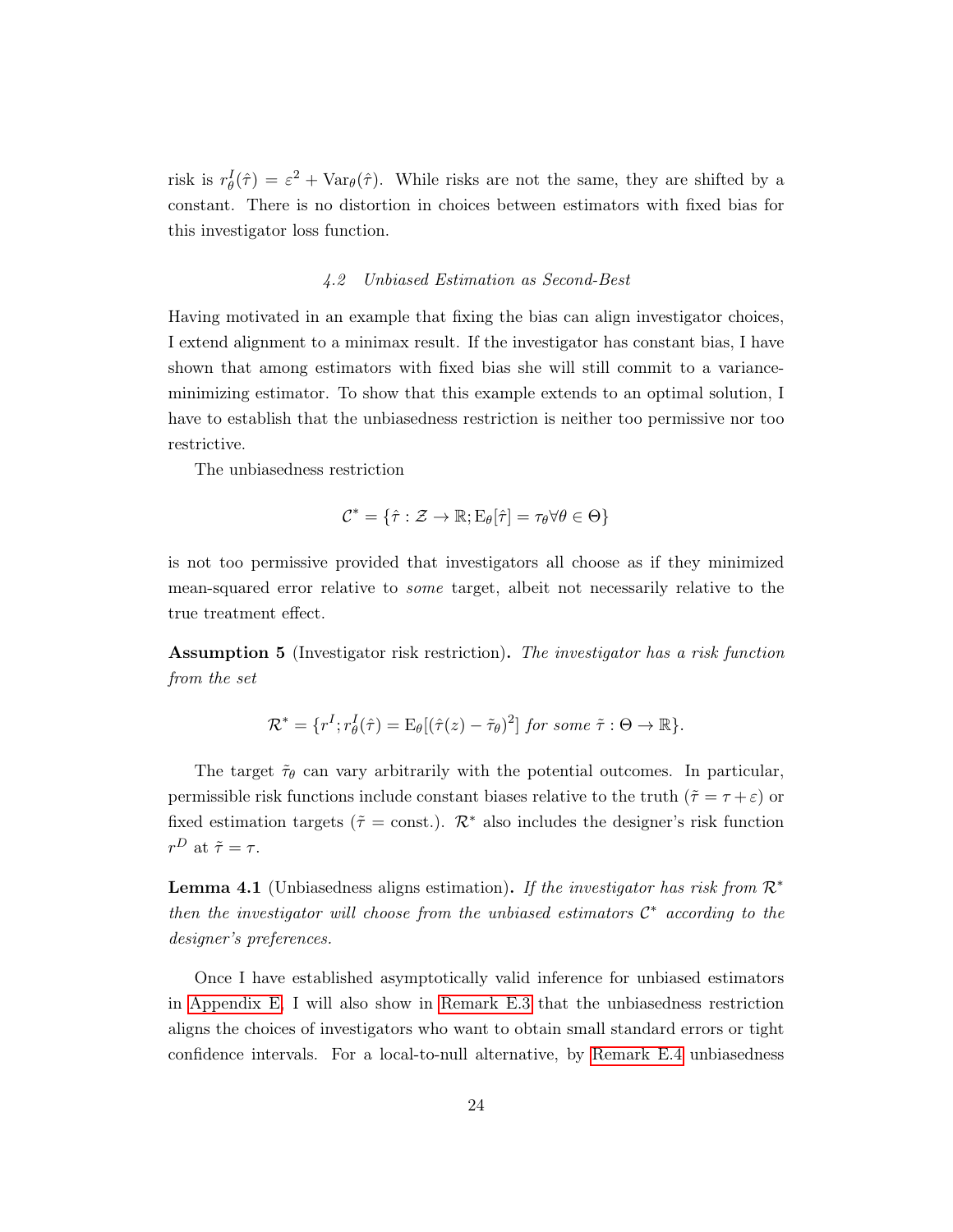risk is $r^I_\theta(\hat{\tau}) = \varepsilon^2 + \operatorname{Var}_\theta(\hat{\tau})$. While risks are not the same, they are shifted by a constant. There is no distortion in choices between estimators with fixed bias for this investigator loss function.

### 4.2 Unbiased Estimation as Second-Best

Having motivated in an example that fixing the bias can align investigator choices, I extend alignment to a minimax result. If the investigator has constant bias, I have shown that among estimators with fixed bias she will still commit to a variance-minimizing estimator. To show that this example extends to an optimal solution, I have to establish that the unbiasedness restriction is neither too permissive nor too restrictive.

The unbiasedness restriction

$$\mathcal{C}^* = \{\hat{\tau} : \mathcal{Z} \to \mathbb{R}; \mathrm{E}_\theta[\hat{\tau}] = \tau_\theta \forall \theta \in \Theta\}$$

is not too permissive provided that investigators all choose as if they minimized mean-squared error relative to *some* target, albeit not necessarily relative to the true treatment effect.

**Assumption 5** (Investigator risk restriction)**.** *The investigator has a risk function from the set*

$$\mathcal{R}^* = \{r^I; r^I_\theta(\hat{\tau}) = \mathrm{E}_\theta[(\hat{\tau}(z) - \tilde{\tau}_\theta)^2] \text{ for some } \tilde{\tau} : \Theta \to \mathbb{R}\}.$$

The target $\tilde{\tau}_\theta$ can vary arbitrarily with the potential outcomes. In particular, permissible risk functions include constant biases relative to the truth ($\tilde{\tau} = \tau + \varepsilon$) or fixed estimation targets ($\tilde{\tau} = \text{const.}$). $\mathcal{R}^*$ also includes the designer's risk function $r^D$ at $\tilde{\tau} = \tau$.

**Lemma 4.1** (Unbiasedness aligns estimation)**.** *If the investigator has risk from $\mathcal{R}^*$ then the investigator will choose from the unbiased estimators $\mathcal{C}^*$ according to the designer's preferences.*

Once I have established asymptotically valid inference for unbiased estimators in Appendix E, I will also show in Remark E.3 that the unbiasedness restriction aligns the choices of investigators who want to obtain small standard errors or tight confidence intervals. For a local-to-null alternative, by Remark E.4 unbiasedness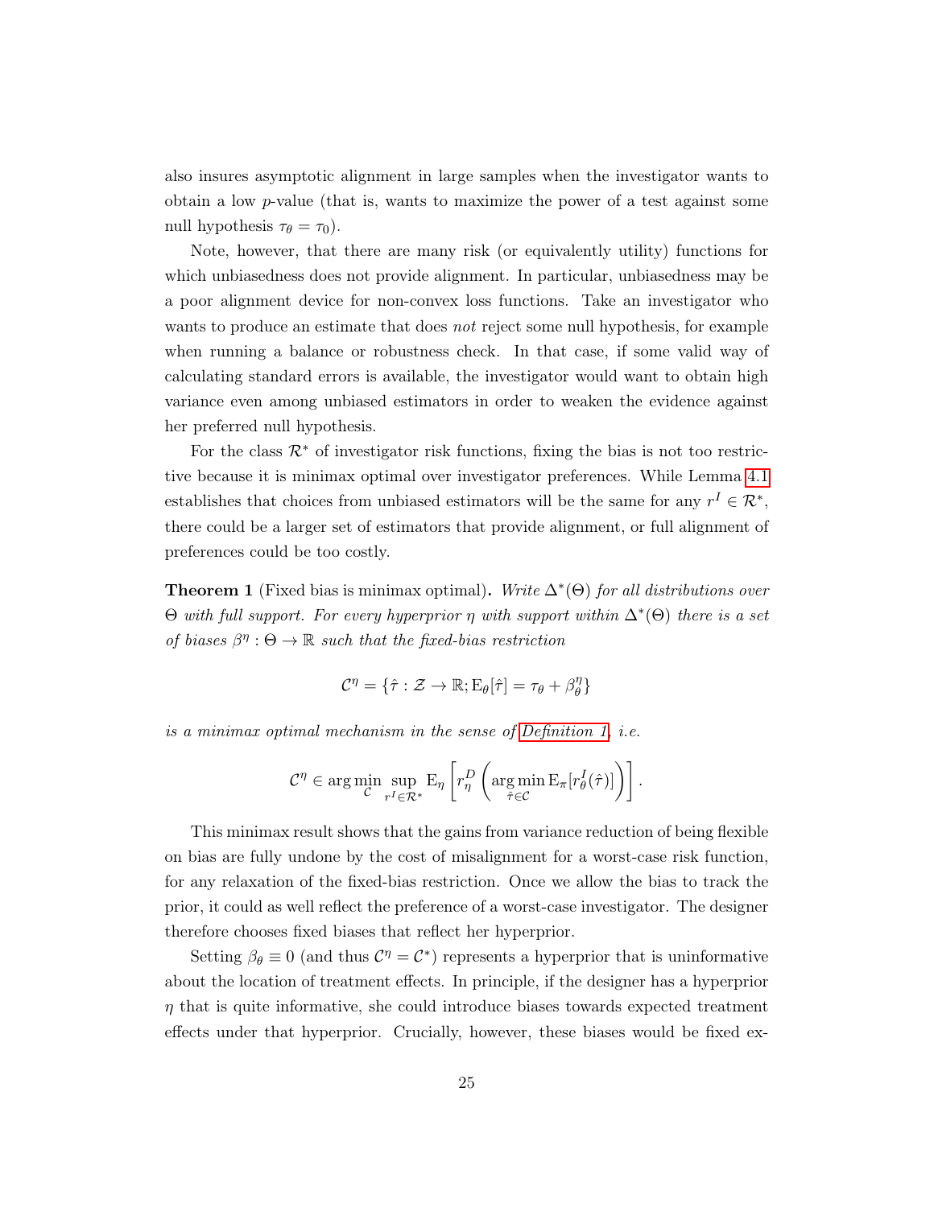also insures asymptotic alignment in large samples when the investigator wants to obtain a low $p$-value (that is, wants to maximize the power of a test against some null hypothesis $\tau_\theta = \tau_0$).

Note, however, that there are many risk (or equivalently utility) functions for which unbiasedness does not provide alignment. In particular, unbiasedness may be a poor alignment device for non-convex loss functions. Take an investigator who wants to produce an estimate that does *not* reject some null hypothesis, for example when running a balance or robustness check. In that case, if some valid way of calculating standard errors is available, the investigator would want to obtain high variance even among unbiased estimators in order to weaken the evidence against her preferred null hypothesis.

For the class $\mathcal{R}^*$ of investigator risk functions, fixing the bias is not too restrictive because it is minimax optimal over investigator preferences. While Lemma 4.1 establishes that choices from unbiased estimators will be the same for any $r^I \in \mathcal{R}^*$, there could be a larger set of estimators that provide alignment, or full alignment of preferences could be too costly.

**Theorem 1** (Fixed bias is minimax optimal)**.** *Write $\Delta^*(\Theta)$ for all distributions over $\Theta$ with full support. For every hyperprior $\eta$ with support within $\Delta^*(\Theta)$ there is a set of biases $\beta^\eta : \Theta \to \mathbb{R}$ such that the fixed-bias restriction*

$$\mathcal{C}^\eta = \{\hat{\tau} : \mathcal{Z} \to \mathbb{R}; \mathrm{E}_\theta[\hat{\tau}] = \tau_\theta + \beta^\eta_\theta\}$$

*is a minimax optimal mechanism in the sense of Definition 1, i.e.*

$$\mathcal{C}^\eta \in \arg\min_{\mathcal{C}} \sup_{r^I \in \mathcal{R}^*} \mathrm{E}_\eta \left[ r^D_\eta \left( \arg\min_{\hat{\tau} \in \mathcal{C}} \mathrm{E}_\pi[r^I_\theta(\hat{\tau})] \right) \right].$$

This minimax result shows that the gains from variance reduction of being flexible on bias are fully undone by the cost of misalignment for a worst-case risk function, for any relaxation of the fixed-bias restriction. Once we allow the bias to track the prior, it could as well reflect the preference of a worst-case investigator. The designer therefore chooses fixed biases that reflect her hyperprior.

Setting $\beta_\theta \equiv 0$ (and thus $\mathcal{C}^\eta = \mathcal{C}^*$) represents a hyperprior that is uninformative about the location of treatment effects. In principle, if the designer has a hyperprior $\eta$ that is quite informative, she could introduce biases towards expected treatment effects under that hyperprior. Crucially, however, these biases would be fixed ex-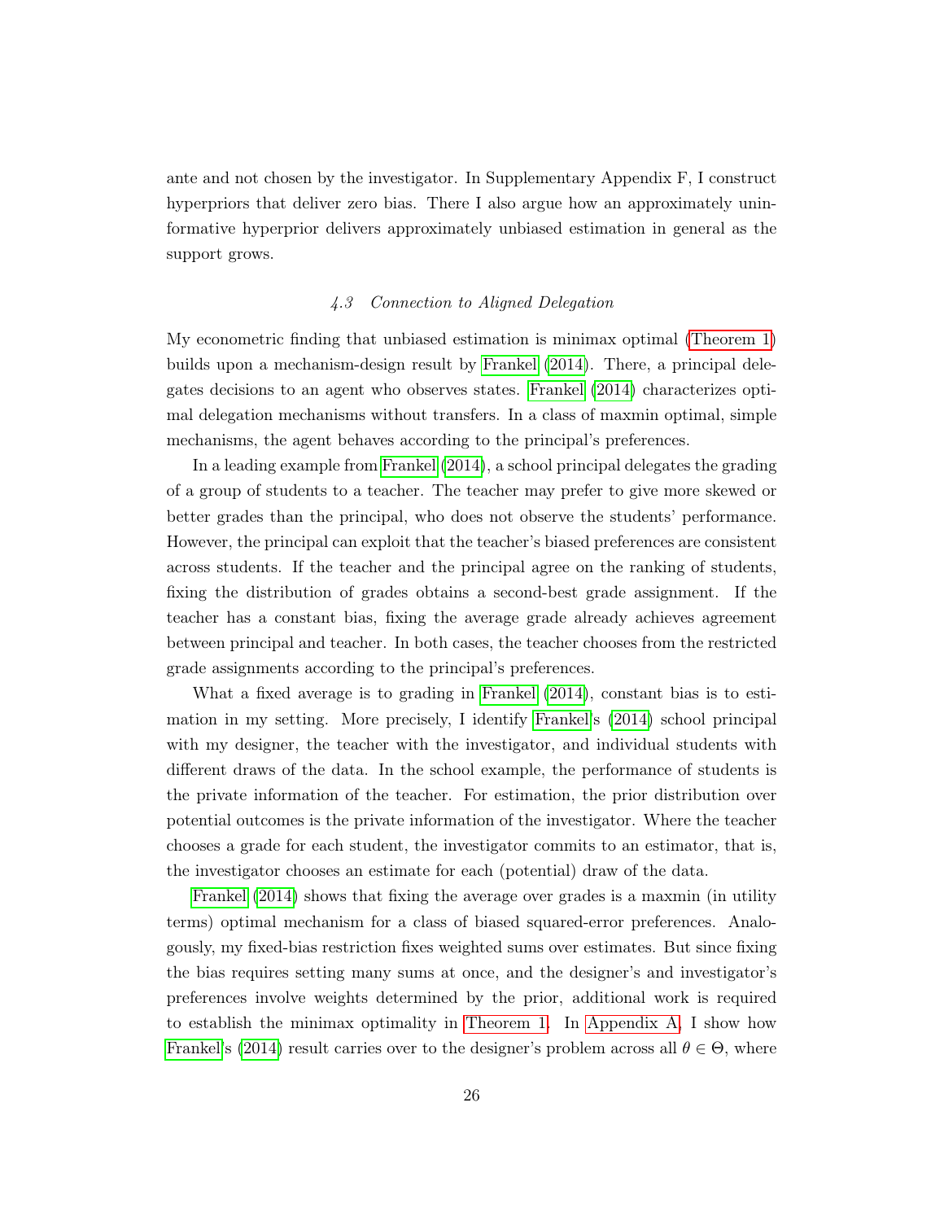ante and not chosen by the investigator. In Supplementary Appendix F, I construct hyperpriors that deliver zero bias. There I also argue how an approximately uninformative hyperprior delivers approximately unbiased estimation in general as the support grows.

### *4.3 Connection to Aligned Delegation*

My econometric finding that unbiased estimation is minimax optimal (Theorem 1) builds upon a mechanism-design result by Frankel (2014). There, a principal delegates decisions to an agent who observes states. Frankel (2014) characterizes optimal delegation mechanisms without transfers. In a class of maxmin optimal, simple mechanisms, the agent behaves according to the principal's preferences.

In a leading example from Frankel (2014), a school principal delegates the grading of a group of students to a teacher. The teacher may prefer to give more skewed or better grades than the principal, who does not observe the students' performance. However, the principal can exploit that the teacher's biased preferences are consistent across students. If the teacher and the principal agree on the ranking of students, fixing the distribution of grades obtains a second-best grade assignment. If the teacher has a constant bias, fixing the average grade already achieves agreement between principal and teacher. In both cases, the teacher chooses from the restricted grade assignments according to the principal's preferences.

What a fixed average is to grading in Frankel (2014), constant bias is to estimation in my setting. More precisely, I identify Frankel's (2014) school principal with my designer, the teacher with the investigator, and individual students with different draws of the data. In the school example, the performance of students is the private information of the teacher. For estimation, the prior distribution over potential outcomes is the private information of the investigator. Where the teacher chooses a grade for each student, the investigator commits to an estimator, that is, the investigator chooses an estimate for each (potential) draw of the data.

Frankel (2014) shows that fixing the average over grades is a maxmin (in utility terms) optimal mechanism for a class of biased squared-error preferences. Analogously, my fixed-bias restriction fixes weighted sums over estimates. But since fixing the bias requires setting many sums at once, and the designer's and investigator's preferences involve weights determined by the prior, additional work is required to establish the minimax optimality in Theorem 1. In Appendix A, I show how Frankel's (2014) result carries over to the designer's problem across all $\theta \in \Theta$, where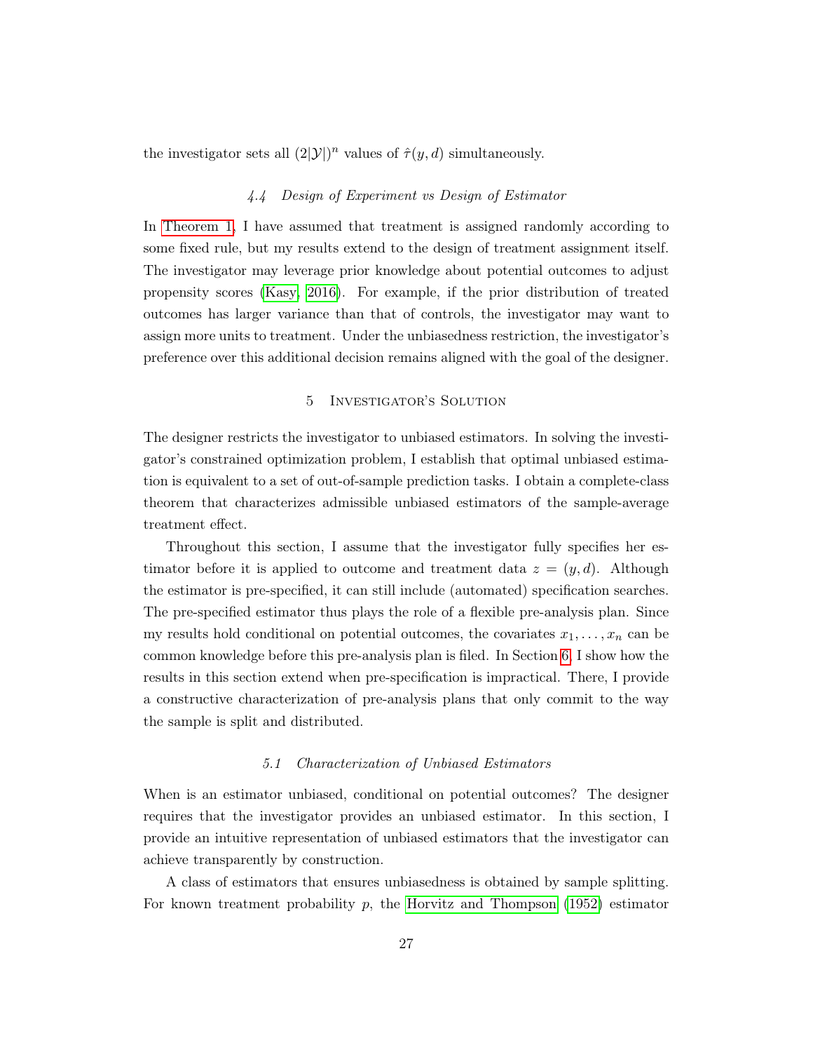the investigator sets all $(2|\mathcal{Y}|)^n$ values of $\hat{\tau}(y, d)$ simultaneously.

### *4.4 Design of Experiment vs Design of Estimator*

In Theorem 1, I have assumed that treatment is assigned randomly according to some fixed rule, but my results extend to the design of treatment assignment itself. The investigator may leverage prior knowledge about potential outcomes to adjust propensity scores (Kasy, 2016). For example, if the prior distribution of treated outcomes has larger variance than that of controls, the investigator may want to assign more units to treatment. Under the unbiasedness restriction, the investigator's preference over this additional decision remains aligned with the goal of the designer.

## 5 Investigator's Solution

The designer restricts the investigator to unbiased estimators. In solving the investigator's constrained optimization problem, I establish that optimal unbiased estimation is equivalent to a set of out-of-sample prediction tasks. I obtain a complete-class theorem that characterizes admissible unbiased estimators of the sample-average treatment effect.

Throughout this section, I assume that the investigator fully specifies her estimator before it is applied to outcome and treatment data $z = (y, d)$. Although the estimator is pre-specified, it can still include (automated) specification searches. The pre-specified estimator thus plays the role of a flexible pre-analysis plan. Since my results hold conditional on potential outcomes, the covariates $x_1, \ldots, x_n$ can be common knowledge before this pre-analysis plan is filed. In Section 6, I show how the results in this section extend when pre-specification is impractical. There, I provide a constructive characterization of pre-analysis plans that only commit to the way the sample is split and distributed.

### *5.1 Characterization of Unbiased Estimators*

When is an estimator unbiased, conditional on potential outcomes? The designer requires that the investigator provides an unbiased estimator. In this section, I provide an intuitive representation of unbiased estimators that the investigator can achieve transparently by construction.

A class of estimators that ensures unbiasedness is obtained by sample splitting. For known treatment probability $p$, the Horvitz and Thompson (1952) estimator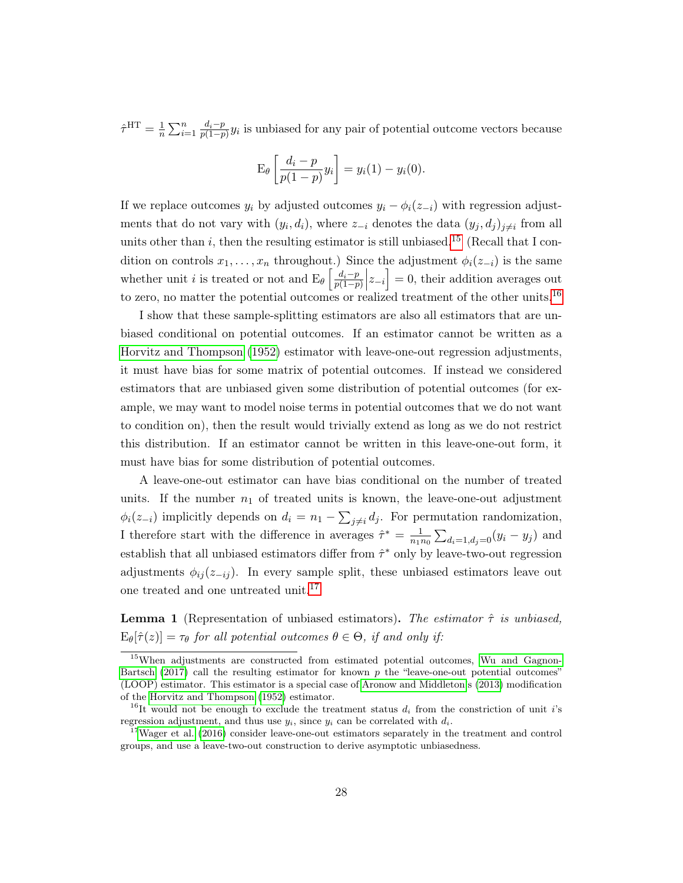$\hat{\tau}^{\mathrm{HT}} = \frac{1}{n}\sum_{i=1}^{n} \frac{d_i - p}{p(1-p)} y_i$ is unbiased for any pair of potential outcome vectors because

$$\mathrm{E}_\theta\left[\frac{d_i - p}{p(1-p)} y_i\right] = y_i(1) - y_i(0).$$

If we replace outcomes $y_i$ by adjusted outcomes $y_i - \phi_i(z_{-i})$ with regression adjustments that do not vary with $(y_i, d_i)$, where $z_{-i}$ denotes the data $(y_j, d_j)_{j \neq i}$ from all units other than $i$, then the resulting estimator is still unbiased.[15] (Recall that I condition on controls $x_1, \ldots, x_n$ throughout.) Since the adjustment $\phi_i(z_{-i})$ is the same whether unit $i$ is treated or not and $\mathrm{E}_\theta\left[\frac{d_i - p}{p(1-p)} \middle| z_{-i}\right] = 0$, their addition averages out to zero, no matter the potential outcomes or realized treatment of the other units.[16]

I show that these sample-splitting estimators are also all estimators that are unbiased conditional on potential outcomes. If an estimator cannot be written as a Horvitz and Thompson (1952) estimator with leave-one-out regression adjustments, it must have bias for some matrix of potential outcomes. If instead we considered estimators that are unbiased given some distribution of potential outcomes (for example, we may want to model noise terms in potential outcomes that we do not want to condition on), then the result would trivially extend as long as we do not restrict this distribution. If an estimator cannot be written in this leave-one-out form, it must have bias for some distribution of potential outcomes.

A leave-one-out estimator can have bias conditional on the number of treated units. If the number $n_1$ of treated units is known, the leave-one-out adjustment $\phi_i(z_{-i})$ implicitly depends on $d_i = n_1 - \sum_{j \neq i} d_j$. For permutation randomization, I therefore start with the difference in averages $\hat{\tau}^* = \frac{1}{n_1 n_0} \sum_{d_i=1, d_j=0} (y_i - y_j)$ and establish that all unbiased estimators differ from $\hat{\tau}^*$ only by leave-two-out regression adjustments $\phi_{ij}(z_{-ij})$. In every sample split, these unbiased estimators leave out one treated and one untreated unit.[17]

**Lemma 1** (Representation of unbiased estimators)**.** *The estimator $\hat{\tau}$ is unbiased, $\mathrm{E}_\theta[\hat{\tau}(z)] = \tau_\theta$ for all potential outcomes $\theta \in \Theta$, if and only if:*

---

[15] When adjustments are constructed from estimated potential outcomes, Wu and Gagnon-Bartsch (2017) call the resulting estimator for known $p$ the "leave-one-out potential outcomes" (LOOP) estimator. This estimator is a special case of Aronow and Middleton's (2013) modification of the Horvitz and Thompson (1952) estimator.

[16] It would not be enough to exclude the treatment status $d_i$ from the constriction of unit $i$'s regression adjustment, and thus use $y_i$, since $y_i$ can be correlated with $d_i$.

[17] Wager et al. (2016) consider leave-one-out estimators separately in the treatment and control groups, and use a leave-two-out construction to derive asymptotic unbiasedness.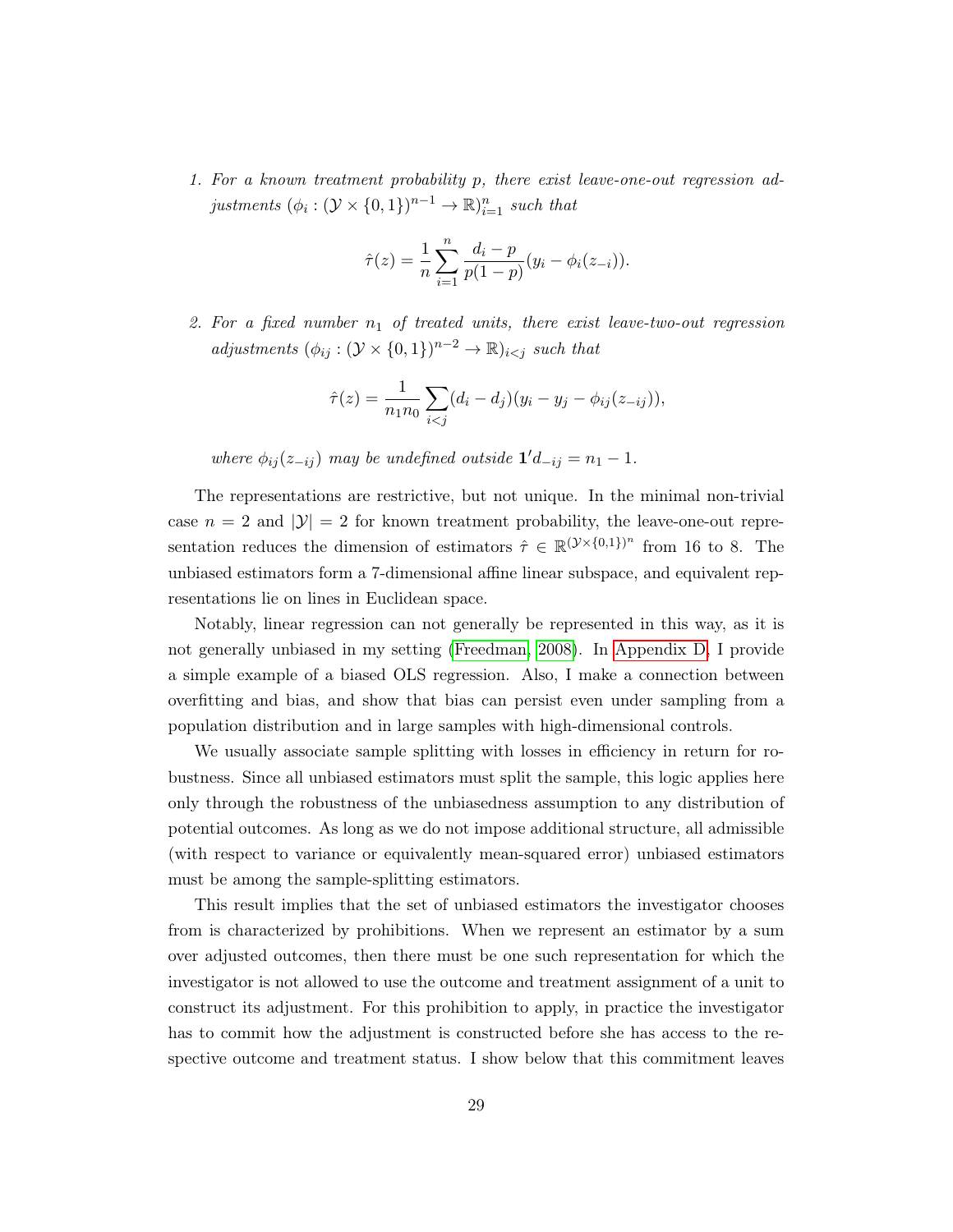1. *For a known treatment probability $p$, there exist leave-one-out regression adjustments $(\phi_i : (\mathcal{Y} \times \{0,1\})^{n-1} \to \mathbb{R})_{i=1}^n$ such that*

$$\hat{\tau}(z) = \frac{1}{n} \sum_{i=1}^{n} \frac{d_i - p}{p(1-p)} (y_i - \phi_i(z_{-i})).$$

2. *For a fixed number $n_1$ of treated units, there exist leave-two-out regression adjustments $(\phi_{ij} : (\mathcal{Y} \times \{0,1\})^{n-2} \to \mathbb{R})_{i<j}$ such that*

$$\hat{\tau}(z) = \frac{1}{n_1 n_0} \sum_{i<j} (d_i - d_j)(y_i - y_j - \phi_{ij}(z_{-ij})),$$

*where $\phi_{ij}(z_{-ij})$ may be undefined outside $\mathbf{1}' d_{-ij} = n_1 - 1$.*

The representations are restrictive, but not unique. In the minimal non-trivial case $n = 2$ and $|\mathcal{Y}| = 2$ for known treatment probability, the leave-one-out representation reduces the dimension of estimators $\hat{\tau} \in \mathbb{R}^{(\mathcal{Y} \times \{0,1\})^n}$ from 16 to 8. The unbiased estimators form a 7-dimensional affine linear subspace, and equivalent representations lie on lines in Euclidean space.

Notably, linear regression can not generally be represented in this way, as it is not generally unbiased in my setting (Freedman, 2008). In Appendix D, I provide a simple example of a biased OLS regression. Also, I make a connection between overfitting and bias, and show that bias can persist even under sampling from a population distribution and in large samples with high-dimensional controls.

We usually associate sample splitting with losses in efficiency in return for robustness. Since all unbiased estimators must split the sample, this logic applies here only through the robustness of the unbiasedness assumption to any distribution of potential outcomes. As long as we do not impose additional structure, all admissible (with respect to variance or equivalently mean-squared error) unbiased estimators must be among the sample-splitting estimators.

This result implies that the set of unbiased estimators the investigator chooses from is characterized by prohibitions. When we represent an estimator by a sum over adjusted outcomes, then there must be one such representation for which the investigator is not allowed to use the outcome and treatment assignment of a unit to construct its adjustment. For this prohibition to apply, in practice the investigator has to commit how the adjustment is constructed before she has access to the respective outcome and treatment status. I show below that this commitment leaves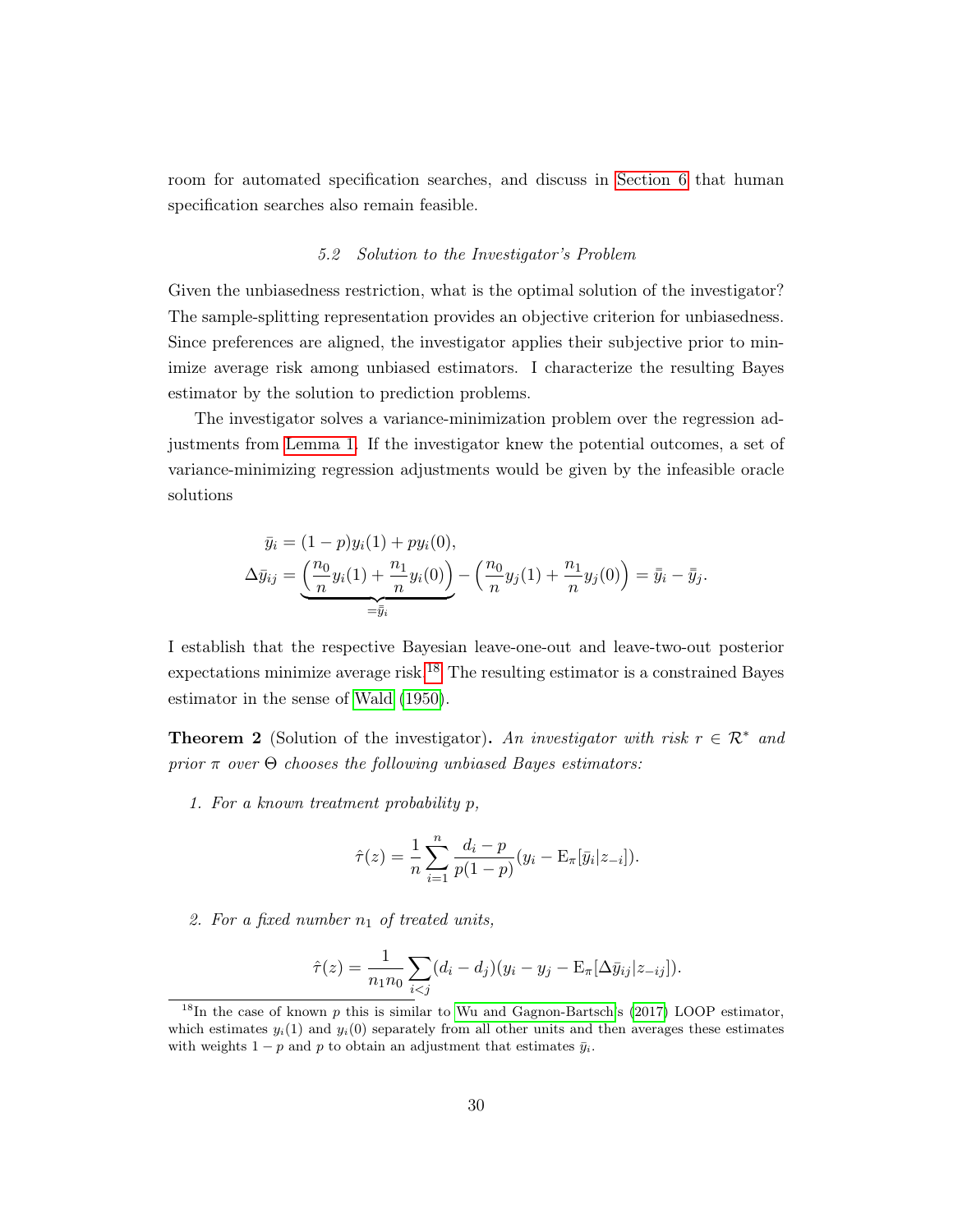room for automated specification searches, and discuss in Section 6 that human specification searches also remain feasible.

### 5.2 Solution to the Investigator's Problem

Given the unbiasedness restriction, what is the optimal solution of the investigator? The sample-splitting representation provides an objective criterion for unbiasedness. Since preferences are aligned, the investigator applies their subjective prior to minimize average risk among unbiased estimators. I characterize the resulting Bayes estimator by the solution to prediction problems.

The investigator solves a variance-minimization problem over the regression adjustments from Lemma 1. If the investigator knew the potential outcomes, a set of variance-minimizing regression adjustments would be given by the infeasible oracle solutions

$$
\begin{aligned}
\bar{y}_i &= (1-p)y_i(1) + p y_i(0), \\
\Delta\bar{y}_{ij} &= \underbrace{\left(\frac{n_0}{n}y_i(1) + \frac{n_1}{n}y_i(0)\right)}_{=\bar{\bar{y}}_i} - \left(\frac{n_0}{n}y_j(1) + \frac{n_1}{n}y_j(0)\right) = \bar{\bar{y}}_i - \bar{\bar{y}}_j.
\end{aligned}
$$

I establish that the respective Bayesian leave-one-out and leave-two-out posterior expectations minimize average risk.[18] The resulting estimator is a constrained Bayes estimator in the sense of Wald (1950).

**Theorem 2** (Solution of the investigator)**.** *An investigator with risk $r \in \mathcal{R}^*$ and prior $\pi$ over $\Theta$ chooses the following unbiased Bayes estimators:*

1. *For a known treatment probability $p$,*

$$
\hat{\tau}(z) = \frac{1}{n}\sum_{i=1}^{n} \frac{d_i - p}{p(1-p)}(y_i - \mathrm{E}_\pi[\bar{y}_i | z_{-i}]).
$$

2. *For a fixed number $n_1$ of treated units,*

$$
\hat{\tau}(z) = \frac{1}{n_1 n_0}\sum_{i<j}(d_i - d_j)(y_i - y_j - \mathrm{E}_\pi[\Delta\bar{y}_{ij} | z_{-ij}]).
$$

[18] In the case of known $p$ this is similar to Wu and Gagnon-Bartsch's (2017) LOOP estimator, which estimates $y_i(1)$ and $y_i(0)$ separately from all other units and then averages these estimates with weights $1-p$ and $p$ to obtain an adjustment that estimates $\bar{y}_i$.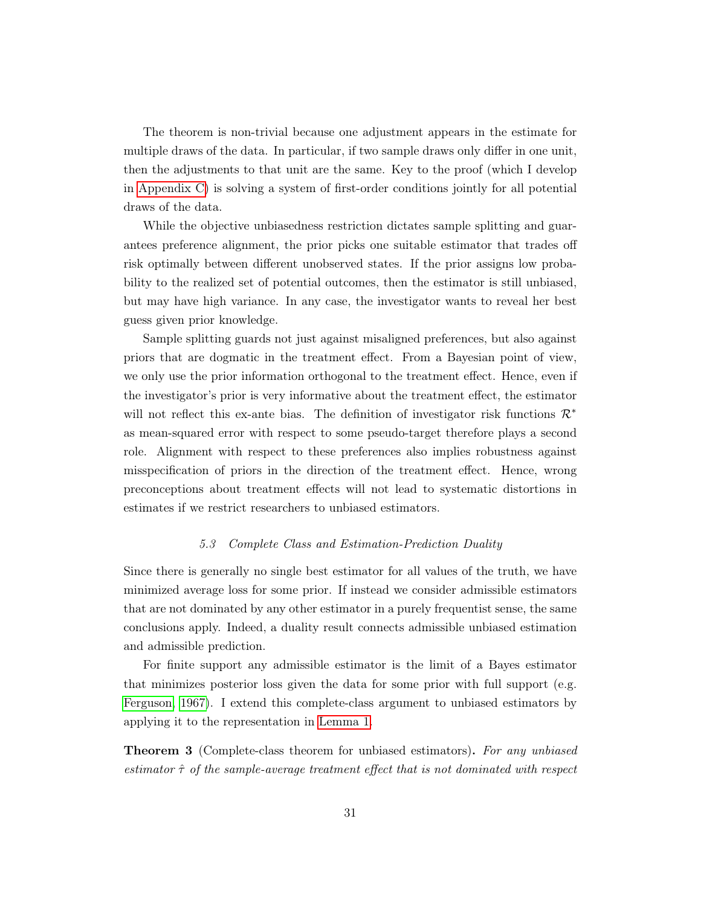The theorem is non-trivial because one adjustment appears in the estimate for multiple draws of the data. In particular, if two sample draws only differ in one unit, then the adjustments to that unit are the same. Key to the proof (which I develop in Appendix C) is solving a system of first-order conditions jointly for all potential draws of the data.

While the objective unbiasedness restriction dictates sample splitting and guarantees preference alignment, the prior picks one suitable estimator that trades off risk optimally between different unobserved states. If the prior assigns low probability to the realized set of potential outcomes, then the estimator is still unbiased, but may have high variance. In any case, the investigator wants to reveal her best guess given prior knowledge.

Sample splitting guards not just against misaligned preferences, but also against priors that are dogmatic in the treatment effect. From a Bayesian point of view, we only use the prior information orthogonal to the treatment effect. Hence, even if the investigator's prior is very informative about the treatment effect, the estimator will not reflect this ex-ante bias. The definition of investigator risk functions $\mathcal{R}^*$ as mean-squared error with respect to some pseudo-target therefore plays a second role. Alignment with respect to these preferences also implies robustness against misspecification of priors in the direction of the treatment effect. Hence, wrong preconceptions about treatment effects will not lead to systematic distortions in estimates if we restrict researchers to unbiased estimators.

### *5.3 Complete Class and Estimation-Prediction Duality*

Since there is generally no single best estimator for all values of the truth, we have minimized average loss for some prior. If instead we consider admissible estimators that are not dominated by any other estimator in a purely frequentist sense, the same conclusions apply. Indeed, a duality result connects admissible unbiased estimation and admissible prediction.

For finite support any admissible estimator is the limit of a Bayes estimator that minimizes posterior loss given the data for some prior with full support (e.g. Ferguson, 1967). I extend this complete-class argument to unbiased estimators by applying it to the representation in Lemma 1.

**Theorem 3** (Complete-class theorem for unbiased estimators)**.** *For any unbiased estimator $\hat{\tau}$ of the sample-average treatment effect that is not dominated with respect*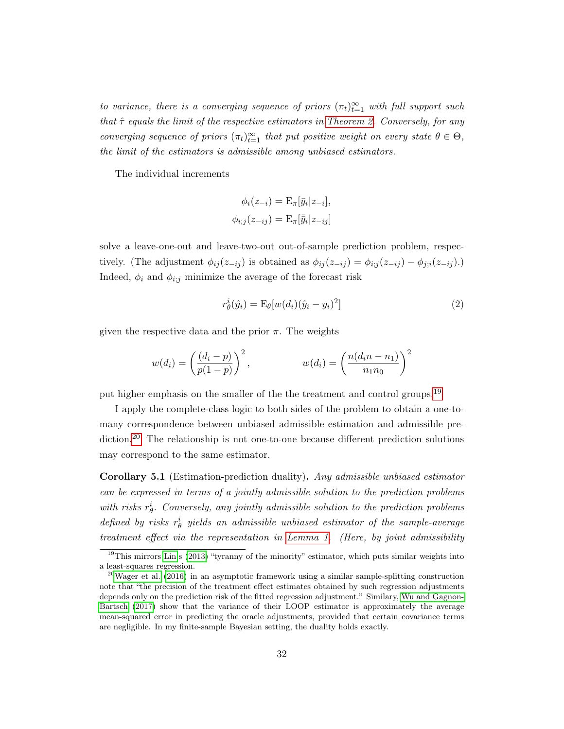*to variance, there is a converging sequence of priors $(\pi_t)_{t=1}^{\infty}$ with full support such that $\hat{\tau}$ equals the limit of the respective estimators in Theorem 2. Conversely, for any converging sequence of priors $(\pi_t)_{t=1}^{\infty}$ that put positive weight on every state $\theta \in \Theta$, the limit of the estimators is admissible among unbiased estimators.*

The individual increments

$$\phi_i(z_{-i}) = \mathrm{E}_\pi[\bar{y}_i | z_{-i}],$$
$$\phi_{i;j}(z_{-ij}) = \mathrm{E}_\pi[\bar{\bar{y}}_i | z_{-ij}]$$

solve a leave-one-out and leave-two-out out-of-sample prediction problem, respectively. (The adjustment $\phi_{ij}(z_{-ij})$ is obtained as $\phi_{ij}(z_{-ij}) = \phi_{i;j}(z_{-ij}) - \phi_{j;i}(z_{-ij})$.) Indeed, $\phi_i$ and $\phi_{i;j}$ minimize the average of the forecast risk

$$r_\theta^i(\hat{y}_i) = \mathrm{E}_\theta[w(d_i)(\hat{y}_i - y_i)^2] \tag{2}$$

given the respective data and the prior $\pi$. The weights

$$w(d_i) = \left( \frac{(d_i - p)}{p(1-p)} \right)^2, \qquad\qquad w(d_i) = \left( \frac{n(d_i n - n_1)}{n_1 n_0} \right)^2$$

put higher emphasis on the smaller of the the treatment and control groups.[19]

I apply the complete-class logic to both sides of the problem to obtain a one-to-many correspondence between unbiased admissible estimation and admissible prediction.[20] The relationship is not one-to-one because different prediction solutions may correspond to the same estimator.

**Corollary 5.1** (Estimation-prediction duality)**.** *Any admissible unbiased estimator can be expressed in terms of a jointly admissible solution to the prediction problems with risks $r_\theta^i$. Conversely, any jointly admissible solution to the prediction problems defined by risks $r_\theta^i$ yields an admissible unbiased estimator of the sample-average treatment effect via the representation in Lemma 1. (Here, by joint admissibility*

[19] This mirrors Lin's (2013) "tyranny of the minority" estimator, which puts similar weights into a least-squares regression.

[20] Wager et al. (2016) in an asymptotic framework using a similar sample-splitting construction note that "the precision of the treatment effect estimates obtained by such regression adjustments depends only on the prediction risk of the fitted regression adjustment." Similary, Wu and Gagnon-Bartsch (2017) show that the variance of their LOOP estimator is approximately the average mean-squared error in predicting the oracle adjustments, provided that certain covariance terms are negligible. In my finite-sample Bayesian setting, the duality holds exactly.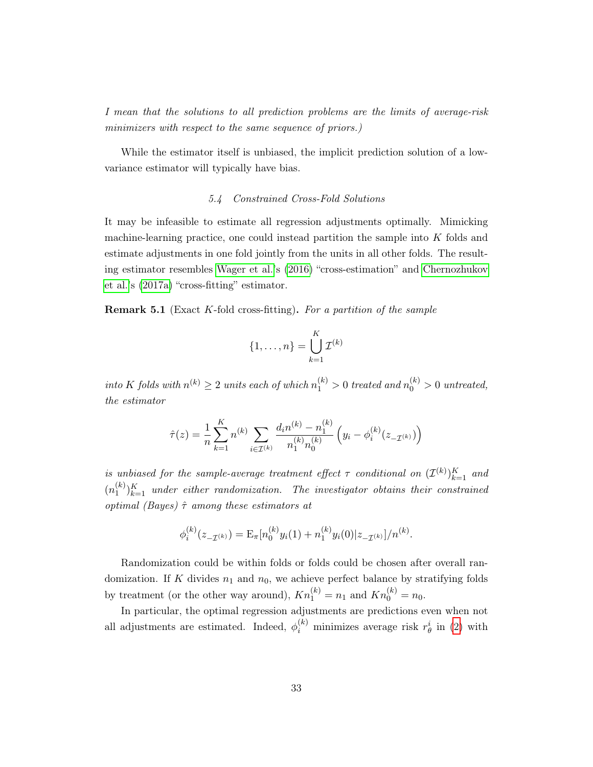*I mean that the solutions to all prediction problems are the limits of average-risk minimizers with respect to the same sequence of priors.)*

While the estimator itself is unbiased, the implicit prediction solution of a low-variance estimator will typically have bias.

### 5.4 Constrained Cross-Fold Solutions

It may be infeasible to estimate all regression adjustments optimally. Mimicking machine-learning practice, one could instead partition the sample into $K$ folds and estimate adjustments in one fold jointly from the units in all other folds. The resulting estimator resembles Wager et al.'s (2016) "cross-estimation" and Chernozhukov et al.'s (2017a) "cross-fitting" estimator.

**Remark 5.1** (Exact $K$-fold cross-fitting). *For a partition of the sample*

$$\{1, \dots, n\} = \bigcup_{k=1}^{K} \mathcal{I}^{(k)}$$

*into $K$ folds with $n^{(k)} \geq 2$ units each of which $n_1^{(k)} > 0$ treated and $n_0^{(k)} > 0$ untreated, the estimator*

$$\hat{\tau}(z) = \frac{1}{n} \sum_{k=1}^{K} n^{(k)} \sum_{i \in \mathcal{I}^{(k)}} \frac{d_i n^{(k)} - n_1^{(k)}}{n_1^{(k)} n_0^{(k)}} \left( y_i - \phi_i^{(k)}(z_{-\mathcal{I}^{(k)}}) \right)$$

*is unbiased for the sample-average treatment effect $\tau$ conditional on $(\mathcal{I}^{(k)})_{k=1}^{K}$ and $(n_1^{(k)})_{k=1}^{K}$ under either randomization. The investigator obtains their constrained optimal (Bayes) $\hat{\tau}$ among these estimators at*

$$\phi_i^{(k)}(z_{-\mathcal{I}^{(k)}}) = \mathrm{E}_\pi[n_0^{(k)} y_i(1) + n_1^{(k)} y_i(0) | z_{-\mathcal{I}^{(k)}}] / n^{(k)}.$$

Randomization could be within folds or folds could be chosen after overall randomization. If $K$ divides $n_1$ and $n_0$, we achieve perfect balance by stratifying folds by treatment (or the other way around), $K n_1^{(k)} = n_1$ and $K n_0^{(k)} = n_0$.

In particular, the optimal regression adjustments are predictions even when not all adjustments are estimated. Indeed, $\phi_i^{(k)}$ minimizes average risk $r_\theta^i$ in (2) with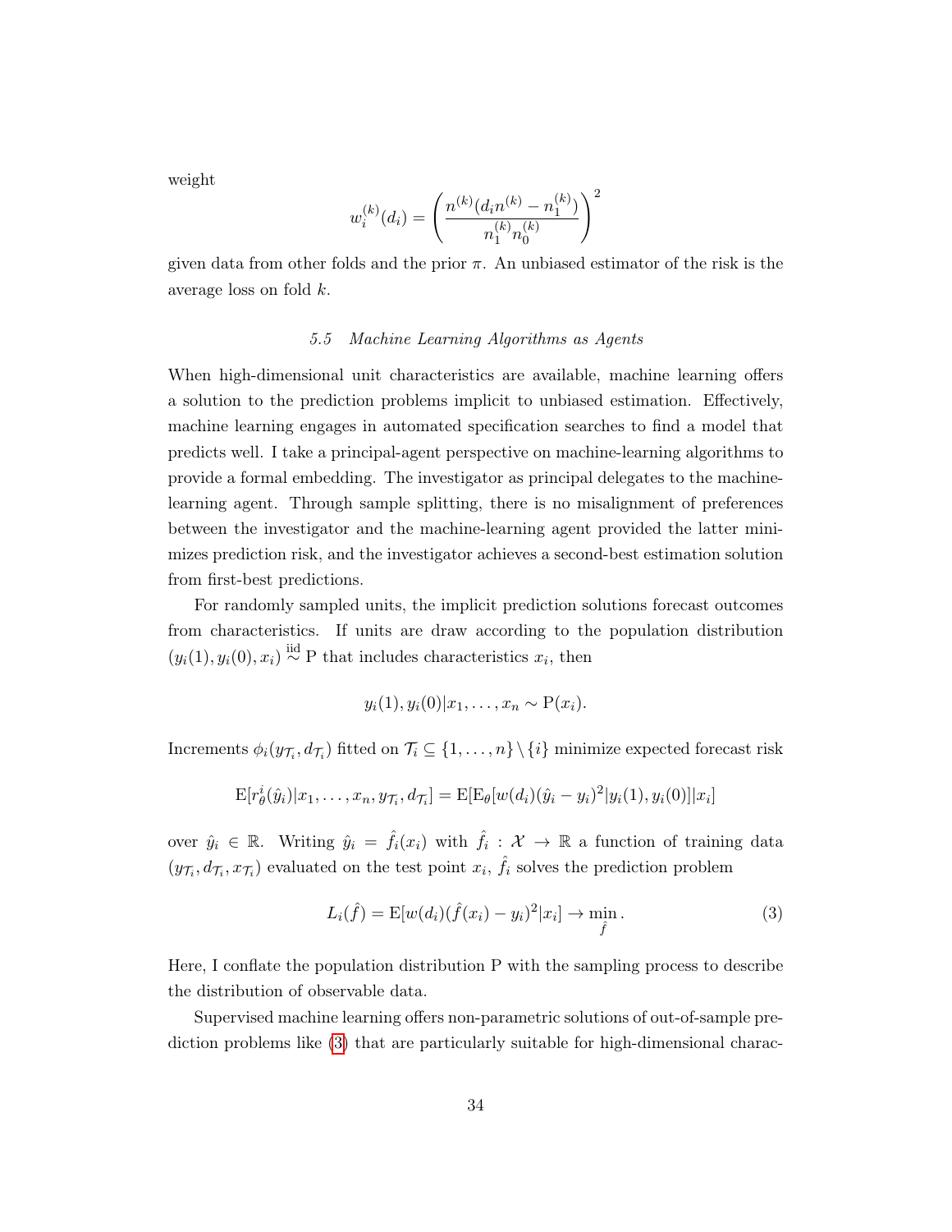weight

$$w_i^{(k)}(d_i) = \left( \frac{n^{(k)}(d_i n^{(k)} - n_1^{(k)})}{n_1^{(k)} n_0^{(k)}} \right)^2$$

given data from other folds and the prior $\pi$. An unbiased estimator of the risk is the average loss on fold $k$.

### 5.5 Machine Learning Algorithms as Agents

When high-dimensional unit characteristics are available, machine learning offers a solution to the prediction problems implicit to unbiased estimation. Effectively, machine learning engages in automated specification searches to find a model that predicts well. I take a principal-agent perspective on machine-learning algorithms to provide a formal embedding. The investigator as principal delegates to the machine-learning agent. Through sample splitting, there is no misalignment of preferences between the investigator and the machine-learning agent provided the latter minimizes prediction risk, and the investigator achieves a second-best estimation solution from first-best predictions.

For randomly sampled units, the implicit prediction solutions forecast outcomes from characteristics. If units are draw according to the population distribution $(y_i(1), y_i(0), x_i) \overset{\text{iid}}{\sim} \mathrm{P}$ that includes characteristics $x_i$, then

$$y_i(1), y_i(0) | x_1, \dots, x_n \sim \mathrm{P}(x_i).$$

Increments $\phi_i(y_{\mathcal{T}_i}, d_{\mathcal{T}_i})$ fitted on $\mathcal{T}_i \subseteq \{1, \dots, n\} \setminus \{i\}$ minimize expected forecast risk

$$\mathrm{E}[r_\theta^i(\hat{y}_i) | x_1, \dots, x_n, y_{\mathcal{T}_i}, d_{\mathcal{T}_i}] = \mathrm{E}[\mathrm{E}_\theta[w(d_i)(\hat{y}_i - y_i)^2 | y_i(1), y_i(0)] | x_i]$$

over $\hat{y}_i \in \mathbb{R}$. Writing $\hat{y}_i = \hat{f}_i(x_i)$ with $\hat{f}_i : \mathcal{X} \to \mathbb{R}$ a function of training data $(y_{\mathcal{T}_i}, d_{\mathcal{T}_i}, x_{\mathcal{T}_i})$ evaluated on the test point $x_i$, $\hat{f}_i$ solves the prediction problem

$$L_i(\hat{f}) = \mathrm{E}[w(d_i)(\hat{f}(x_i) - y_i)^2 | x_i] \to \min_{\hat{f}}. \tag{3}$$

Here, I conflate the population distribution P with the sampling process to describe the distribution of observable data.

Supervised machine learning offers non-parametric solutions of out-of-sample prediction problems like (3) that are particularly suitable for high-dimensional charac-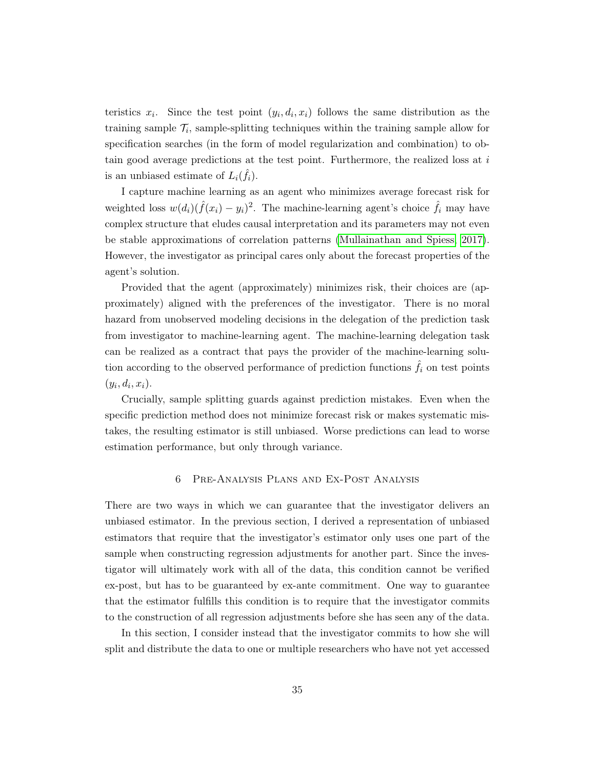teristics $x_i$. Since the test point $(y_i, d_i, x_i)$ follows the same distribution as the training sample $\mathcal{T}_i$, sample-splitting techniques within the training sample allow for specification searches (in the form of model regularization and combination) to obtain good average predictions at the test point. Furthermore, the realized loss at $i$ is an unbiased estimate of $L_i(\hat{f}_i)$.

I capture machine learning as an agent who minimizes average forecast risk for weighted loss $w(d_i)(\hat{f}(x_i) - y_i)^2$. The machine-learning agent's choice $\hat{f}_i$ may have complex structure that eludes causal interpretation and its parameters may not even be stable approximations of correlation patterns (Mullainathan and Spiess, 2017). However, the investigator as principal cares only about the forecast properties of the agent's solution.

Provided that the agent (approximately) minimizes risk, their choices are (approximately) aligned with the preferences of the investigator. There is no moral hazard from unobserved modeling decisions in the delegation of the prediction task from investigator to machine-learning agent. The machine-learning delegation task can be realized as a contract that pays the provider of the machine-learning solution according to the observed performance of prediction functions $\hat{f}_i$ on test points $(y_i, d_i, x_i)$.

Crucially, sample splitting guards against prediction mistakes. Even when the specific prediction method does not minimize forecast risk or makes systematic mistakes, the resulting estimator is still unbiased. Worse predictions can lead to worse estimation performance, but only through variance.

## 6 Pre-Analysis Plans and Ex-Post Analysis

There are two ways in which we can guarantee that the investigator delivers an unbiased estimator. In the previous section, I derived a representation of unbiased estimators that require that the investigator's estimator only uses one part of the sample when constructing regression adjustments for another part. Since the investigator will ultimately work with all of the data, this condition cannot be verified ex-post, but has to be guaranteed by ex-ante commitment. One way to guarantee that the estimator fulfills this condition is to require that the investigator commits to the construction of all regression adjustments before she has seen any of the data.

In this section, I consider instead that the investigator commits to how she will split and distribute the data to one or multiple researchers who have not yet accessed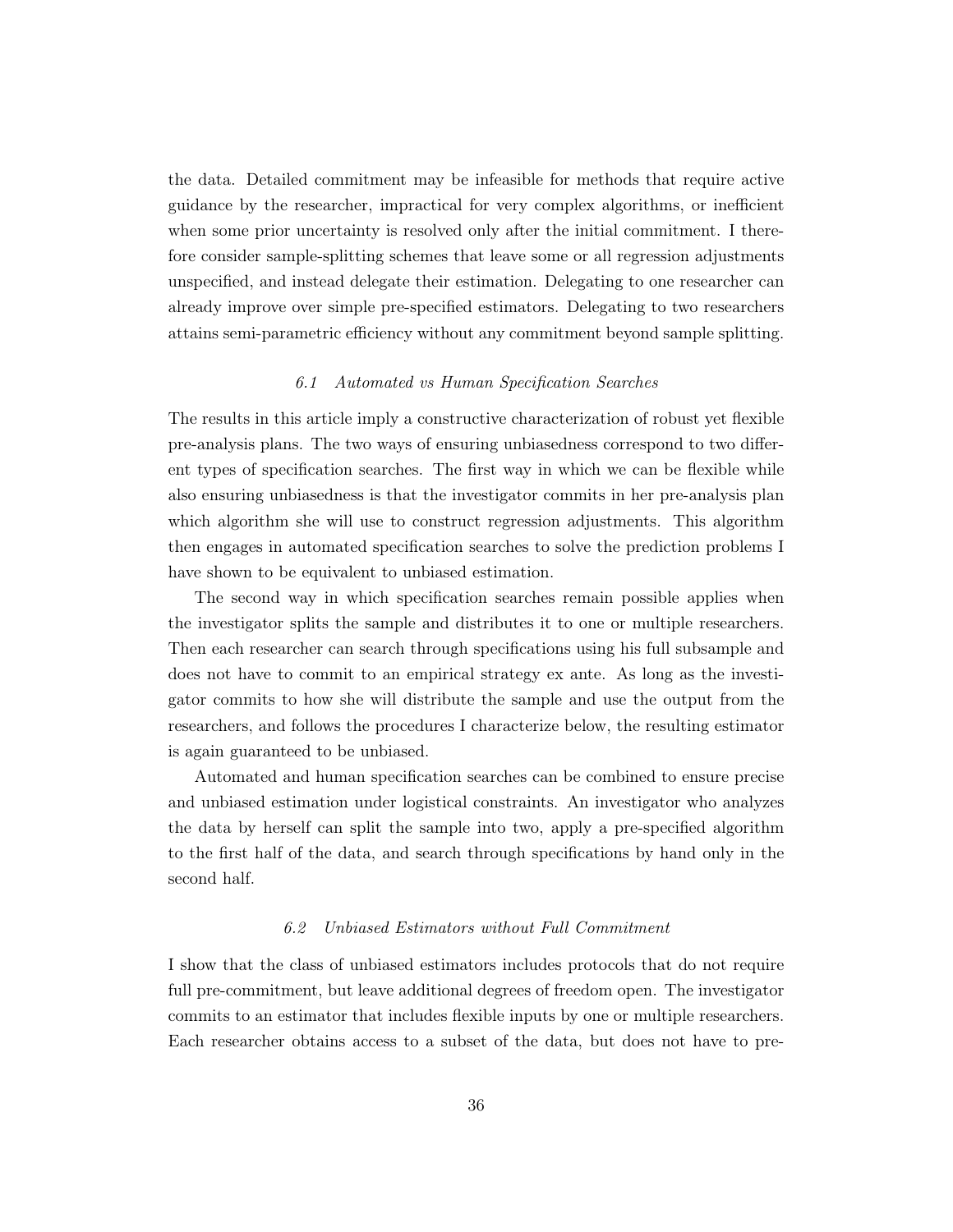the data. Detailed commitment may be infeasible for methods that require active guidance by the researcher, impractical for very complex algorithms, or inefficient when some prior uncertainty is resolved only after the initial commitment. I therefore consider sample-splitting schemes that leave some or all regression adjustments unspecified, and instead delegate their estimation. Delegating to one researcher can already improve over simple pre-specified estimators. Delegating to two researchers attains semi-parametric efficiency without any commitment beyond sample splitting.

### 6.1 *Automated vs Human Specification Searches*

The results in this article imply a constructive characterization of robust yet flexible pre-analysis plans. The two ways of ensuring unbiasedness correspond to two different types of specification searches. The first way in which we can be flexible while also ensuring unbiasedness is that the investigator commits in her pre-analysis plan which algorithm she will use to construct regression adjustments. This algorithm then engages in automated specification searches to solve the prediction problems I have shown to be equivalent to unbiased estimation.

The second way in which specification searches remain possible applies when the investigator splits the sample and distributes it to one or multiple researchers. Then each researcher can search through specifications using his full subsample and does not have to commit to an empirical strategy ex ante. As long as the investigator commits to how she will distribute the sample and use the output from the researchers, and follows the procedures I characterize below, the resulting estimator is again guaranteed to be unbiased.

Automated and human specification searches can be combined to ensure precise and unbiased estimation under logistical constraints. An investigator who analyzes the data by herself can split the sample into two, apply a pre-specified algorithm to the first half of the data, and search through specifications by hand only in the second half.

### 6.2 *Unbiased Estimators without Full Commitment*

I show that the class of unbiased estimators includes protocols that do not require full pre-commitment, but leave additional degrees of freedom open. The investigator commits to an estimator that includes flexible inputs by one or multiple researchers. Each researcher obtains access to a subset of the data, but does not have to pre-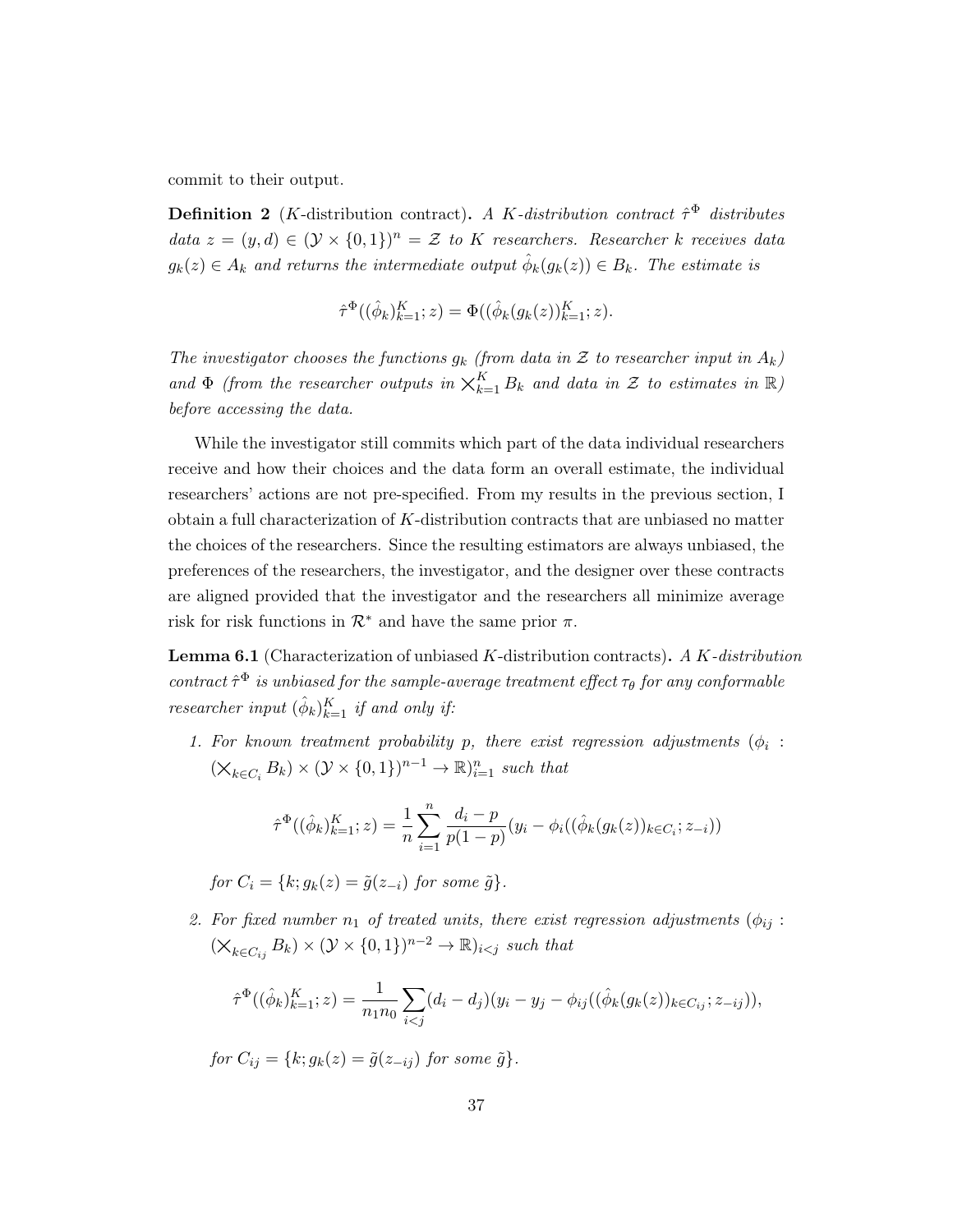commit to their output.

**Definition 2** ($K$-distribution contract)**.** *A $K$-distribution contract $\hat{\tau}^\Phi$ distributes data $z = (y, d) \in (\mathcal{Y} \times \{0, 1\})^n = \mathcal{Z}$ to $K$ researchers. Researcher $k$ receives data $g_k(z) \in A_k$ and returns the intermediate output $\hat{\phi}_k(g_k(z)) \in B_k$. The estimate is*

$$\hat{\tau}^\Phi((\hat{\phi}_k)_{k=1}^K; z) = \Phi((\hat{\phi}_k(g_k(z))_{k=1}^K; z).$$

*The investigator chooses the functions $g_k$ (from data in $\mathcal{Z}$ to researcher input in $A_k$) and $\Phi$ (from the researcher outputs in $\bigtimes_{k=1}^K B_k$ and data in $\mathcal{Z}$ to estimates in $\mathbb{R}$) before accessing the data.*

While the investigator still commits which part of the data individual researchers receive and how their choices and the data form an overall estimate, the individual researchers' actions are not pre-specified. From my results in the previous section, I obtain a full characterization of $K$-distribution contracts that are unbiased no matter the choices of the researchers. Since the resulting estimators are always unbiased, the preferences of the researchers, the investigator, and the designer over these contracts are aligned provided that the investigator and the researchers all minimize average risk for risk functions in $\mathcal{R}^*$ and have the same prior $\pi$.

**Lemma 6.1** (Characterization of unbiased $K$-distribution contracts)**.** *A $K$-distribution contract $\hat{\tau}^\Phi$ is unbiased for the sample-average treatment effect $\tau_\theta$ for any conformable researcher input $(\hat{\phi}_k)_{k=1}^K$ if and only if:*

1. *For known treatment probability $p$, there exist regression adjustments $(\phi_i : (\bigtimes_{k \in C_i} B_k) \times (\mathcal{Y} \times \{0,1\})^{n-1} \to \mathbb{R})_{i=1}^n$ such that*

$$\hat{\tau}^\Phi((\hat{\phi}_k)_{k=1}^K; z) = \frac{1}{n} \sum_{i=1}^n \frac{d_i - p}{p(1-p)} (y_i - \phi_i((\hat{\phi}_k(g_k(z))_{k \in C_i}; z_{-i}))$$

   *for $C_i = \{k; g_k(z) = \tilde{g}(z_{-i})$ for some $\tilde{g}\}$.*

2. *For fixed number $n_1$ of treated units, there exist regression adjustments $(\phi_{ij} : (\bigtimes_{k \in C_{ij}} B_k) \times (\mathcal{Y} \times \{0,1\})^{n-2} \to \mathbb{R})_{i<j}$ such that*

$$\hat{\tau}^\Phi((\hat{\phi}_k)_{k=1}^K; z) = \frac{1}{n_1 n_0} \sum_{i<j} (d_i - d_j)(y_i - y_j - \phi_{ij}((\hat{\phi}_k(g_k(z))_{k \in C_{ij}}; z_{-ij})),$$

   *for $C_{ij} = \{k; g_k(z) = \tilde{g}(z_{-ij})$ for some $\tilde{g}\}$.*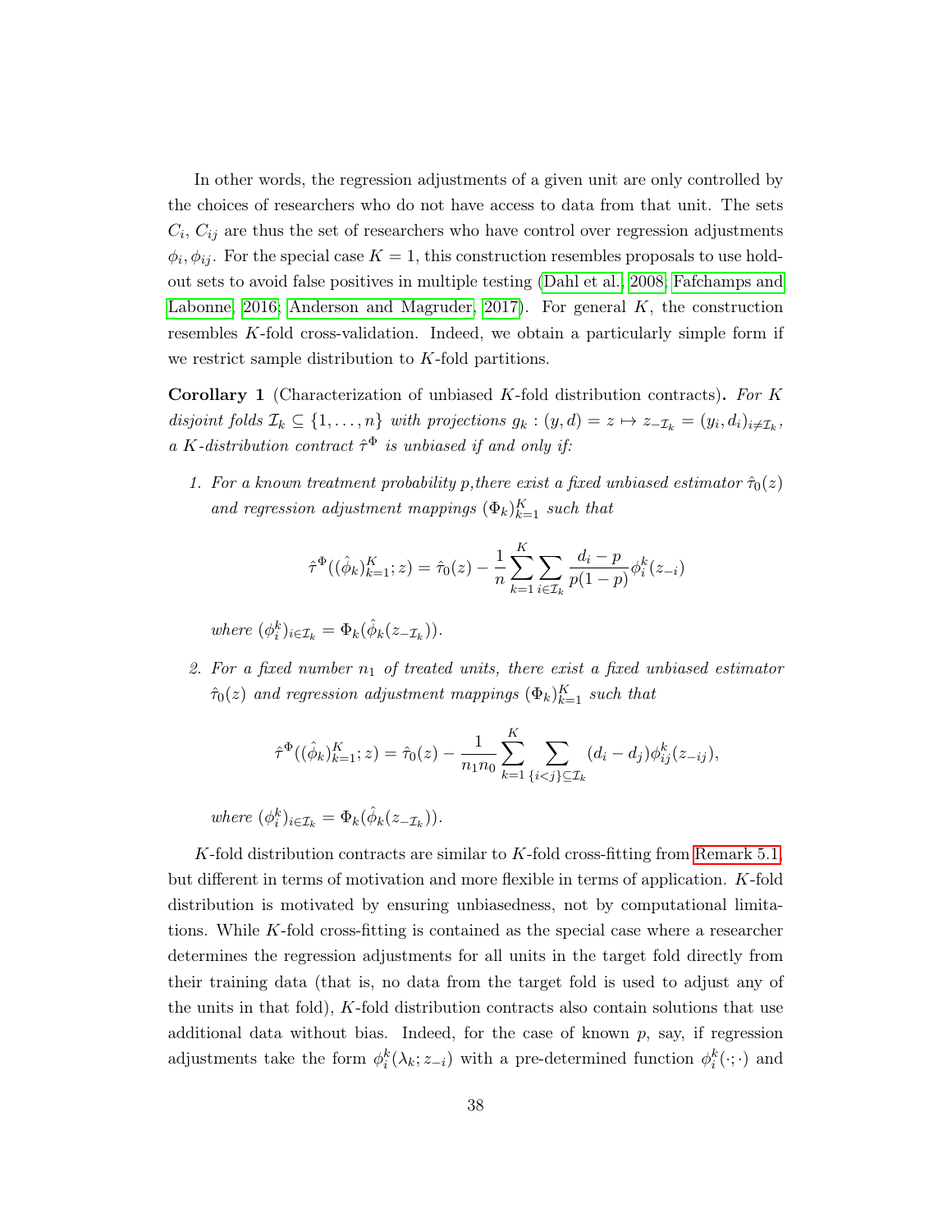In other words, the regression adjustments of a given unit are only controlled by the choices of researchers who do not have access to data from that unit. The sets $C_i$, $C_{ij}$ are thus the set of researchers who have control over regression adjustments $\phi_i, \phi_{ij}$. For the special case $K = 1$, this construction resembles proposals to use hold-out sets to avoid false positives in multiple testing (Dahl et al., 2008; Fafchamps and Labonne, 2016; Anderson and Magruder, 2017). For general $K$, the construction resembles $K$-fold cross-validation. Indeed, we obtain a particularly simple form if we restrict sample distribution to $K$-fold partitions.

**Corollary 1** (Characterization of unbiased $K$-fold distribution contracts)**.** *For $K$ disjoint folds $\mathcal{I}_k \subseteq \{1, \ldots, n\}$ with projections $g_k : (y, d) = z \mapsto z_{-\mathcal{I}_k} = (y_i, d_i)_{i \neq \mathcal{I}_k}$, a $K$-distribution contract $\hat{\tau}^\Phi$ is unbiased if and only if:*

1. *For a known treatment probability $p$,there exist a fixed unbiased estimator $\hat{\tau}_0(z)$ and regression adjustment mappings $(\Phi_k)_{k=1}^K$ such that*

$$\hat{\tau}^\Phi((\hat{\phi}_k)_{k=1}^K; z) = \hat{\tau}_0(z) - \frac{1}{n} \sum_{k=1}^K \sum_{i \in \mathcal{I}_k} \frac{d_i - p}{p(1-p)} \phi_i^k(z_{-i})$$

   *where $(\phi_i^k)_{i \in \mathcal{I}_k} = \Phi_k(\hat{\phi}_k(z_{-\mathcal{I}_k}))$.*

2. *For a fixed number $n_1$ of treated units, there exist a fixed unbiased estimator $\hat{\tau}_0(z)$ and regression adjustment mappings $(\Phi_k)_{k=1}^K$ such that*

$$\hat{\tau}^\Phi((\hat{\phi}_k)_{k=1}^K; z) = \hat{\tau}_0(z) - \frac{1}{n_1 n_0} \sum_{k=1}^K \sum_{\{i<j\} \subseteq \mathcal{I}_k} (d_i - d_j) \phi_{ij}^k(z_{-ij}),$$

   *where $(\phi_i^k)_{i \in \mathcal{I}_k} = \Phi_k(\hat{\phi}_k(z_{-\mathcal{I}_k}))$.*

$K$-fold distribution contracts are similar to $K$-fold cross-fitting from Remark 5.1, but different in terms of motivation and more flexible in terms of application. $K$-fold distribution is motivated by ensuring unbiasedness, not by computational limitations. While $K$-fold cross-fitting is contained as the special case where a researcher determines the regression adjustments for all units in the target fold directly from their training data (that is, no data from the target fold is used to adjust any of the units in that fold), $K$-fold distribution contracts also contain solutions that use additional data without bias. Indeed, for the case of known $p$, say, if regression adjustments take the form $\phi_i^k(\lambda_k; z_{-i})$ with a pre-determined function $\phi_i^k(\cdot; \cdot)$ and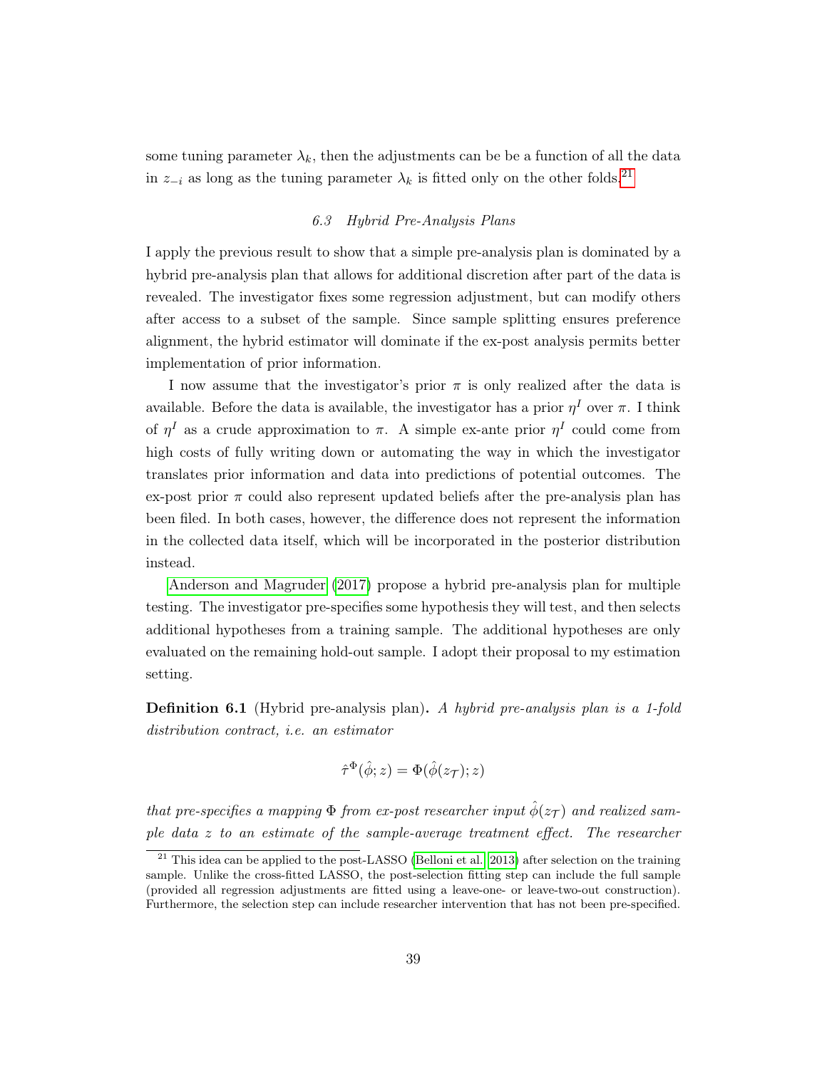some tuning parameter $\lambda_k$, then the adjustments can be be a function of all the data in $z_{-i}$ as long as the tuning parameter $\lambda_k$ is fitted only on the other folds.[21]

### *6.3 Hybrid Pre-Analysis Plans*

I apply the previous result to show that a simple pre-analysis plan is dominated by a hybrid pre-analysis plan that allows for additional discretion after part of the data is revealed. The investigator fixes some regression adjustment, but can modify others after access to a subset of the sample. Since sample splitting ensures preference alignment, the hybrid estimator will dominate if the ex-post analysis permits better implementation of prior information.

I now assume that the investigator's prior $\pi$ is only realized after the data is available. Before the data is available, the investigator has a prior $\eta^I$ over $\pi$. I think of $\eta^I$ as a crude approximation to $\pi$. A simple ex-ante prior $\eta^I$ could come from high costs of fully writing down or automating the way in which the investigator translates prior information and data into predictions of potential outcomes. The ex-post prior $\pi$ could also represent updated beliefs after the pre-analysis plan has been filed. In both cases, however, the difference does not represent the information in the collected data itself, which will be incorporated in the posterior distribution instead.

Anderson and Magruder (2017) propose a hybrid pre-analysis plan for multiple testing. The investigator pre-specifies some hypothesis they will test, and then selects additional hypotheses from a training sample. The additional hypotheses are only evaluated on the remaining hold-out sample. I adopt their proposal to my estimation setting.

**Definition 6.1** (Hybrid pre-analysis plan)**.** *A hybrid pre-analysis plan is a 1-fold distribution contract, i.e. an estimator*

$$\hat{\tau}^{\Phi}(\hat{\phi}; z) = \Phi(\hat{\phi}(z_{\mathcal{T}}); z)$$

*that pre-specifies a mapping $\Phi$ from ex-post researcher input $\hat{\phi}(z_{\mathcal{T}})$ and realized sample data $z$ to an estimate of the sample-average treatment effect. The researcher*

[21] This idea can be applied to the post-LASSO (Belloni et al., 2013) after selection on the training sample. Unlike the cross-fitted LASSO, the post-selection fitting step can include the full sample (provided all regression adjustments are fitted using a leave-one- or leave-two-out construction). Furthermore, the selection step can include researcher intervention that has not been pre-specified.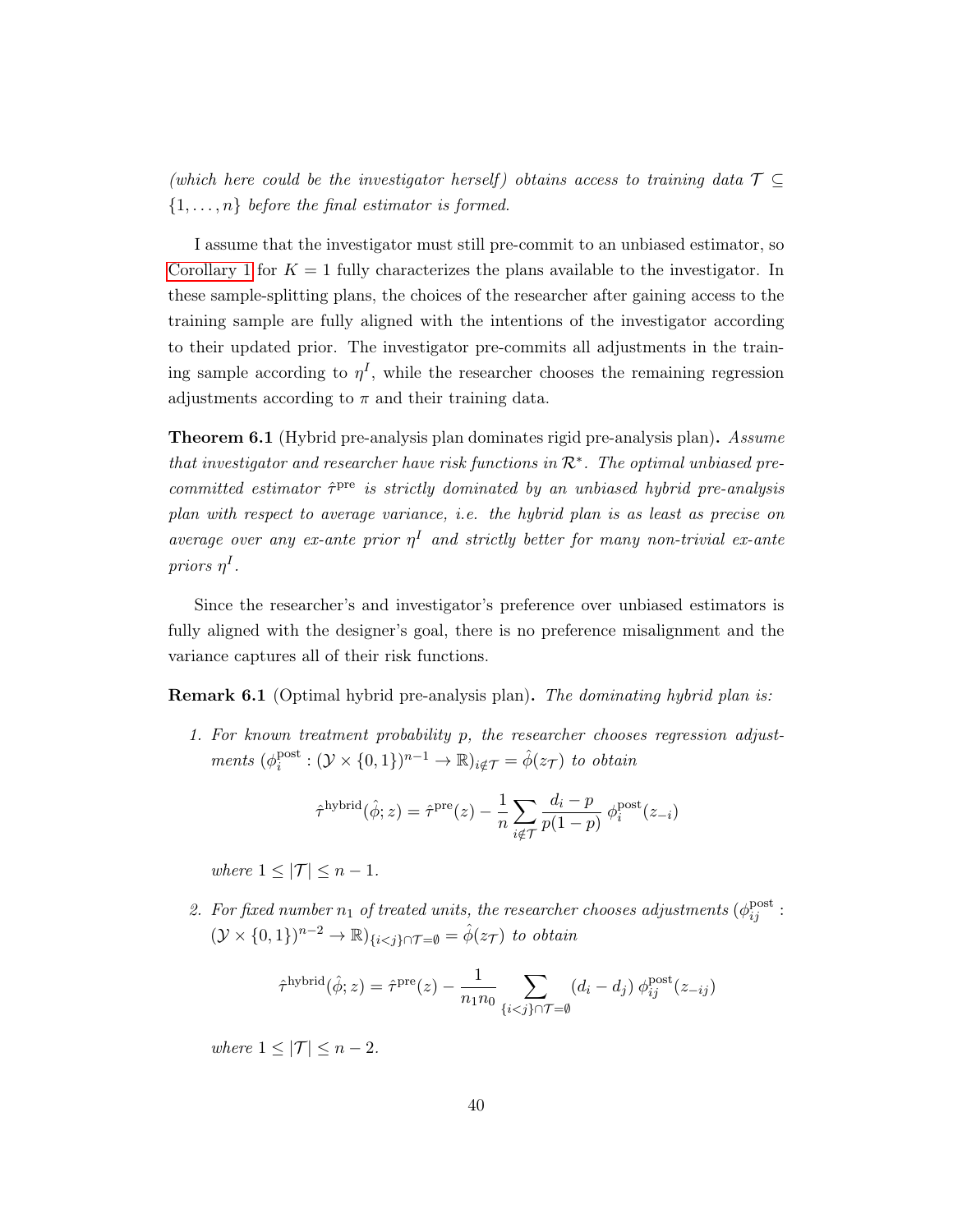*(which here could be the investigator herself) obtains access to training data $\mathcal{T} \subseteq \{1, \ldots, n\}$ before the final estimator is formed.*

I assume that the investigator must still pre-commit to an unbiased estimator, so Corollary 1 for $K = 1$ fully characterizes the plans available to the investigator. In these sample-splitting plans, the choices of the researcher after gaining access to the training sample are fully aligned with the intentions of the investigator according to their updated prior. The investigator pre-commits all adjustments in the training sample according to $\eta^I$, while the researcher chooses the remaining regression adjustments according to $\pi$ and their training data.

**Theorem 6.1** (Hybrid pre-analysis plan dominates rigid pre-analysis plan)**.** *Assume that investigator and researcher have risk functions in $\mathcal{R}^*$. The optimal unbiased pre-committed estimator $\hat{\tau}^{\text{pre}}$ is strictly dominated by an unbiased hybrid pre-analysis plan with respect to average variance, i.e. the hybrid plan is as least as precise on average over any ex-ante prior $\eta^I$ and strictly better for many non-trivial ex-ante priors $\eta^I$.*

Since the researcher's and investigator's preference over unbiased estimators is fully aligned with the designer's goal, there is no preference misalignment and the variance captures all of their risk functions.

**Remark 6.1** (Optimal hybrid pre-analysis plan)**.** *The dominating hybrid plan is:*

1. *For known treatment probability $p$, the researcher chooses regression adjustments $(\phi_i^{\text{post}} : (\mathcal{Y} \times \{0,1\})^{n-1} \to \mathbb{R})_{i \notin \mathcal{T}} = \hat{\phi}(z_{\mathcal{T}})$ to obtain*

$$\hat{\tau}^{\text{hybrid}}(\hat{\phi}; z) = \hat{\tau}^{\text{pre}}(z) - \frac{1}{n} \sum_{i \notin \mathcal{T}} \frac{d_i - p}{p(1-p)} \, \phi_i^{\text{post}}(z_{-i})$$

   *where $1 \leq |\mathcal{T}| \leq n - 1$.*

2. *For fixed number $n_1$ of treated units, the researcher chooses adjustments $(\phi_{ij}^{\text{post}} : (\mathcal{Y} \times \{0,1\})^{n-2} \to \mathbb{R})_{\{i<j\} \cap \mathcal{T} = \emptyset} = \hat{\phi}(z_{\mathcal{T}})$ to obtain*

$$\hat{\tau}^{\text{hybrid}}(\hat{\phi}; z) = \hat{\tau}^{\text{pre}}(z) - \frac{1}{n_1 n_0} \sum_{\{i<j\} \cap \mathcal{T} = \emptyset} (d_i - d_j) \, \phi_{ij}^{\text{post}}(z_{-ij})$$

   *where $1 \leq |\mathcal{T}| \leq n - 2$.*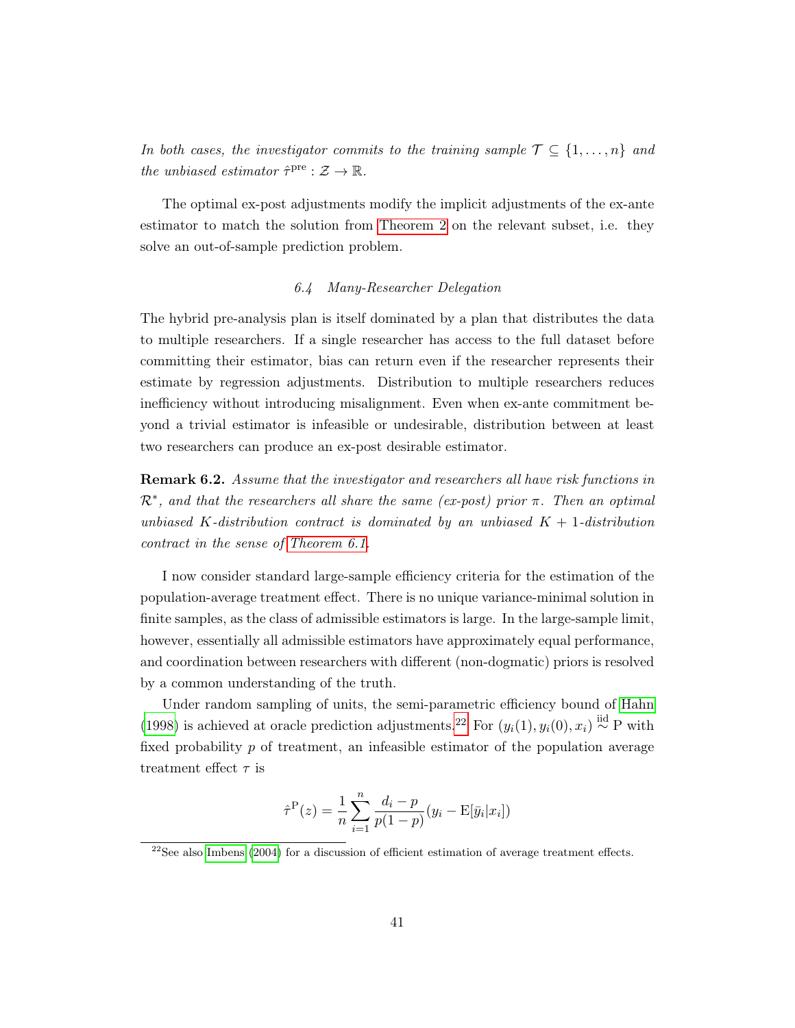*In both cases, the investigator commits to the training sample $\mathcal{T} \subseteq \{1, \ldots, n\}$ and the unbiased estimator $\hat{\tau}^{\text{pre}} : \mathcal{Z} \to \mathbb{R}$.*

The optimal ex-post adjustments modify the implicit adjustments of the ex-ante estimator to match the solution from Theorem 2 on the relevant subset, i.e. they solve an out-of-sample prediction problem.

### 6.4 Many-Researcher Delegation

The hybrid pre-analysis plan is itself dominated by a plan that distributes the data to multiple researchers. If a single researcher has access to the full dataset before committing their estimator, bias can return even if the researcher represents their estimate by regression adjustments. Distribution to multiple researchers reduces inefficiency without introducing misalignment. Even when ex-ante commitment beyond a trivial estimator is infeasible or undesirable, distribution between at least two researchers can produce an ex-post desirable estimator.

**Remark 6.2.** *Assume that the investigator and researchers all have risk functions in $\mathcal{R}^*$, and that the researchers all share the same (ex-post) prior $\pi$. Then an optimal unbiased $K$-distribution contract is dominated by an unbiased $K+1$-distribution contract in the sense of Theorem 6.1.*

I now consider standard large-sample efficiency criteria for the estimation of the population-average treatment effect. There is no unique variance-minimal solution in finite samples, as the class of admissible estimators is large. In the large-sample limit, however, essentially all admissible estimators have approximately equal performance, and coordination between researchers with different (non-dogmatic) priors is resolved by a common understanding of the truth.

Under random sampling of units, the semi-parametric efficiency bound of Hahn (1998) is achieved at oracle prediction adjustments.[22] For $(y_i(1), y_i(0), x_i) \overset{\text{iid}}{\sim} \text{P}$ with fixed probability $p$ of treatment, an infeasible estimator of the population average treatment effect $\tau$ is

$$\hat{\tau}^{\text{P}}(z) = \frac{1}{n} \sum_{i=1}^{n} \frac{d_i - p}{p(1-p)} (y_i - \text{E}[\bar{y}_i | x_i])$$

[22] See also Imbens (2004) for a discussion of efficient estimation of average treatment effects.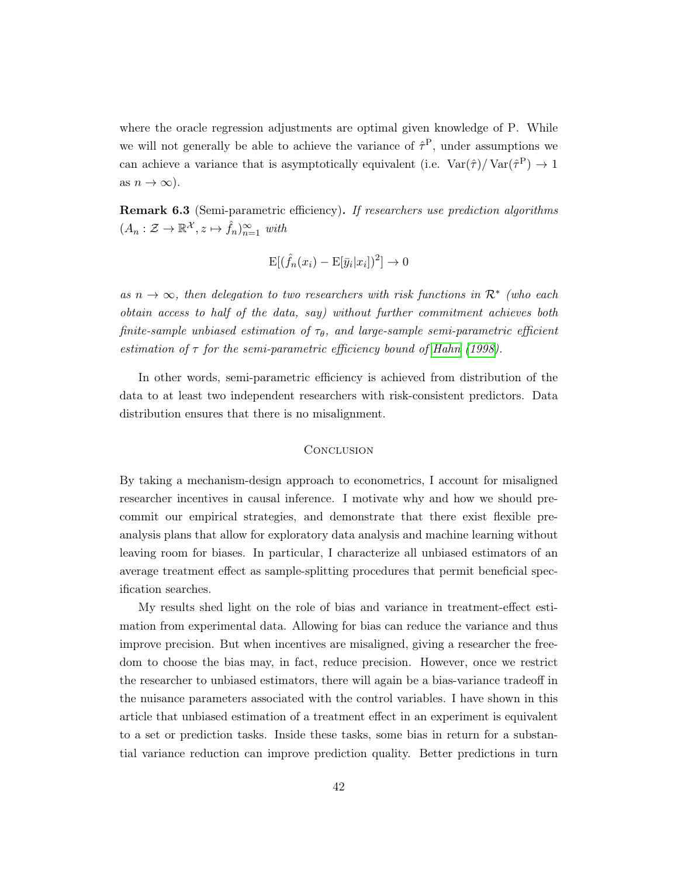where the oracle regression adjustments are optimal given knowledge of P. While we will not generally be able to achieve the variance of $\hat{\tau}^{\mathrm{P}}$, under assumptions we can achieve a variance that is asymptotically equivalent (i.e. $\operatorname{Var}(\hat{\tau})/\operatorname{Var}(\hat{\tau}^{\mathrm{P}}) \to 1$ as $n \to \infty$).

**Remark 6.3** (Semi-parametric efficiency)**.** *If researchers use prediction algorithms $(A_n : \mathcal{Z} \to \mathbb{R}^{\mathcal{X}}, z \mapsto \hat{f}_n)_{n=1}^{\infty}$ with*

$$\mathrm{E}[(\hat{f}_n(x_i) - \mathrm{E}[\bar{y}_i|x_i])^2] \to 0$$

*as $n \to \infty$, then delegation to two researchers with risk functions in $\mathcal{R}^*$ (who each obtain access to half of the data, say) without further commitment achieves both finite-sample unbiased estimation of $\tau_\theta$, and large-sample semi-parametric efficient estimation of $\tau$ for the semi-parametric efficiency bound of Hahn (1998).*

In other words, semi-parametric efficiency is achieved from distribution of the data to at least two independent researchers with risk-consistent predictors. Data distribution ensures that there is no misalignment.

## Conclusion

By taking a mechanism-design approach to econometrics, I account for misaligned researcher incentives in causal inference. I motivate why and how we should precommit our empirical strategies, and demonstrate that there exist flexible pre-analysis plans that allow for exploratory data analysis and machine learning without leaving room for biases. In particular, I characterize all unbiased estimators of an average treatment effect as sample-splitting procedures that permit beneficial specification searches.

My results shed light on the role of bias and variance in treatment-effect estimation from experimental data. Allowing for bias can reduce the variance and thus improve precision. But when incentives are misaligned, giving a researcher the freedom to choose the bias may, in fact, reduce precision. However, once we restrict the researcher to unbiased estimators, there will again be a bias-variance tradeoff in the nuisance parameters associated with the control variables. I have shown in this article that unbiased estimation of a treatment effect in an experiment is equivalent to a set or prediction tasks. Inside these tasks, some bias in return for a substantial variance reduction can improve prediction quality. Better predictions in turn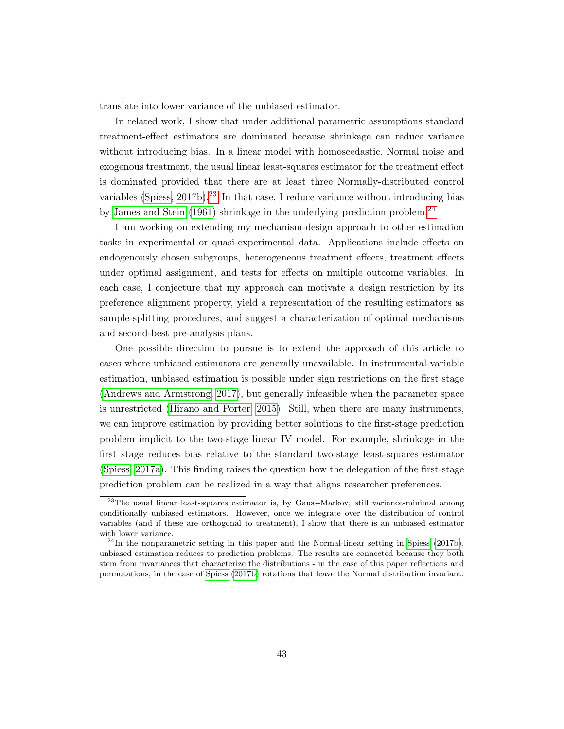translate into lower variance of the unbiased estimator.

In related work, I show that under additional parametric assumptions standard treatment-effect estimators are dominated because shrinkage can reduce variance without introducing bias. In a linear model with homoscedastic, Normal noise and exogenous treatment, the usual linear least-squares estimator for the treatment effect is dominated provided that there are at least three Normally-distributed control variables (Spiess, 2017b).[23] In that case, I reduce variance without introducing bias by James and Stein (1961) shrinkage in the underlying prediction problem.[24]

I am working on extending my mechanism-design approach to other estimation tasks in experimental or quasi-experimental data. Applications include effects on endogenously chosen subgroups, heterogeneous treatment effects, treatment effects under optimal assignment, and tests for effects on multiple outcome variables. In each case, I conjecture that my approach can motivate a design restriction by its preference alignment property, yield a representation of the resulting estimators as sample-splitting procedures, and suggest a characterization of optimal mechanisms and second-best pre-analysis plans.

One possible direction to pursue is to extend the approach of this article to cases where unbiased estimators are generally unavailable. In instrumental-variable estimation, unbiased estimation is possible under sign restrictions on the first stage (Andrews and Armstrong, 2017), but generally infeasible when the parameter space is unrestricted (Hirano and Porter, 2015). Still, when there are many instruments, we can improve estimation by providing better solutions to the first-stage prediction problem implicit to the two-stage linear IV model. For example, shrinkage in the first stage reduces bias relative to the standard two-stage least-squares estimator (Spiess, 2017a). This finding raises the question how the delegation of the first-stage prediction problem can be realized in a way that aligns researcher preferences.

---

[23] The usual linear least-squares estimator is, by Gauss-Markov, still variance-minimal among conditionally unbiased estimators. However, once we integrate over the distribution of control variables (and if these are orthogonal to treatment), I show that there is an unbiased estimator with lower variance.

[24] In the nonparametric setting in this paper and the Normal-linear setting in Spiess (2017b), unbiased estimation reduces to prediction problems. The results are connected because they both stem from invariances that characterize the distributions - in the case of this paper reflections and permutations, in the case of Spiess (2017b) rotations that leave the Normal distribution invariant.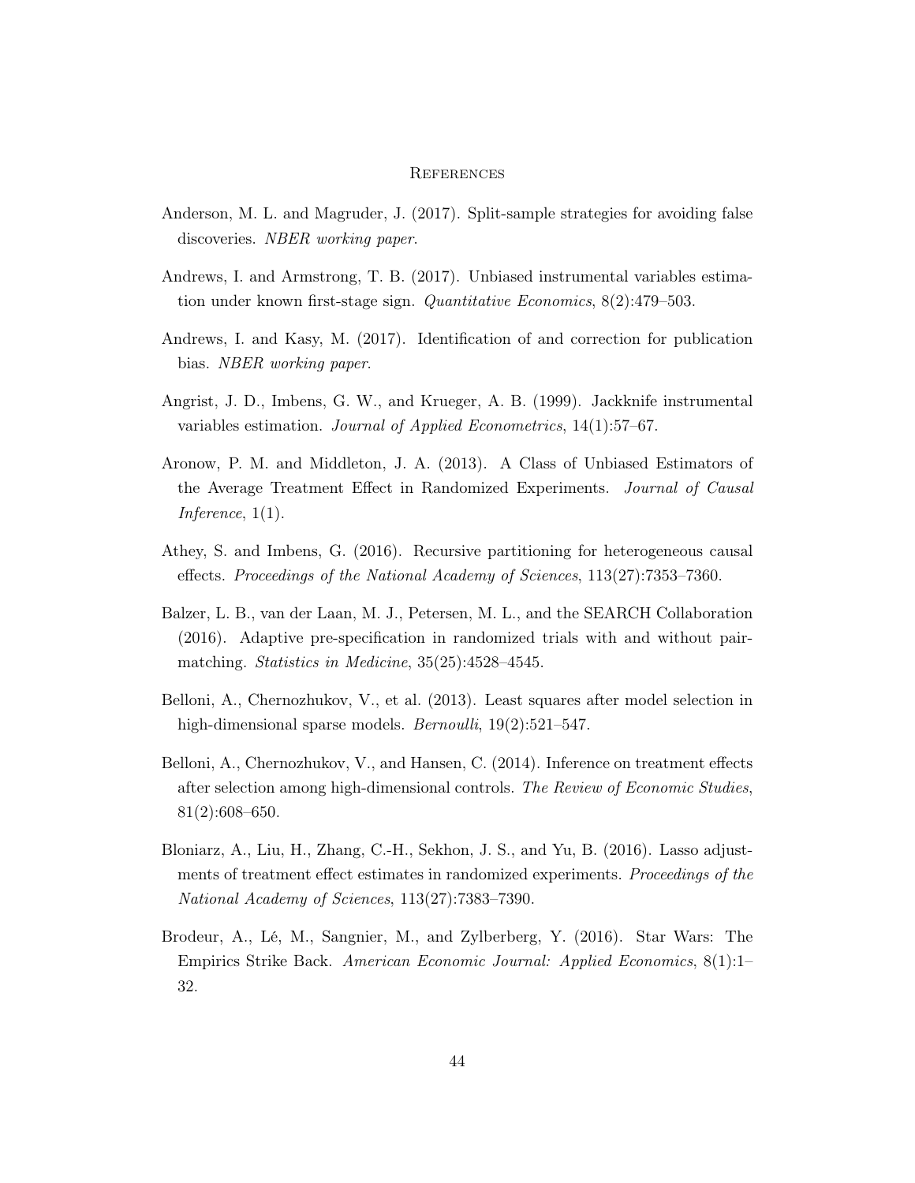## References

Anderson, M. L. and Magruder, J. (2017). Split-sample strategies for avoiding false discoveries. *NBER working paper*.

Andrews, I. and Armstrong, T. B. (2017). Unbiased instrumental variables estimation under known first-stage sign. *Quantitative Economics*, 8(2):479–503.

Andrews, I. and Kasy, M. (2017). Identification of and correction for publication bias. *NBER working paper*.

Angrist, J. D., Imbens, G. W., and Krueger, A. B. (1999). Jackknife instrumental variables estimation. *Journal of Applied Econometrics*, 14(1):57–67.

Aronow, P. M. and Middleton, J. A. (2013). A Class of Unbiased Estimators of the Average Treatment Effect in Randomized Experiments. *Journal of Causal Inference*, 1(1).

Athey, S. and Imbens, G. (2016). Recursive partitioning for heterogeneous causal effects. *Proceedings of the National Academy of Sciences*, 113(27):7353–7360.

Balzer, L. B., van der Laan, M. J., Petersen, M. L., and the SEARCH Collaboration (2016). Adaptive pre-specification in randomized trials with and without pair-matching. *Statistics in Medicine*, 35(25):4528–4545.

Belloni, A., Chernozhukov, V., et al. (2013). Least squares after model selection in high-dimensional sparse models. *Bernoulli*, 19(2):521–547.

Belloni, A., Chernozhukov, V., and Hansen, C. (2014). Inference on treatment effects after selection among high-dimensional controls. *The Review of Economic Studies*, 81(2):608–650.

Bloniarz, A., Liu, H., Zhang, C.-H., Sekhon, J. S., and Yu, B. (2016). Lasso adjustments of treatment effect estimates in randomized experiments. *Proceedings of the National Academy of Sciences*, 113(27):7383–7390.

Brodeur, A., Lé, M., Sangnier, M., and Zylberberg, Y. (2016). Star Wars: The Empirics Strike Back. *American Economic Journal: Applied Economics*, 8(1):1–32.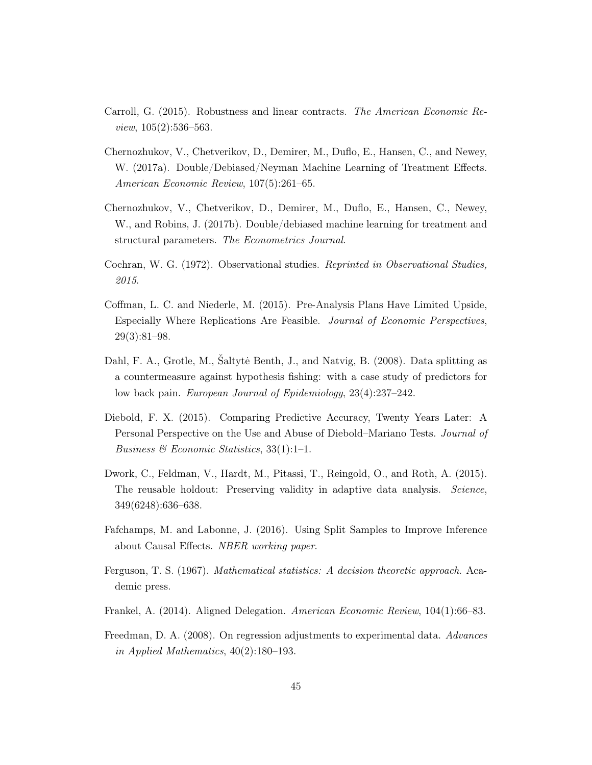Carroll, G. (2015). Robustness and linear contracts. *The American Economic Review*, 105(2):536–563.

Chernozhukov, V., Chetverikov, D., Demirer, M., Duflo, E., Hansen, C., and Newey, W. (2017a). Double/Debiased/Neyman Machine Learning of Treatment Effects. *American Economic Review*, 107(5):261–65.

Chernozhukov, V., Chetverikov, D., Demirer, M., Duflo, E., Hansen, C., Newey, W., and Robins, J. (2017b). Double/debiased machine learning for treatment and structural parameters. *The Econometrics Journal*.

Cochran, W. G. (1972). Observational studies. *Reprinted in Observational Studies, 2015*.

Coffman, L. C. and Niederle, M. (2015). Pre-Analysis Plans Have Limited Upside, Especially Where Replications Are Feasible. *Journal of Economic Perspectives*, 29(3):81–98.

Dahl, F. A., Grotle, M., Šaltytė Benth, J., and Natvig, B. (2008). Data splitting as a countermeasure against hypothesis fishing: with a case study of predictors for low back pain. *European Journal of Epidemiology*, 23(4):237–242.

Diebold, F. X. (2015). Comparing Predictive Accuracy, Twenty Years Later: A Personal Perspective on the Use and Abuse of Diebold–Mariano Tests. *Journal of Business & Economic Statistics*, 33(1):1–1.

Dwork, C., Feldman, V., Hardt, M., Pitassi, T., Reingold, O., and Roth, A. (2015). The reusable holdout: Preserving validity in adaptive data analysis. *Science*, 349(6248):636–638.

Fafchamps, M. and Labonne, J. (2016). Using Split Samples to Improve Inference about Causal Effects. *NBER working paper*.

Ferguson, T. S. (1967). *Mathematical statistics: A decision theoretic approach*. Academic press.

Frankel, A. (2014). Aligned Delegation. *American Economic Review*, 104(1):66–83.

Freedman, D. A. (2008). On regression adjustments to experimental data. *Advances in Applied Mathematics*, 40(2):180–193.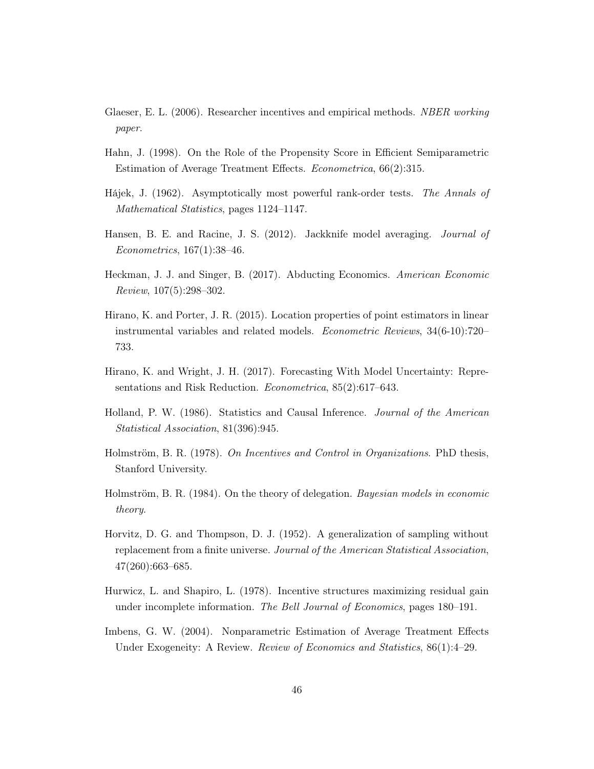Glaeser, E. L. (2006). Researcher incentives and empirical methods. *NBER working paper*.

Hahn, J. (1998). On the Role of the Propensity Score in Efficient Semiparametric Estimation of Average Treatment Effects. *Econometrica*, 66(2):315.

Hájek, J. (1962). Asymptotically most powerful rank-order tests. *The Annals of Mathematical Statistics*, pages 1124–1147.

Hansen, B. E. and Racine, J. S. (2012). Jackknife model averaging. *Journal of Econometrics*, 167(1):38–46.

Heckman, J. J. and Singer, B. (2017). Abducting Economics. *American Economic Review*, 107(5):298–302.

Hirano, K. and Porter, J. R. (2015). Location properties of point estimators in linear instrumental variables and related models. *Econometric Reviews*, 34(6-10):720–733.

Hirano, K. and Wright, J. H. (2017). Forecasting With Model Uncertainty: Representations and Risk Reduction. *Econometrica*, 85(2):617–643.

Holland, P. W. (1986). Statistics and Causal Inference. *Journal of the American Statistical Association*, 81(396):945.

Holmström, B. R. (1978). *On Incentives and Control in Organizations*. PhD thesis, Stanford University.

Holmström, B. R. (1984). On the theory of delegation. *Bayesian models in economic theory*.

Horvitz, D. G. and Thompson, D. J. (1952). A generalization of sampling without replacement from a finite universe. *Journal of the American Statistical Association*, 47(260):663–685.

Hurwicz, L. and Shapiro, L. (1978). Incentive structures maximizing residual gain under incomplete information. *The Bell Journal of Economics*, pages 180–191.

Imbens, G. W. (2004). Nonparametric Estimation of Average Treatment Effects Under Exogeneity: A Review. *Review of Economics and Statistics*, 86(1):4–29.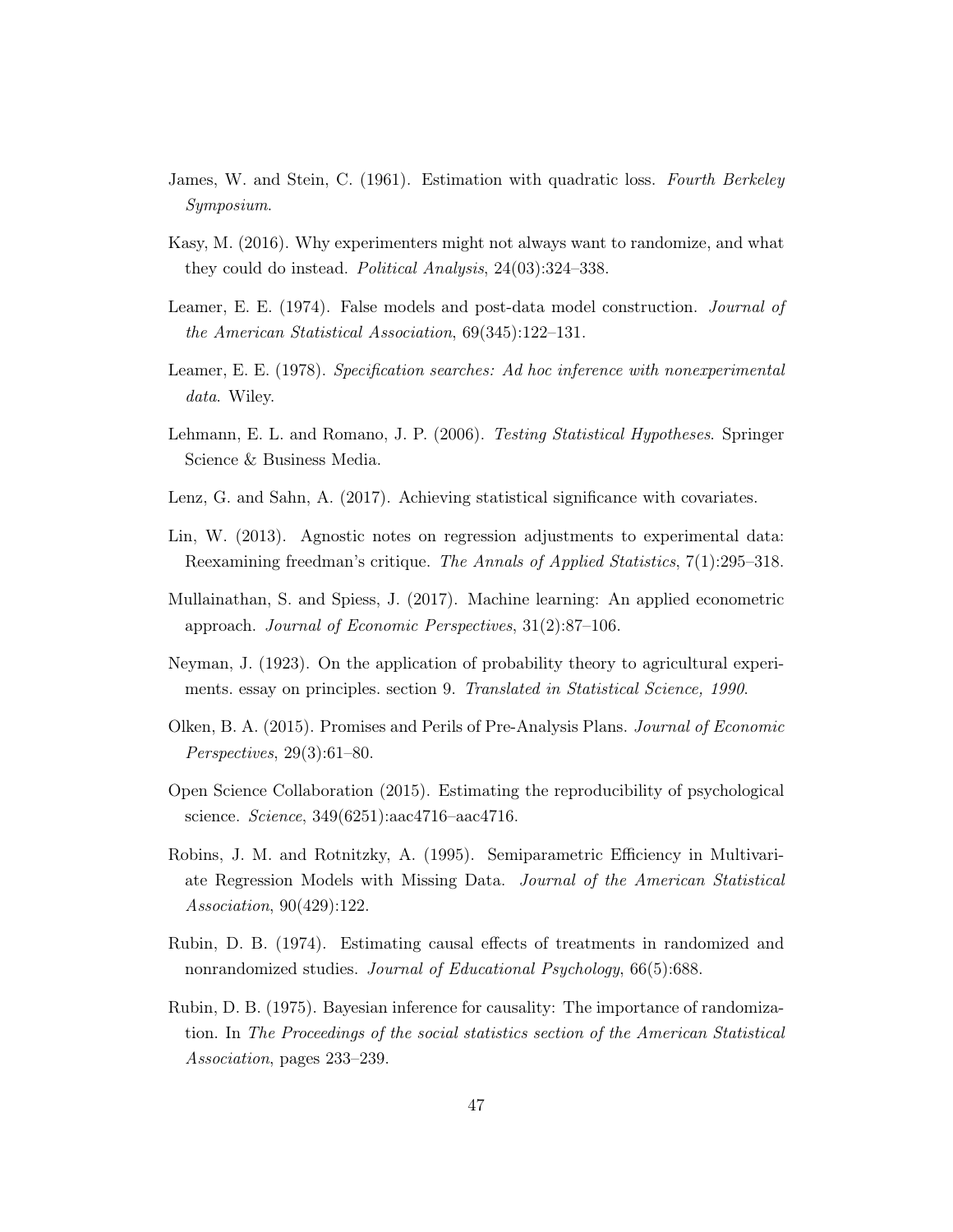James, W. and Stein, C. (1961). Estimation with quadratic loss. *Fourth Berkeley Symposium*.

Kasy, M. (2016). Why experimenters might not always want to randomize, and what they could do instead. *Political Analysis*, 24(03):324–338.

Leamer, E. E. (1974). False models and post-data model construction. *Journal of the American Statistical Association*, 69(345):122–131.

Leamer, E. E. (1978). *Specification searches: Ad hoc inference with nonexperimental data*. Wiley.

Lehmann, E. L. and Romano, J. P. (2006). *Testing Statistical Hypotheses*. Springer Science & Business Media.

Lenz, G. and Sahn, A. (2017). Achieving statistical significance with covariates.

Lin, W. (2013). Agnostic notes on regression adjustments to experimental data: Reexamining freedman's critique. *The Annals of Applied Statistics*, 7(1):295–318.

Mullainathan, S. and Spiess, J. (2017). Machine learning: An applied econometric approach. *Journal of Economic Perspectives*, 31(2):87–106.

Neyman, J. (1923). On the application of probability theory to agricultural experiments. essay on principles. section 9. *Translated in Statistical Science, 1990*.

Olken, B. A. (2015). Promises and Perils of Pre-Analysis Plans. *Journal of Economic Perspectives*, 29(3):61–80.

Open Science Collaboration (2015). Estimating the reproducibility of psychological science. *Science*, 349(6251):aac4716–aac4716.

Robins, J. M. and Rotnitzky, A. (1995). Semiparametric Efficiency in Multivariate Regression Models with Missing Data. *Journal of the American Statistical Association*, 90(429):122.

Rubin, D. B. (1974). Estimating causal effects of treatments in randomized and nonrandomized studies. *Journal of Educational Psychology*, 66(5):688.

Rubin, D. B. (1975). Bayesian inference for causality: The importance of randomization. In *The Proceedings of the social statistics section of the American Statistical Association*, pages 233–239.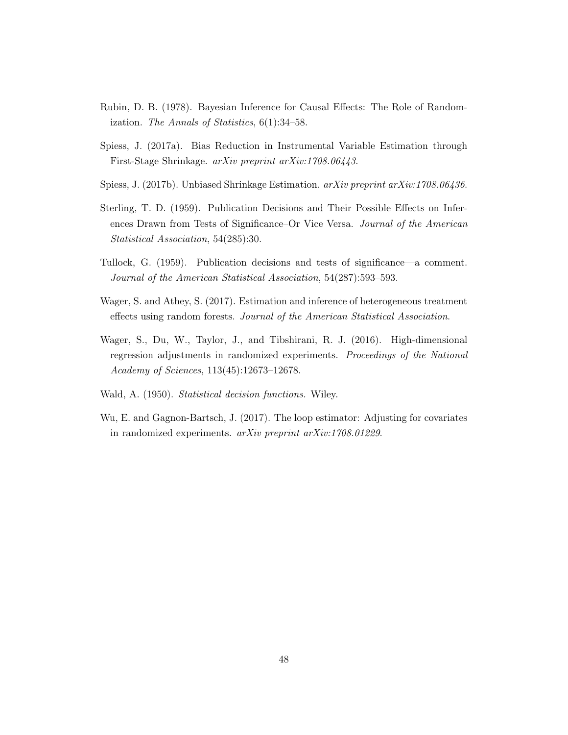Rubin, D. B. (1978). Bayesian Inference for Causal Effects: The Role of Randomization. *The Annals of Statistics*, 6(1):34–58.

Spiess, J. (2017a). Bias Reduction in Instrumental Variable Estimation through First-Stage Shrinkage. *arXiv preprint arXiv:1708.06443*.

Spiess, J. (2017b). Unbiased Shrinkage Estimation. *arXiv preprint arXiv:1708.06436*.

Sterling, T. D. (1959). Publication Decisions and Their Possible Effects on Inferences Drawn from Tests of Significance–Or Vice Versa. *Journal of the American Statistical Association*, 54(285):30.

Tullock, G. (1959). Publication decisions and tests of significance—a comment. *Journal of the American Statistical Association*, 54(287):593–593.

Wager, S. and Athey, S. (2017). Estimation and inference of heterogeneous treatment effects using random forests. *Journal of the American Statistical Association*.

Wager, S., Du, W., Taylor, J., and Tibshirani, R. J. (2016). High-dimensional regression adjustments in randomized experiments. *Proceedings of the National Academy of Sciences*, 113(45):12673–12678.

Wald, A. (1950). *Statistical decision functions.* Wiley.

Wu, E. and Gagnon-Bartsch, J. (2017). The loop estimator: Adjusting for covariates in randomized experiments. *arXiv preprint arXiv:1708.01229*.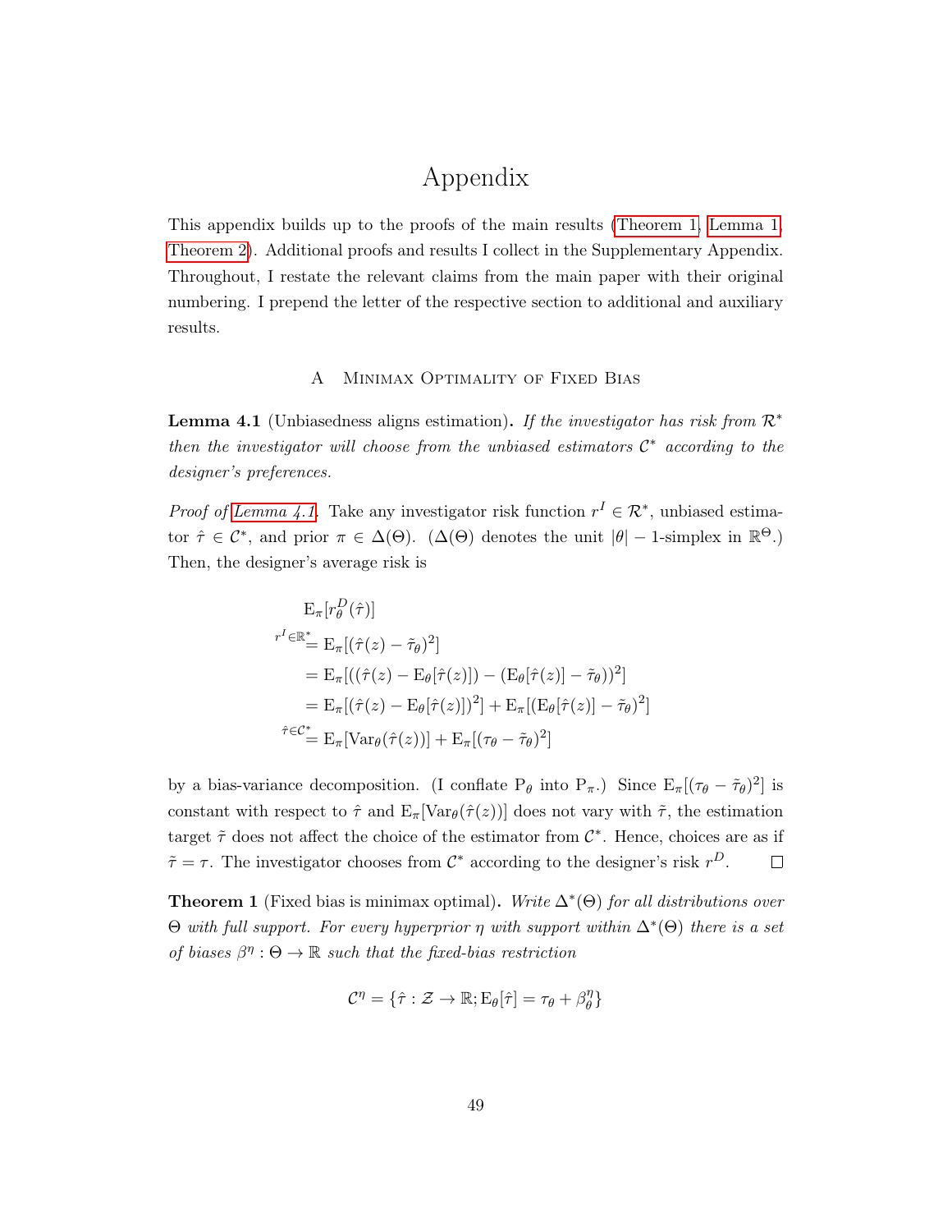# Appendix

This appendix builds up to the proofs of the main results (Theorem 1, Lemma 1, Theorem 2). Additional proofs and results I collect in the Supplementary Appendix. Throughout, I restate the relevant claims from the main paper with their original numbering. I prepend the letter of the respective section to additional and auxiliary results.

## A Minimax Optimality of Fixed Bias

**Lemma 4.1** (Unbiasedness aligns estimation). *If the investigator has risk from $\mathcal{R}^*$ then the investigator will choose from the unbiased estimators $\mathcal{C}^*$ according to the designer's preferences.*

*Proof of Lemma 4.1.* Take any investigator risk function $r^I \in \mathcal{R}^*$, unbiased estimator $\hat{\tau} \in \mathcal{C}^*$, and prior $\pi \in \Delta(\Theta)$. ($\Delta(\Theta)$ denotes the unit $|\theta| - 1$-simplex in $\mathbb{R}^\Theta$.) Then, the designer's average risk is

$$
\begin{aligned}
&\mathrm{E}_\pi[r^D_\theta(\hat{\tau})] \\
&\overset{r^I \in \mathbb{R}^*}{=} \mathrm{E}_\pi[(\hat{\tau}(z) - \tilde{\tau}_\theta)^2] \\
&= \mathrm{E}_\pi[((\hat{\tau}(z) - \mathrm{E}_\theta[\hat{\tau}(z)]) - (\mathrm{E}_\theta[\hat{\tau}(z)] - \tilde{\tau}_\theta))^2] \\
&= \mathrm{E}_\pi[(\hat{\tau}(z) - \mathrm{E}_\theta[\hat{\tau}(z)])^2] + \mathrm{E}_\pi[(\mathrm{E}_\theta[\hat{\tau}(z)] - \tilde{\tau}_\theta)^2] \\
&\overset{\hat{\tau} \in \mathcal{C}^*}{=} \mathrm{E}_\pi[\mathrm{Var}_\theta(\hat{\tau}(z))] + \mathrm{E}_\pi[(\tau_\theta - \tilde{\tau}_\theta)^2]
\end{aligned}
$$

by a bias-variance decomposition. (I conflate $\mathrm{P}_\theta$ into $\mathrm{P}_\pi$.) Since $\mathrm{E}_\pi[(\tau_\theta - \tilde{\tau}_\theta)^2]$ is constant with respect to $\hat{\tau}$ and $\mathrm{E}_\pi[\mathrm{Var}_\theta(\hat{\tau}(z))]$ does not vary with $\tilde{\tau}$, the estimation target $\tilde{\tau}$ does not affect the choice of the estimator from $\mathcal{C}^*$. Hence, choices are as if $\tilde{\tau} = \tau$. The investigator chooses from $\mathcal{C}^*$ according to the designer's risk $r^D$. $\square$

**Theorem 1** (Fixed bias is minimax optimal). *Write $\Delta^*(\Theta)$ for all distributions over $\Theta$ with full support. For every hyperprior $\eta$ with support within $\Delta^*(\Theta)$ there is a set of biases $\beta^\eta : \Theta \to \mathbb{R}$ such that the fixed-bias restriction*

$$
\mathcal{C}^\eta = \{\hat{\tau} : \mathcal{Z} \to \mathbb{R}; \mathrm{E}_\theta[\hat{\tau}] = \tau_\theta + \beta^\eta_\theta\}
$$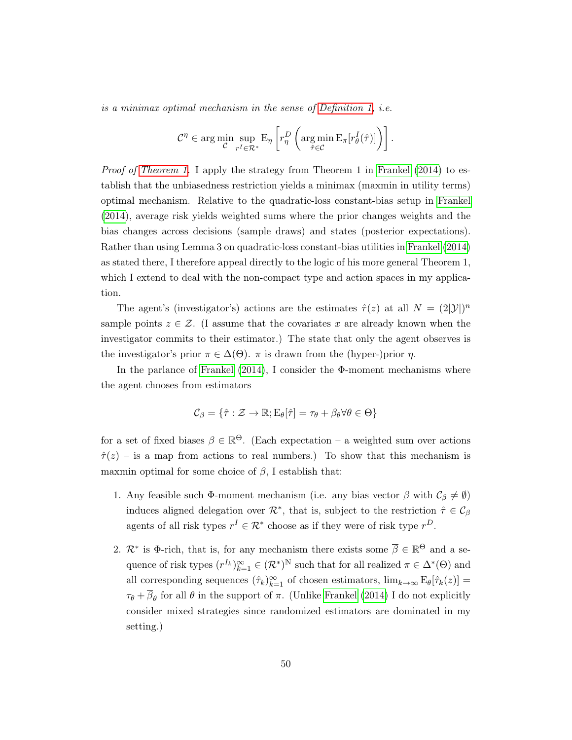*is a minimax optimal mechanism in the sense of Definition 1, i.e.*

$$\mathcal{C}^\eta \in \arg\min_{\mathcal{C}} \sup_{r^I \in \mathcal{R}^*} \mathrm{E}_\eta \left[ r^D_\eta \left( \arg\min_{\hat{\tau} \in \mathcal{C}} \mathrm{E}_\pi[r^I_\theta(\hat{\tau})] \right) \right].$$

*Proof of Theorem 1.* I apply the strategy from Theorem 1 in Frankel (2014) to establish that the unbiasedness restriction yields a minimax (maxmin in utility terms) optimal mechanism. Relative to the quadratic-loss constant-bias setup in Frankel (2014), average risk yields weighted sums where the prior changes weights and the bias changes across decisions (sample draws) and states (posterior expectations). Rather than using Lemma 3 on quadratic-loss constant-bias utilities in Frankel (2014) as stated there, I therefore appeal directly to the logic of his more general Theorem 1, which I extend to deal with the non-compact type and action spaces in my application.

The agent's (investigator's) actions are the estimates $\hat{\tau}(z)$ at all $N = (2|\mathcal{Y}|)^n$ sample points $z \in \mathcal{Z}$. (I assume that the covariates $x$ are already known when the investigator commits to their estimator.) The state that only the agent observes is the investigator's prior $\pi \in \Delta(\Theta)$. $\pi$ is drawn from the (hyper-)prior $\eta$.

In the parlance of Frankel (2014), I consider the $\Phi$-moment mechanisms where the agent chooses from estimators

$$\mathcal{C}_\beta = \{\hat{\tau} : \mathcal{Z} \to \mathbb{R}; \mathrm{E}_\theta[\hat{\tau}] = \tau_\theta + \beta_\theta \forall \theta \in \Theta\}$$

for a set of fixed biases $\beta \in \mathbb{R}^\Theta$. (Each expectation – a weighted sum over actions $\hat{\tau}(z)$ – is a map from actions to real numbers.) To show that this mechanism is maxmin optimal for some choice of $\beta$, I establish that:

1. Any feasible such $\Phi$-moment mechanism (i.e. any bias vector $\beta$ with $\mathcal{C}_\beta \neq \emptyset$) induces aligned delegation over $\mathcal{R}^*$, that is, subject to the restriction $\hat{\tau} \in \mathcal{C}_\beta$ agents of all risk types $r^I \in \mathcal{R}^*$ choose as if they were of risk type $r^D$.

2. $\mathcal{R}^*$ is $\Phi$-rich, that is, for any mechanism there exists some $\overline{\beta} \in \mathbb{R}^\Theta$ and a sequence of risk types $(r^{I_k})_{k=1}^\infty \in (\mathcal{R}^*)^\mathbb{N}$ such that for all realized $\pi \in \Delta^*(\Theta)$ and all corresponding sequences $(\hat{\tau}_k)_{k=1}^\infty$ of chosen estimators, $\lim_{k\to\infty} \mathrm{E}_\theta[\hat{\tau}_k(z)] = \tau_\theta + \overline{\beta}_\theta$ for all $\theta$ in the support of $\pi$. (Unlike Frankel (2014) I do not explicitly consider mixed strategies since randomized estimators are dominated in my setting.)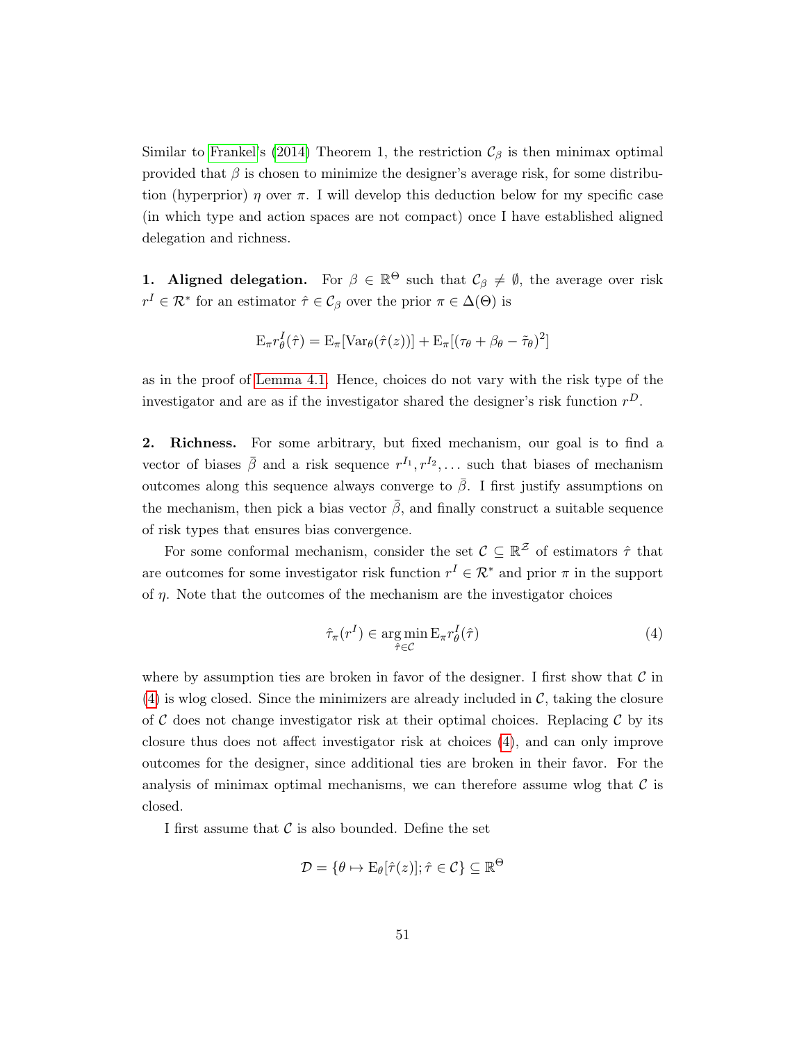Similar to Frankel's (2014) Theorem 1, the restriction $\mathcal{C}_\beta$ is then minimax optimal provided that $\beta$ is chosen to minimize the designer's average risk, for some distribution (hyperprior) $\eta$ over $\pi$. I will develop this deduction below for my specific case (in which type and action spaces are not compact) once I have established aligned delegation and richness.

**1. Aligned delegation.** For $\beta \in \mathbb{R}^\Theta$ such that $\mathcal{C}_\beta \neq \emptyset$, the average over risk $r^I \in \mathcal{R}^*$ for an estimator $\hat{\tau} \in \mathcal{C}_\beta$ over the prior $\pi \in \Delta(\Theta)$ is

$$\mathrm{E}_\pi r^I_\theta(\hat{\tau}) = \mathrm{E}_\pi[\mathrm{Var}_\theta(\hat{\tau}(z))] + \mathrm{E}_\pi[(\tau_\theta + \beta_\theta - \tilde{\tau}_\theta)^2]$$

as in the proof of Lemma 4.1. Hence, choices do not vary with the risk type of the investigator and are as if the investigator shared the designer's risk function $r^D$.

**2. Richness.** For some arbitrary, but fixed mechanism, our goal is to find a vector of biases $\bar{\beta}$ and a risk sequence $r^{I_1}, r^{I_2}, \ldots$ such that biases of mechanism outcomes along this sequence always converge to $\bar{\beta}$. I first justify assumptions on the mechanism, then pick a bias vector $\bar{\beta}$, and finally construct a suitable sequence of risk types that ensures bias convergence.

For some conformal mechanism, consider the set $\mathcal{C} \subseteq \mathbb{R}^\mathcal{Z}$ of estimators $\hat{\tau}$ that are outcomes for some investigator risk function $r^I \in \mathcal{R}^*$ and prior $\pi$ in the support of $\eta$. Note that the outcomes of the mechanism are the investigator choices

$$\hat{\tau}_\pi(r^I) \in \operatorname*{arg\,min}_{\hat{\tau} \in \mathcal{C}} \mathrm{E}_\pi r^I_\theta(\hat{\tau}) \tag{4}$$

where by assumption ties are broken in favor of the designer. I first show that $\mathcal{C}$ in (4) is wlog closed. Since the minimizers are already included in $\mathcal{C}$, taking the closure of $\mathcal{C}$ does not change investigator risk at their optimal choices. Replacing $\mathcal{C}$ by its closure thus does not affect investigator risk at choices (4), and can only improve outcomes for the designer, since additional ties are broken in their favor. For the analysis of minimax optimal mechanisms, we can therefore assume wlog that $\mathcal{C}$ is closed.

I first assume that $\mathcal{C}$ is also bounded. Define the set

$$\mathcal{D} = \{\theta \mapsto \mathrm{E}_\theta[\hat{\tau}(z)]; \hat{\tau} \in \mathcal{C}\} \subseteq \mathbb{R}^\Theta$$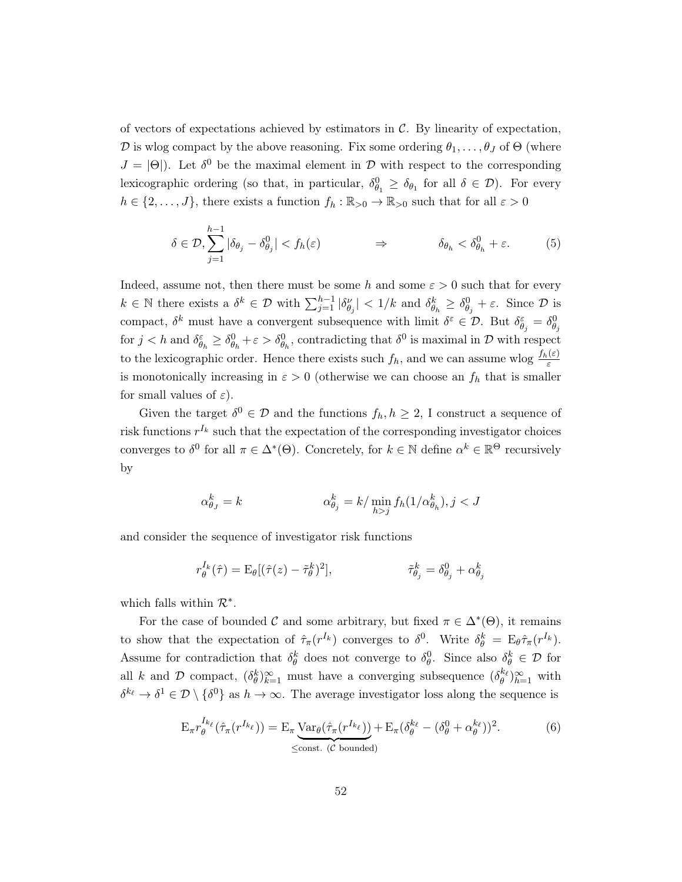of vectors of expectations achieved by estimators in $\mathcal{C}$. By linearity of expectation, $\mathcal{D}$ is wlog compact by the above reasoning. Fix some ordering $\theta_1, \dots, \theta_J$ of $\Theta$ (where $J = |\Theta|$). Let $\delta^0$ be the maximal element in $\mathcal{D}$ with respect to the corresponding lexicographic ordering (so that, in particular, $\delta^0_{\theta_1} \geq \delta_{\theta_1}$ for all $\delta \in \mathcal{D}$). For every $h \in \{2, \dots, J\}$, there exists a function $f_h : \mathbb{R}_{>0} \to \mathbb{R}_{>0}$ such that for all $\varepsilon > 0$

$$\delta \in \mathcal{D}, \sum_{j=1}^{h-1} |\delta_{\theta_j} - \delta^0_{\theta_j}| < f_h(\varepsilon) \qquad \Rightarrow \qquad \delta_{\theta_h} < \delta^0_{\theta_h} + \varepsilon. \tag{5}$$

Indeed, assume not, then there must be some $h$ and some $\varepsilon > 0$ such that for every $k \in \mathbb{N}$ there exists a $\delta^k \in \mathcal{D}$ with $\sum_{j=1}^{h-1} |\delta^\nu_{\theta_j}| < 1/k$ and $\delta^k_{\theta_h} \geq \delta^0_{\theta_j} + \varepsilon$. Since $\mathcal{D}$ is compact, $\delta^k$ must have a convergent subsequence with limit $\delta^\varepsilon \in \mathcal{D}$. But $\delta^\varepsilon_{\theta_j} = \delta^0_{\theta_j}$ for $j < h$ and $\delta^\varepsilon_{\theta_h} \geq \delta^0_{\theta_h} + \varepsilon > \delta^0_{\theta_h}$, contradicting that $\delta^0$ is maximal in $\mathcal{D}$ with respect to the lexicographic order. Hence there exists such $f_h$, and we can assume wlog $\frac{f_h(\varepsilon)}{\varepsilon}$ is monotonically increasing in $\varepsilon > 0$ (otherwise we can choose an $f_h$ that is smaller for small values of $\varepsilon$).

Given the target $\delta^0 \in \mathcal{D}$ and the functions $f_h, h \geq 2$, I construct a sequence of risk functions $r^{I_k}$ such that the expectation of the corresponding investigator choices converges to $\delta^0$ for all $\pi \in \Delta^*(\Theta)$. Concretely, for $k \in \mathbb{N}$ define $\alpha^k \in \mathbb{R}^\Theta$ recursively by

$$\alpha^k_{\theta_J} = k \qquad\qquad \alpha^k_{\theta_j} = k / \min_{h > j} f_h(1/\alpha^k_{\theta_h}), j < J$$

and consider the sequence of investigator risk functions

$$r^{I_k}_\theta(\hat{\tau}) = \mathrm{E}_\theta[(\hat{\tau}(z) - \tilde{\tau}^k_\theta)^2], \qquad\qquad \tilde{\tau}^k_{\theta_j} = \delta^0_{\theta_j} + \alpha^k_{\theta_j}$$

which falls within $\mathcal{R}^*$.

For the case of bounded $\mathcal{C}$ and some arbitrary, but fixed $\pi \in \Delta^*(\Theta)$, it remains to show that the expectation of $\hat{\tau}_\pi(r^{I_k})$ converges to $\delta^0$. Write $\delta^k_\theta = \mathrm{E}_\theta \hat{\tau}_\pi(r^{I_k})$. Assume for contradiction that $\delta^k_\theta$ does not converge to $\delta^0_\theta$. Since also $\delta^k_\theta \in \mathcal{D}$ for all $k$ and $\mathcal{D}$ compact, $(\delta^k_\theta)_{k=1}^\infty$ must have a converging subsequence $(\delta^{k_\ell}_\theta)_{h=1}^\infty$ with $\delta^{k_\ell} \to \delta^1 \in \mathcal{D} \setminus \{\delta^0\}$ as $h \to \infty$. The average investigator loss along the sequence is

$$\mathrm{E}_\pi r^{I_{k_\ell}}_\theta(\hat{\tau}_\pi(r^{I_{k_\ell}})) = \mathrm{E}_\pi \underbrace{\mathrm{Var}_\theta(\hat{\tau}_\pi(r^{I_{k_\ell}}))}_{\leq \text{const. } (\mathcal{C} \text{ bounded})} + \mathrm{E}_\pi(\delta^{k_\ell}_\theta - (\delta^0_\theta + \alpha^{k_\ell}_\theta))^2. \tag{6}$$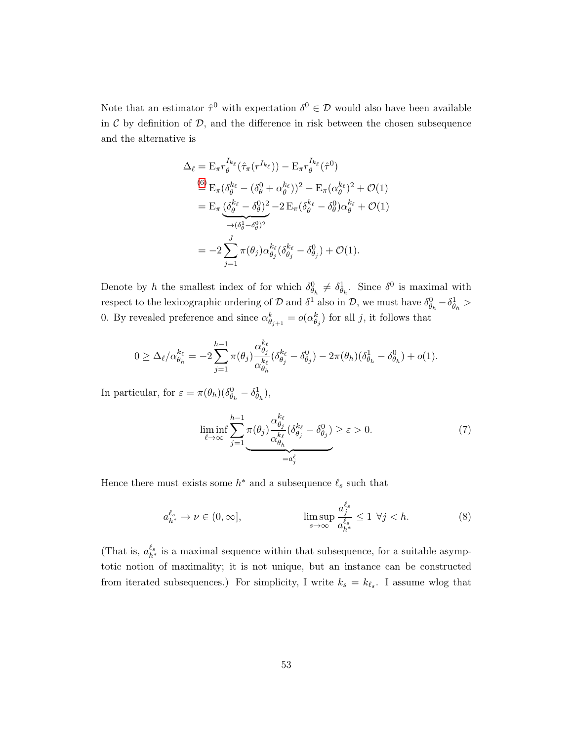Note that an estimator $\hat{\tau}^0$ with expectation $\delta^0 \in \mathcal{D}$ would also have been available in $\mathcal{C}$ by definition of $\mathcal{D}$, and the difference in risk between the chosen subsequence and the alternative is

$$
\begin{aligned}
\Delta_\ell &= \mathrm{E}_\pi r_\theta^{I_{k_\ell}}(\hat{\tau}_\pi(r^{I_{k_\ell}})) - \mathrm{E}_\pi r_\theta^{I_{k_\ell}}(\hat{\tau}^0) \\
&\overset{(6)}{=} \mathrm{E}_\pi(\delta_\theta^{k_\ell} - (\delta_\theta^0 + \alpha_\theta^{k_\ell}))^2 - \mathrm{E}_\pi(\alpha_\theta^{k_\ell})^2 + \mathcal{O}(1) \\
&= \mathrm{E}_\pi \underbrace{(\delta_\theta^{k_\ell} - \delta_\theta^0)^2}_{\to(\delta_\theta^1 - \delta_\theta^0)^2} - 2\,\mathrm{E}_\pi(\delta_\theta^{k_\ell} - \delta_\theta^0)\alpha_\theta^{k_\ell} + \mathcal{O}(1) \\
&= -2\sum_{j=1}^{J} \pi(\theta_j)\alpha_{\theta_j}^{k_\ell}(\delta_{\theta_j}^{k_\ell} - \delta_{\theta_j}^0) + \mathcal{O}(1).
\end{aligned}
$$

Denote by $h$ the smallest index of for which $\delta_{\theta_h}^0 \neq \delta_{\theta_h}^1$. Since $\delta^0$ is maximal with respect to the lexicographic ordering of $\mathcal{D}$ and $\delta^1$ also in $\mathcal{D}$, we must have $\delta_{\theta_h}^0 - \delta_{\theta_h}^1 > 0$. By revealed preference and since $\alpha_{\theta_{j+1}}^k = o(\alpha_{\theta_j}^k)$ for all $j$, it follows that

$$
0 \geq \Delta_\ell / \alpha_{\theta_h}^{k_\ell} = -2\sum_{j=1}^{h-1} \pi(\theta_j)\frac{\alpha_{\theta_j}^{k_\ell}}{\alpha_{\theta_h}^{k_\ell}}(\delta_{\theta_j}^{k_\ell} - \delta_{\theta_j}^0) - 2\pi(\theta_h)(\delta_{\theta_h}^1 - \delta_{\theta_h}^0) + o(1).
$$

In particular, for $\varepsilon = \pi(\theta_h)(\delta_{\theta_h}^0 - \delta_{\theta_h}^1)$,

$$
\liminf_{\ell\to\infty} \sum_{j=1}^{h-1} \underbrace{\pi(\theta_j)\frac{\alpha_{\theta_j}^{k_\ell}}{\alpha_{\theta_h}^{k_\ell}}(\delta_{\theta_j}^{k_\ell} - \delta_{\theta_j}^0)}_{=a_j^\ell} \geq \varepsilon > 0. \tag{7}
$$

Hence there must exists some $h^*$ and a subsequence $\ell_s$ such that

$$
a_{h^*}^{\ell_s} \to \nu \in (0, \infty], \qquad\qquad \limsup_{s\to\infty} \frac{a_j^{\ell_s}}{a_{h^*}^{\ell_s}} \leq 1 \;\; \forall j < h. \tag{8}
$$

(That is, $a_{h^*}^{\ell_s}$ is a maximal sequence within that subsequence, for a suitable asymptotic notion of maximality; it is not unique, but an instance can be constructed from iterated subsequences.) For simplicity, I write $k_s = k_{\ell_s}$. I assume wlog that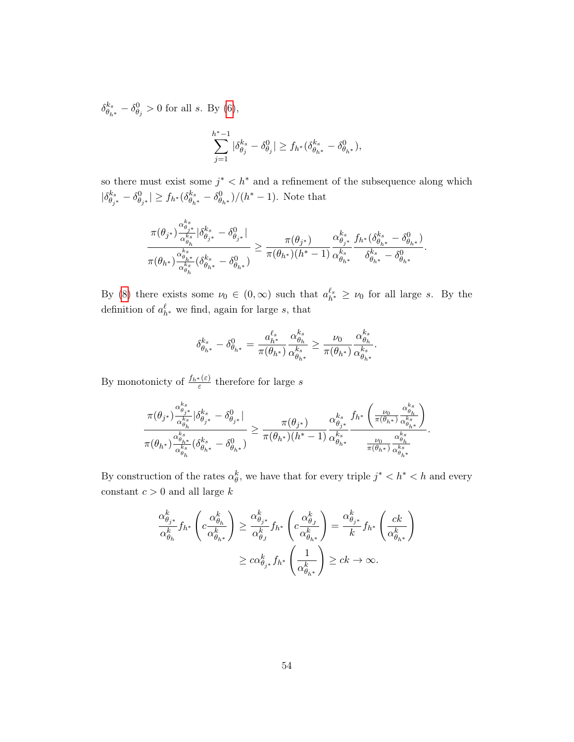$\delta^{k_s}_{\theta_{h^*}} - \delta^0_{\theta_j} > 0$ for all $s$. By (6),

$$\sum_{j=1}^{h^*-1} |\delta^{k_s}_{\theta_j} - \delta^0_{\theta_j}| \geq f_{h^*}(\delta^{k_s}_{\theta_{h^*}} - \delta^0_{\theta_{h^*}}),$$

so there must exist some $j^* < h^*$ and a refinement of the subsequence along which $|\delta^{k_s}_{\theta_{j^*}} - \delta^0_{\theta_{j^*}}| \geq f_{h^*}(\delta^{k_s}_{\theta_{h^*}} - \delta^0_{\theta_{h^*}})/(h^*-1)$. Note that

$$\frac{\pi(\theta_{j^*})\frac{\alpha^{k_s}_{\theta_{j^*}}}{\alpha^{k_s}_{\theta_h}}|\delta^{k_s}_{\theta_{j^*}} - \delta^0_{\theta_{j^*}}|}{\pi(\theta_{h^*})\frac{\alpha^{k_s}_{\theta_{h^*}}}{\alpha^{k_s}_{\theta_h}}(\delta^{k_s}_{\theta_{h^*}} - \delta^0_{\theta_{h^*}})} \geq \frac{\pi(\theta_{j^*})}{\pi(\theta_{h^*})(h^*-1)} \frac{\alpha^{k_s}_{\theta_{j^*}}}{\alpha^{k_s}_{\theta_{h^*}}} \frac{f_{h^*}(\delta^{k_s}_{\theta_{h^*}} - \delta^0_{\theta_{h^*}})}{\delta^{k_s}_{\theta_{h^*}} - \delta^0_{\theta_{h^*}}}.$$

By (8) there exists some $\nu_0 \in (0, \infty)$ such that $a^{\ell_s}_{h^*} \geq \nu_0$ for all large $s$. By the definition of $a^{\ell}_{h^*}$ we find, again for large $s$, that

$$\delta^{k_s}_{\theta_{h^*}} - \delta^0_{\theta_{h^*}} = \frac{a^{\ell_s}_{h^*}}{\pi(\theta_{h^*})} \frac{\alpha^{k_s}_{\theta_h}}{\alpha^{k_s}_{\theta_{h^*}}} \geq \frac{\nu_0}{\pi(\theta_{h^*})} \frac{\alpha^{k_s}_{\theta_h}}{\alpha^{k_s}_{\theta_{h^*}}}.$$

By monotonicty of $\frac{f_{h^*}(\varepsilon)}{\varepsilon}$ therefore for large $s$

$$\frac{\pi(\theta_{j^*})\frac{\alpha^{k_s}_{\theta_{j^*}}}{\alpha^{k_s}_{\theta_h}}|\delta^{k_s}_{\theta_{j^*}} - \delta^0_{\theta_{j^*}}|}{\pi(\theta_{h^*})\frac{\alpha^{k_s}_{\theta_{h^*}}}{\alpha^{k_s}_{\theta_h}}(\delta^{k_s}_{\theta_{h^*}} - \delta^0_{\theta_{h^*}})} \geq \frac{\pi(\theta_{j^*})}{\pi(\theta_{h^*})(h^*-1)} \frac{\alpha^{k_s}_{\theta_{j^*}}}{\alpha^{k_s}_{\theta_{h^*}}} \frac{f_{h^*}\left(\frac{\nu_0}{\pi(\theta_{h^*})}\frac{\alpha^{k_s}_{\theta_h}}{\alpha^{k_s}_{\theta_{h^*}}}\right)}{\frac{\nu_0}{\pi(\theta_{h^*})}\frac{\alpha^{k_s}_{\theta_h}}{\alpha^{k_s}_{\theta_{h^*}}}}.$$

By construction of the rates $\alpha^k_\theta$, we have that for every triple $j^* < h^* < h$ and every constant $c > 0$ and all large $k$

$$\begin{aligned}
\frac{\alpha^k_{\theta_{j^*}}}{\alpha^k_{\theta_h}} f_{h^*}\left(c\frac{\alpha^k_{\theta_h}}{\alpha^k_{\theta_{h^*}}}\right) &\geq \frac{\alpha^k_{\theta_{j^*}}}{\alpha^k_{\theta_J}} f_{h^*}\left(c\frac{\alpha^k_{\theta_J}}{\alpha^k_{\theta_{h^*}}}\right) = \frac{\alpha^k_{\theta_{j^*}}}{k} f_{h^*}\left(\frac{ck}{\alpha^k_{\theta_{h^*}}}\right) \\
&\geq c\alpha^k_{\theta_{j^*}} f_{h^*}\left(\frac{1}{\alpha^k_{\theta_{h^*}}}\right) \geq ck \to \infty.
\end{aligned}$$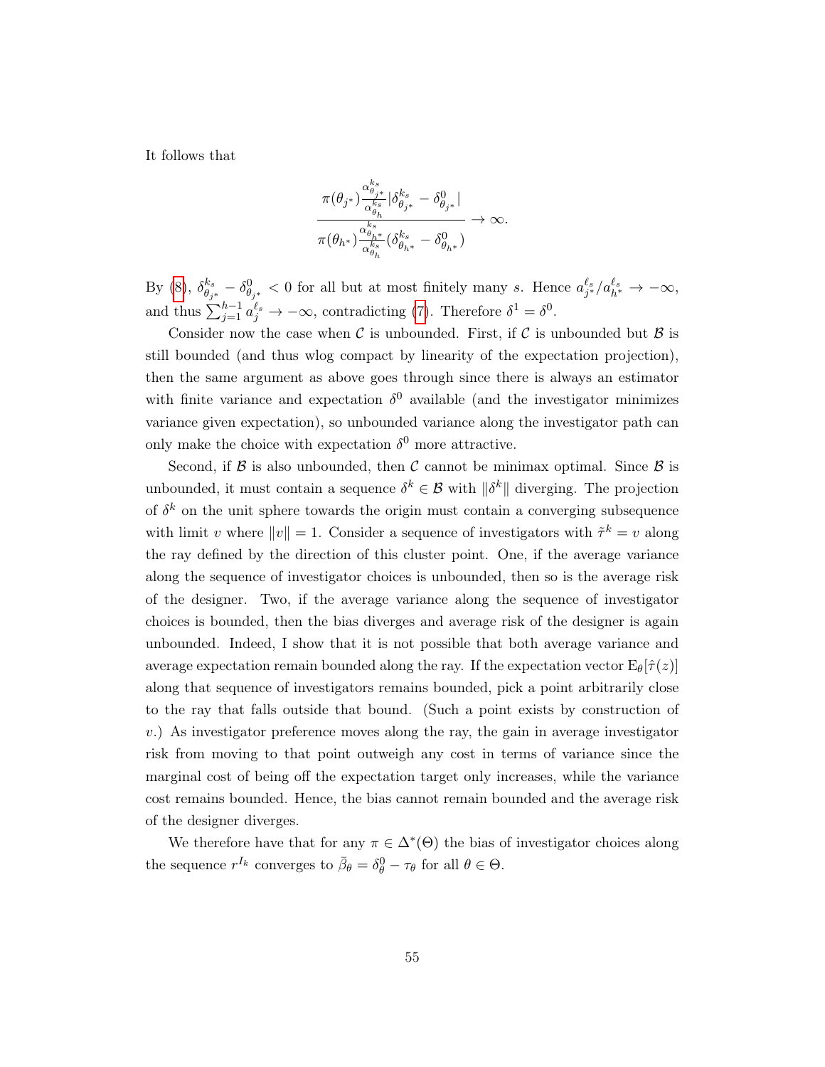It follows that

$$\frac{\pi(\theta_{j^*})\frac{\alpha^{k_s}_{\theta_{j^*}}}{\alpha^{k_s}_{\theta_h}}|\delta^{k_s}_{\theta_{j^*}} - \delta^0_{\theta_{j^*}}|}{\pi(\theta_{h^*})\frac{\alpha^{k_s}_{\theta_{h^*}}}{\alpha^{k_s}_{\theta_h}}(\delta^{k_s}_{\theta_{h^*}} - \delta^0_{\theta_{h^*}})} \to \infty.$$

By (8), $\delta^{k_s}_{\theta_{j^*}} - \delta^0_{\theta_{j^*}} < 0$ for all but at most finitely many $s$. Hence $a^{\ell_s}_{j^*}/a^{\ell_s}_{h^*} \to -\infty$, and thus $\sum_{j=1}^{h-1} a^{\ell_s}_j \to -\infty$, contradicting (7). Therefore $\delta^1 = \delta^0$.

Consider now the case when $\mathcal{C}$ is unbounded. First, if $\mathcal{C}$ is unbounded but $\mathcal{B}$ is still bounded (and thus wlog compact by linearity of the expectation projection), then the same argument as above goes through since there is always an estimator with finite variance and expectation $\delta^0$ available (and the investigator minimizes variance given expectation), so unbounded variance along the investigator path can only make the choice with expectation $\delta^0$ more attractive.

Second, if $\mathcal{B}$ is also unbounded, then $\mathcal{C}$ cannot be minimax optimal. Since $\mathcal{B}$ is unbounded, it must contain a sequence $\delta^k \in \mathcal{B}$ with $\|\delta^k\|$ diverging. The projection of $\delta^k$ on the unit sphere towards the origin must contain a converging subsequence with limit $v$ where $\|v\| = 1$. Consider a sequence of investigators with $\tilde{\tau}^k = v$ along the ray defined by the direction of this cluster point. One, if the average variance along the sequence of investigator choices is unbounded, then so is the average risk of the designer. Two, if the average variance along the sequence of investigator choices is bounded, then the bias diverges and average risk of the designer is again unbounded. Indeed, I show that it is not possible that both average variance and average expectation remain bounded along the ray. If the expectation vector $\mathrm{E}_\theta[\hat{\tau}(z)]$ along that sequence of investigators remains bounded, pick a point arbitrarily close to the ray that falls outside that bound. (Such a point exists by construction of $v$.) As investigator preference moves along the ray, the gain in average investigator risk from moving to that point outweigh any cost in terms of variance since the marginal cost of being off the expectation target only increases, while the variance cost remains bounded. Hence, the bias cannot remain bounded and the average risk of the designer diverges.

We therefore have that for any $\pi \in \Delta^*(\Theta)$ the bias of investigator choices along the sequence $r^{I_k}$ converges to $\bar{\beta}_\theta = \delta^0_\theta - \tau_\theta$ for all $\theta \in \Theta$.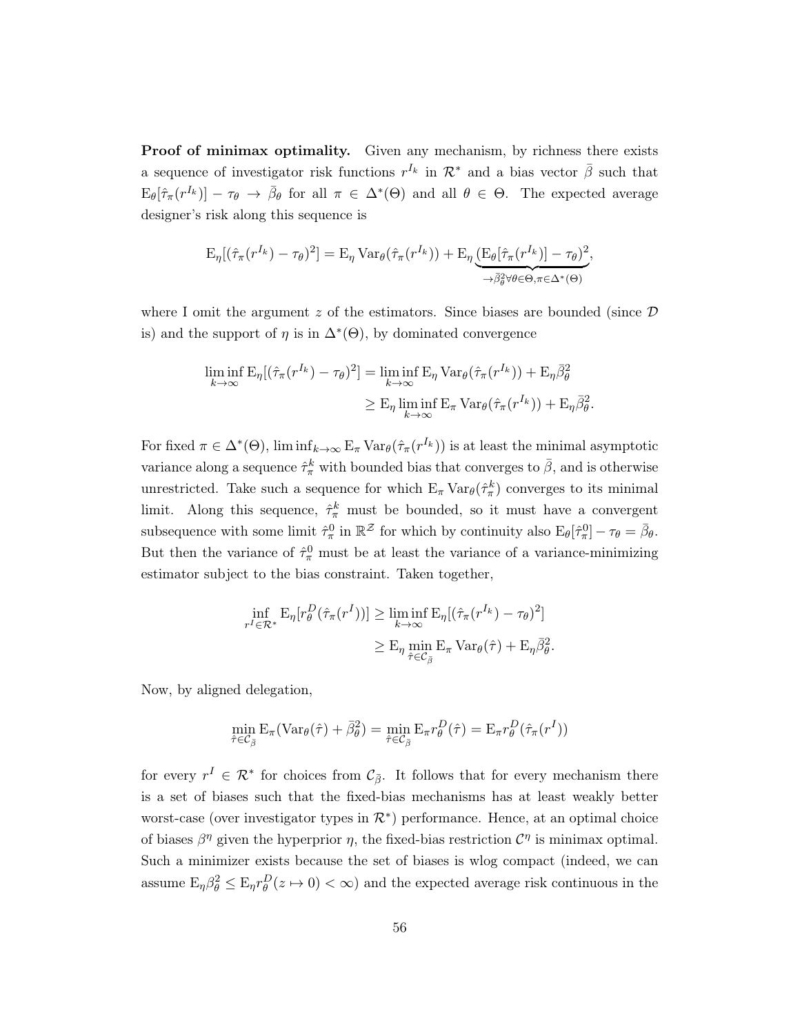**Proof of minimax optimality.** Given any mechanism, by richness there exists a sequence of investigator risk functions $r^{I_k}$ in $\mathcal{R}^*$ and a bias vector $\bar{\beta}$ such that $\mathrm{E}_\theta[\hat{\tau}_\pi(r^{I_k})] - \tau_\theta \to \bar{\beta}_\theta$ for all $\pi \in \Delta^*(\Theta)$ and all $\theta \in \Theta$. The expected average designer's risk along this sequence is

$$\mathrm{E}_\eta[(\hat{\tau}_\pi(r^{I_k}) - \tau_\theta)^2] = \mathrm{E}_\eta \operatorname{Var}_\theta(\hat{\tau}_\pi(r^{I_k})) + \mathrm{E}_\eta \underbrace{(\mathrm{E}_\theta[\hat{\tau}_\pi(r^{I_k})] - \tau_\theta)^2}_{\to \bar{\beta}_\theta^2 \forall \theta \in \Theta, \pi \in \Delta^*(\Theta)},$$

where I omit the argument $z$ of the estimators. Since biases are bounded (since $\mathcal{D}$ is) and the support of $\eta$ is in $\Delta^*(\Theta)$, by dominated convergence

$$\begin{aligned}
\liminf_{k\to\infty} \mathrm{E}_\eta[(\hat{\tau}_\pi(r^{I_k}) - \tau_\theta)^2] &= \liminf_{k\to\infty} \mathrm{E}_\eta \operatorname{Var}_\theta(\hat{\tau}_\pi(r^{I_k})) + \mathrm{E}_\eta \bar{\beta}_\theta^2 \\
&\geq \mathrm{E}_\eta \liminf_{k\to\infty} \mathrm{E}_\pi \operatorname{Var}_\theta(\hat{\tau}_\pi(r^{I_k})) + \mathrm{E}_\eta \bar{\beta}_\theta^2.
\end{aligned}$$

For fixed $\pi \in \Delta^*(\Theta)$, $\liminf_{k\to\infty} \mathrm{E}_\pi \operatorname{Var}_\theta(\hat{\tau}_\pi(r^{I_k}))$ is at least the minimal asymptotic variance along a sequence $\hat{\tau}_\pi^k$ with bounded bias that converges to $\bar{\beta}$, and is otherwise unrestricted. Take such a sequence for which $\mathrm{E}_\pi \operatorname{Var}_\theta(\hat{\tau}_\pi^k)$ converges to its minimal limit. Along this sequence, $\hat{\tau}_\pi^k$ must be bounded, so it must have a convergent subsequence with some limit $\hat{\tau}_\pi^0$ in $\mathbb{R}^{\mathcal{Z}}$ for which by continuity also $\mathrm{E}_\theta[\hat{\tau}_\pi^0] - \tau_\theta = \bar{\beta}_\theta$. But then the variance of $\hat{\tau}_\pi^0$ must be at least the variance of a variance-minimizing estimator subject to the bias constraint. Taken together,

$$\begin{aligned}
\inf_{r^I \in \mathcal{R}^*} \mathrm{E}_\eta[r_\theta^D(\hat{\tau}_\pi(r^I))] &\geq \liminf_{k\to\infty} \mathrm{E}_\eta[(\hat{\tau}_\pi(r^{I_k}) - \tau_\theta)^2] \\
&\geq \mathrm{E}_\eta \min_{\hat{\tau} \in \mathcal{C}_{\bar{\beta}}} \mathrm{E}_\pi \operatorname{Var}_\theta(\hat{\tau}) + \mathrm{E}_\eta \bar{\beta}_\theta^2.
\end{aligned}$$

Now, by aligned delegation,

$$\min_{\hat{\tau} \in \mathcal{C}_{\bar{\beta}}} \mathrm{E}_\pi(\operatorname{Var}_\theta(\hat{\tau}) + \bar{\beta}_\theta^2) = \min_{\hat{\tau} \in \mathcal{C}_{\bar{\beta}}} \mathrm{E}_\pi r_\theta^D(\hat{\tau}) = \mathrm{E}_\pi r_\theta^D(\hat{\tau}_\pi(r^I))$$

for every $r^I \in \mathcal{R}^*$ for choices from $\mathcal{C}_{\bar{\beta}}$. It follows that for every mechanism there is a set of biases such that the fixed-bias mechanisms has at least weakly better worst-case (over investigator types in $\mathcal{R}^*$) performance. Hence, at an optimal choice of biases $\beta^\eta$ given the hyperprior $\eta$, the fixed-bias restriction $\mathcal{C}^\eta$ is minimax optimal. Such a minimizer exists because the set of biases is wlog compact (indeed, we can assume $\mathrm{E}_\eta \beta_\theta^2 \leq \mathrm{E}_\eta r_\theta^D(z \mapsto 0) < \infty$) and the expected average risk continuous in the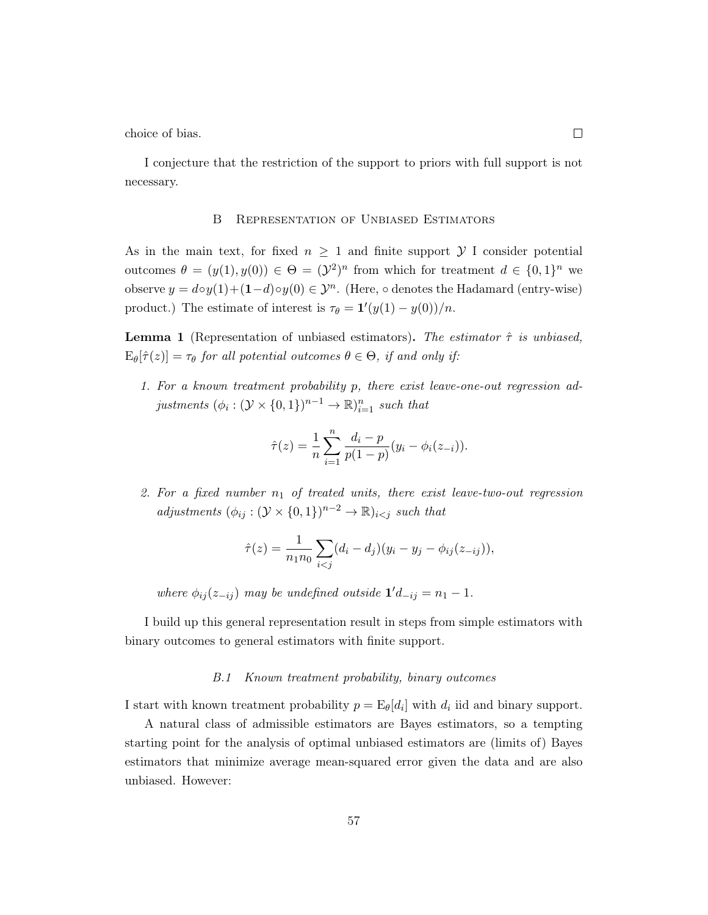choice of bias. □

I conjecture that the restriction of the support to priors with full support is not necessary.

## B Representation of Unbiased Estimators

As in the main text, for fixed $n \geq 1$ and finite support $\mathcal{Y}$ I consider potential outcomes $\theta = (y(1), y(0)) \in \Theta = (\mathcal{Y}^2)^n$ from which for treatment $d \in \{0,1\}^n$ we observe $y = d \circ y(1) + (\mathbf{1} - d) \circ y(0) \in \mathcal{Y}^n$. (Here, $\circ$ denotes the Hadamard (entry-wise) product.) The estimate of interest is $\tau_\theta = \mathbf{1}'(y(1) - y(0))/n$.

**Lemma 1** (Representation of unbiased estimators)**.** *The estimator $\hat{\tau}$ is unbiased, $\mathrm{E}_\theta[\hat{\tau}(z)] = \tau_\theta$ for all potential outcomes $\theta \in \Theta$, if and only if:*

1. *For a known treatment probability $p$, there exist leave-one-out regression adjustments $(\phi_i : (\mathcal{Y} \times \{0,1\})^{n-1} \to \mathbb{R})_{i=1}^n$ such that*

$$\hat{\tau}(z) = \frac{1}{n} \sum_{i=1}^{n} \frac{d_i - p}{p(1-p)} (y_i - \phi_i(z_{-i})).$$

2. *For a fixed number $n_1$ of treated units, there exist leave-two-out regression adjustments $(\phi_{ij} : (\mathcal{Y} \times \{0,1\})^{n-2} \to \mathbb{R})_{i<j}$ such that*

$$\hat{\tau}(z) = \frac{1}{n_1 n_0} \sum_{i<j} (d_i - d_j)(y_i - y_j - \phi_{ij}(z_{-ij})),$$

*where $\phi_{ij}(z_{-ij})$ may be undefined outside $\mathbf{1}' d_{-ij} = n_1 - 1$.*

I build up this general representation result in steps from simple estimators with binary outcomes to general estimators with finite support.

### B.1 Known treatment probability, binary outcomes

I start with known treatment probability $p = \mathrm{E}_\theta[d_i]$ with $d_i$ iid and binary support.

A natural class of admissible estimators are Bayes estimators, so a tempting starting point for the analysis of optimal unbiased estimators are (limits of) Bayes estimators that minimize average mean-squared error given the data and are also unbiased. However: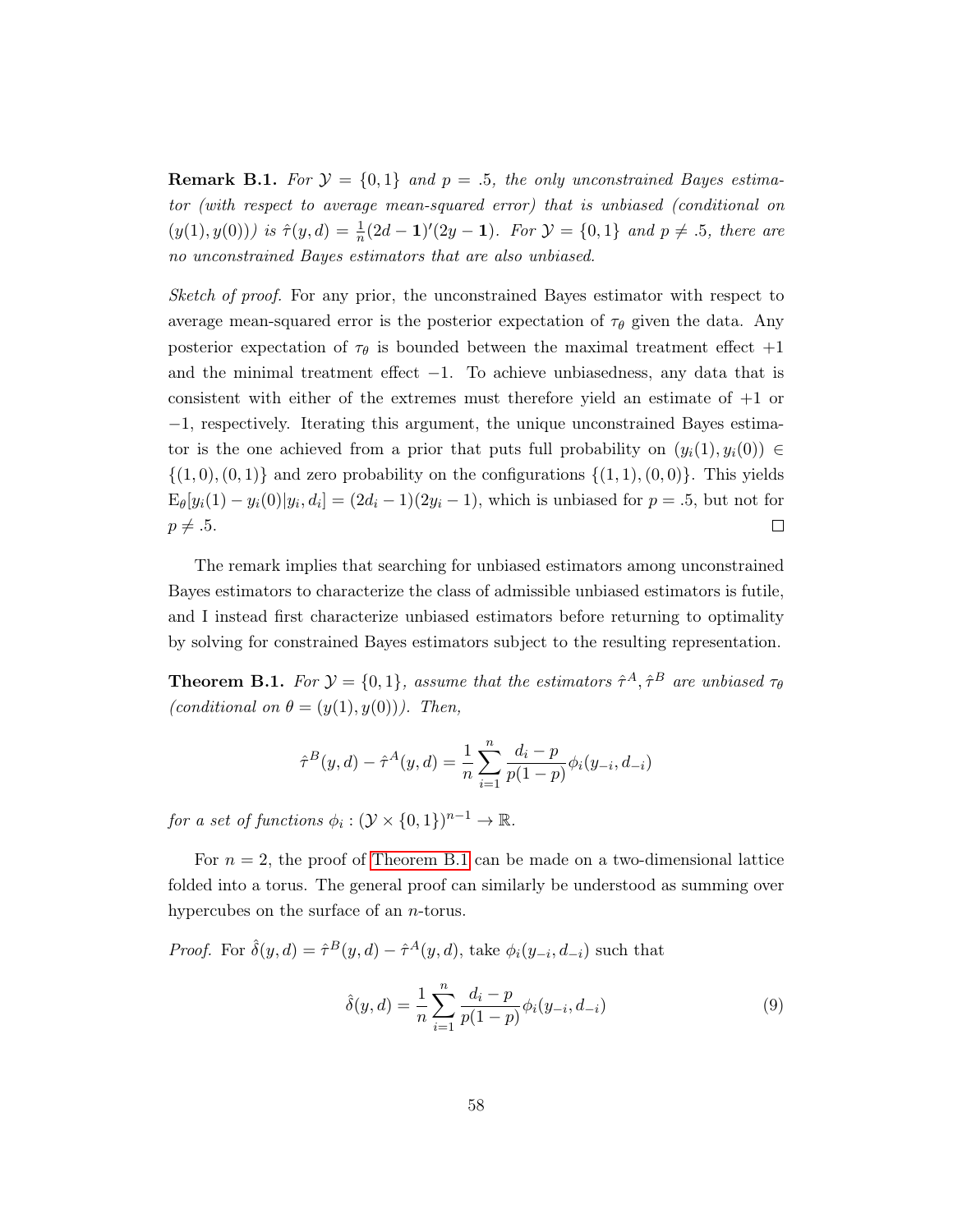**Remark B.1.** *For $\mathcal{Y} = \{0, 1\}$ and $p = .5$, the only unconstrained Bayes estimator (with respect to average mean-squared error) that is unbiased (conditional on $(y(1), y(0))$) is $\hat{\tau}(y, d) = \frac{1}{n}(2d - \mathbf{1})'(2y - \mathbf{1})$. For $\mathcal{Y} = \{0, 1\}$ and $p \neq .5$, there are no unconstrained Bayes estimators that are also unbiased.*

*Sketch of proof.* For any prior, the unconstrained Bayes estimator with respect to average mean-squared error is the posterior expectation of $\tau_\theta$ given the data. Any posterior expectation of $\tau_\theta$ is bounded between the maximal treatment effect $+1$ and the minimal treatment effect $-1$. To achieve unbiasedness, any data that is consistent with either of the extremes must therefore yield an estimate of $+1$ or $-1$, respectively. Iterating this argument, the unique unconstrained Bayes estimator is the one achieved from a prior that puts full probability on $(y_i(1), y_i(0)) \in \{(1, 0), (0, 1)\}$ and zero probability on the configurations $\{(1, 1), (0, 0)\}$. This yields $\mathrm{E}_\theta[y_i(1) - y_i(0)|y_i, d_i] = (2d_i - 1)(2y_i - 1)$, which is unbiased for $p = .5$, but not for $p \neq .5$. $\square$

The remark implies that searching for unbiased estimators among unconstrained Bayes estimators to characterize the class of admissible unbiased estimators is futile, and I instead first characterize unbiased estimators before returning to optimality by solving for constrained Bayes estimators subject to the resulting representation.

**Theorem B.1.** *For $\mathcal{Y} = \{0, 1\}$, assume that the estimators $\hat{\tau}^A, \hat{\tau}^B$ are unbiased $\tau_\theta$ (conditional on $\theta = (y(1), y(0))$). Then,*

$$\hat{\tau}^B(y, d) - \hat{\tau}^A(y, d) = \frac{1}{n} \sum_{i=1}^{n} \frac{d_i - p}{p(1 - p)} \phi_i(y_{-i}, d_{-i})$$

*for a set of functions $\phi_i : (\mathcal{Y} \times \{0, 1\})^{n-1} \to \mathbb{R}$.*

For $n = 2$, the proof of Theorem B.1 can be made on a two-dimensional lattice folded into a torus. The general proof can similarly be understood as summing over hypercubes on the surface of an $n$-torus.

*Proof.* For $\hat{\delta}(y, d) = \hat{\tau}^B(y, d) - \hat{\tau}^A(y, d)$, take $\phi_i(y_{-i}, d_{-i})$ such that

$$\hat{\delta}(y, d) = \frac{1}{n} \sum_{i=1}^{n} \frac{d_i - p}{p(1 - p)} \phi_i(y_{-i}, d_{-i}) \tag{9}$$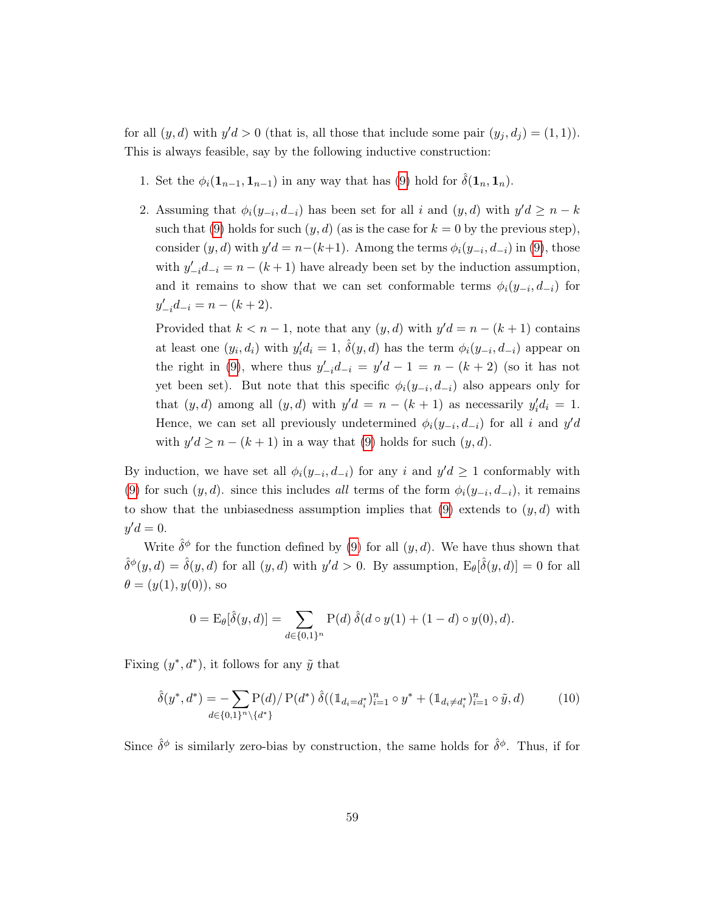for all $(y, d)$ with $y'd > 0$ (that is, all those that include some pair $(y_j, d_j) = (1, 1)$). This is always feasible, say by the following inductive construction:

1. Set the $\phi_i(\mathbf{1}_{n-1}, \mathbf{1}_{n-1})$ in any way that has (9) hold for $\hat{\delta}(\mathbf{1}_n, \mathbf{1}_n)$.

2. Assuming that $\phi_i(y_{-i}, d_{-i})$ has been set for all $i$ and $(y, d)$ with $y'd \geq n - k$ such that (9) holds for such $(y, d)$ (as is the case for $k = 0$ by the previous step), consider $(y, d)$ with $y'd = n-(k+1)$. Among the terms $\phi_i(y_{-i}, d_{-i})$ in (9), those with $y'_{-i}d_{-i} = n - (k + 1)$ have already been set by the induction assumption, and it remains to show that we can set conformable terms $\phi_i(y_{-i}, d_{-i})$ for $y'_{-i}d_{-i} = n - (k + 2)$.

   Provided that $k < n - 1$, note that any $(y, d)$ with $y'd = n - (k + 1)$ contains at least one $(y_i, d_i)$ with $y'_i d_i = 1$, $\hat{\delta}(y, d)$ has the term $\phi_i(y_{-i}, d_{-i})$ appear on the right in (9), where thus $y'_{-i}d_{-i} = y'd - 1 = n - (k + 2)$ (so it has not yet been set). But note that this specific $\phi_i(y_{-i}, d_{-i})$ also appears only for that $(y, d)$ among all $(y, d)$ with $y'd = n - (k + 1)$ as necessarily $y'_i d_i = 1$. Hence, we can set all previously undetermined $\phi_i(y_{-i}, d_{-i})$ for all $i$ and $y'd$ with $y'd \geq n - (k + 1)$ in a way that (9) holds for such $(y, d)$.

By induction, we have set all $\phi_i(y_{-i}, d_{-i})$ for any $i$ and $y'd \geq 1$ conformably with (9) for such $(y, d)$. since this includes *all* terms of the form $\phi_i(y_{-i}, d_{-i})$, it remains to show that the unbiasedness assumption implies that (9) extends to $(y, d)$ with $y'd = 0$.

Write $\hat{\delta}^\phi$ for the function defined by (9) for all $(y, d)$. We have thus shown that $\hat{\delta}^\phi(y, d) = \hat{\delta}(y, d)$ for all $(y, d)$ with $y'd > 0$. By assumption, $\mathrm{E}_\theta[\hat{\delta}(y, d)] = 0$ for all $\theta = (y(1), y(0))$, so

$$0 = \mathrm{E}_\theta[\hat{\delta}(y, d)] = \sum_{d \in \{0,1\}^n} \mathrm{P}(d)\, \hat{\delta}(d \circ y(1) + (1 - d) \circ y(0), d).$$

Fixing $(y^*, d^*)$, it follows for any $\tilde{y}$ that

$$\hat{\delta}(y^*, d^*) = -\sum_{d \in \{0,1\}^n \setminus \{d^*\}} \mathrm{P}(d)/\,\mathrm{P}(d^*)\, \hat{\delta}((\mathbb{1}_{d_i = d_i^*})_{i=1}^n \circ y^* + (\mathbb{1}_{d_i \neq d_i^*})_{i=1}^n \circ \tilde{y}, d) \tag{10}$$

Since $\hat{\delta}^\phi$ is similarly zero-bias by construction, the same holds for $\hat{\delta}^\phi$. Thus, if for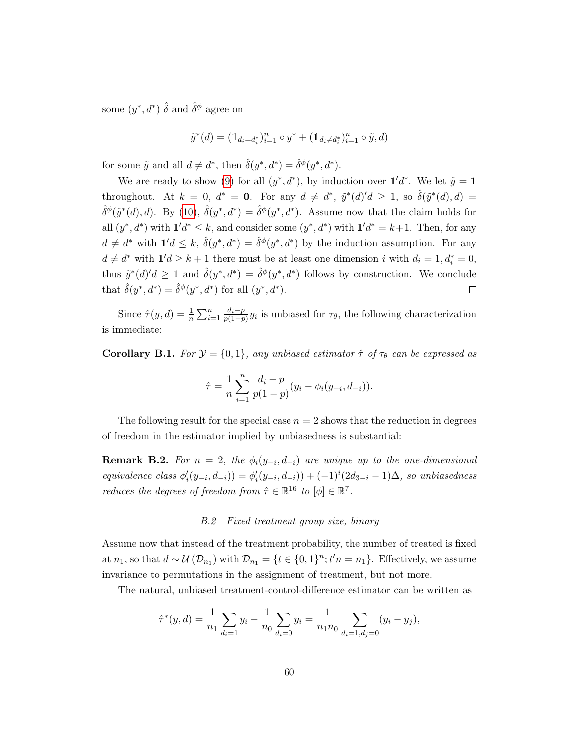some $(y^*, d^*)$ $\hat{\delta}$ and $\hat{\delta}^\phi$ agree on

$$\tilde{y}^*(d) = (\mathbb{1}_{d_i = d_i^*})_{i=1}^n \circ y^* + (\mathbb{1}_{d_i \neq d_i^*})_{i=1}^n \circ \tilde{y}, d)$$

for some $\tilde{y}$ and all $d \neq d^*$, then $\hat{\delta}(y^*, d^*) = \hat{\delta}^\phi(y^*, d^*)$.

We are ready to show (9) for all $(y^*, d^*)$, by induction over $\mathbf{1}'d^*$. We let $\tilde{y} = \mathbf{1}$ throughout. At $k = 0$, $d^* = \mathbf{0}$. For any $d \neq d^*$, $\tilde{y}^*(d)'d \geq 1$, so $\hat{\delta}(\tilde{y}^*(d), d) = \hat{\delta}^\phi(\tilde{y}^*(d), d)$. By (10), $\hat{\delta}(y^*, d^*) = \hat{\delta}^\phi(y^*, d^*)$. Assume now that the claim holds for all $(y^*, d^*)$ with $\mathbf{1}'d^* \leq k$, and consider some $(y^*, d^*)$ with $\mathbf{1}'d^* = k+1$. Then, for any $d \neq d^*$ with $\mathbf{1}'d \leq k$, $\hat{\delta}(y^*, d^*) = \hat{\delta}^\phi(y^*, d^*)$ by the induction assumption. For any $d \neq d^*$ with $\mathbf{1}'d \geq k+1$ there must be at least one dimension $i$ with $d_i = 1, d_i^* = 0$, thus $\tilde{y}^*(d)'d \geq 1$ and $\hat{\delta}(y^*, d^*) = \hat{\delta}^\phi(y^*, d^*)$ follows by construction. We conclude that $\hat{\delta}(y^*, d^*) = \hat{\delta}^\phi(y^*, d^*)$ for all $(y^*, d^*)$. □

Since $\hat{\tau}(y, d) = \frac{1}{n} \sum_{i=1}^n \frac{d_i - p}{p(1-p)} y_i$ is unbiased for $\tau_\theta$, the following characterization is immediate:

**Corollary B.1.** *For $\mathcal{Y} = \{0, 1\}$, any unbiased estimator $\hat{\tau}$ of $\tau_\theta$ can be expressed as*

$$\hat{\tau} = \frac{1}{n} \sum_{i=1}^n \frac{d_i - p}{p(1-p)} (y_i - \phi_i(y_{-i}, d_{-i})).$$

The following result for the special case $n = 2$ shows that the reduction in degrees of freedom in the estimator implied by unbiasedness is substantial:

**Remark B.2.** *For $n = 2$, the $\phi_i(y_{-i}, d_{-i})$ are unique up to the one-dimensional equivalence class $\phi_i'(y_{-i}, d_{-i})) = \phi_i'(y_{-i}, d_{-i})) + (-1)^i (2d_{3-i} - 1)\Delta$, so unbiasedness reduces the degrees of freedom from $\hat{\tau} \in \mathbb{R}^{16}$ to $[\phi] \in \mathbb{R}^7$.*

### B.2 Fixed treatment group size, binary

Assume now that instead of the treatment probability, the number of treated is fixed at $n_1$, so that $d \sim \mathcal{U}(\mathcal{D}_{n_1})$ with $\mathcal{D}_{n_1} = \{t \in \{0,1\}^n; t'n = n_1\}$. Effectively, we assume invariance to permutations in the assignment of treatment, but not more.

The natural, unbiased treatment-control-difference estimator can be written as

$$\hat{\tau}^*(y, d) = \frac{1}{n_1} \sum_{d_i = 1} y_i - \frac{1}{n_0} \sum_{d_i = 0} y_i = \frac{1}{n_1 n_0} \sum_{d_i = 1, d_j = 0} (y_i - y_j),$$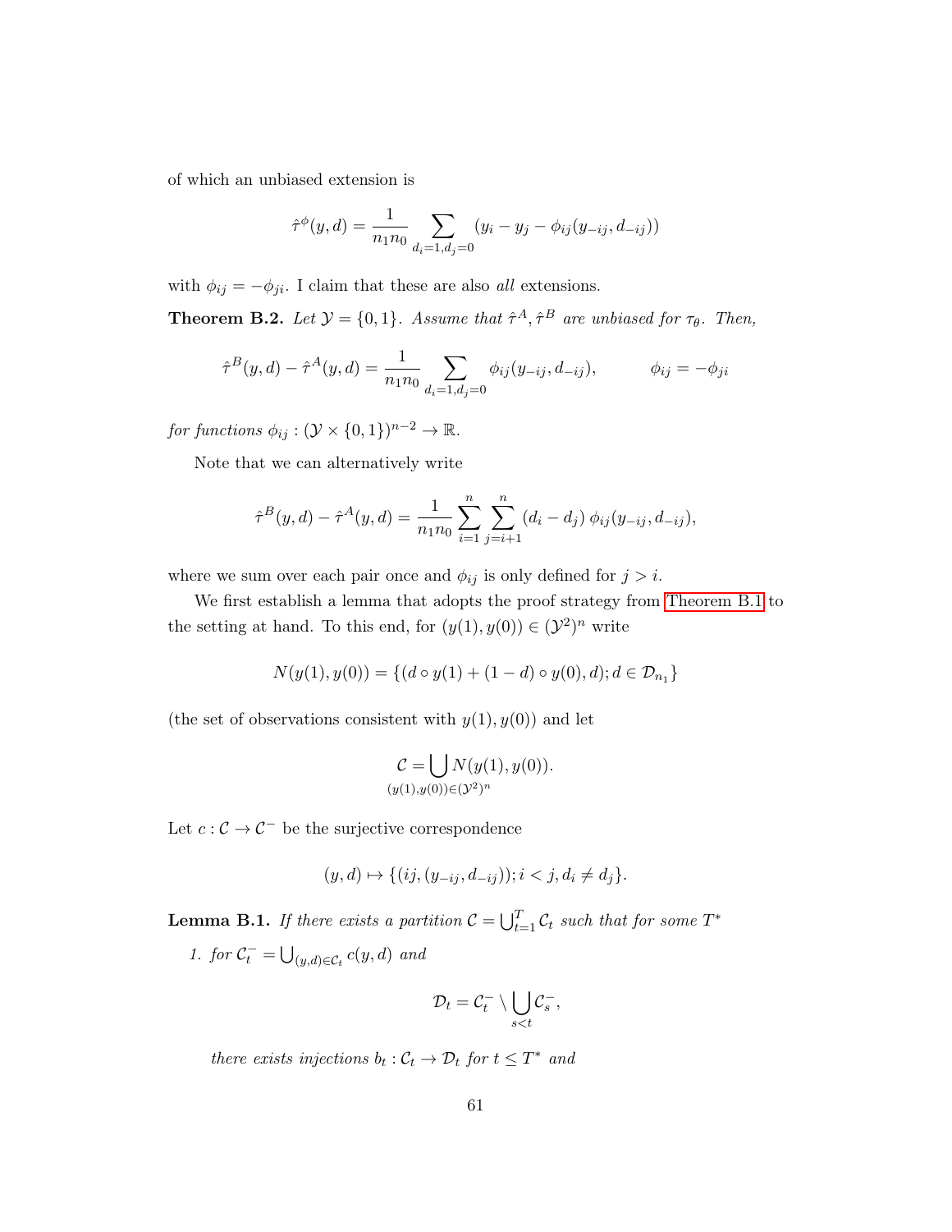of which an unbiased extension is

$$\hat{\tau}^{\phi}(y,d) = \frac{1}{n_1 n_0} \sum_{d_i=1, d_j=0} (y_i - y_j - \phi_{ij}(y_{-ij}, d_{-ij}))$$

with $\phi_{ij} = -\phi_{ji}$. I claim that these are also *all* extensions.

**Theorem B.2.** *Let $\mathcal{Y} = \{0,1\}$. Assume that $\hat{\tau}^A, \hat{\tau}^B$ are unbiased for $\tau_\theta$. Then,*

$$\hat{\tau}^B(y,d) - \hat{\tau}^A(y,d) = \frac{1}{n_1 n_0} \sum_{d_i=1, d_j=0} \phi_{ij}(y_{-ij}, d_{-ij}), \qquad \phi_{ij} = -\phi_{ji}$$

*for functions $\phi_{ij} : (\mathcal{Y} \times \{0,1\})^{n-2} \to \mathbb{R}$.*

Note that we can alternatively write

$$\hat{\tau}^B(y,d) - \hat{\tau}^A(y,d) = \frac{1}{n_1 n_0} \sum_{i=1}^{n} \sum_{j=i+1}^{n} (d_i - d_j)\, \phi_{ij}(y_{-ij}, d_{-ij}),$$

where we sum over each pair once and $\phi_{ij}$ is only defined for $j > i$.

We first establish a lemma that adopts the proof strategy from Theorem B.1 to the setting at hand. To this end, for $(y(1), y(0)) \in (\mathcal{Y}^2)^n$ write

$$N(y(1), y(0)) = \{(d \circ y(1) + (1-d) \circ y(0), d); d \in \mathcal{D}_{n_1}\}$$

(the set of observations consistent with $y(1), y(0)$) and let

$$\mathcal{C} = \bigcup_{(y(1),y(0)) \in (\mathcal{Y}^2)^n} N(y(1), y(0)).$$

Let $c : \mathcal{C} \to \mathcal{C}^-$ be the surjective correspondence

$$(y,d) \mapsto \{(ij, (y_{-ij}, d_{-ij})); i < j, d_i \neq d_j\}.$$

**Lemma B.1.** *If there exists a partition $\mathcal{C} = \bigcup_{t=1}^{T} \mathcal{C}_t$ such that for some $T^*$*

1. *for $\mathcal{C}_t^- = \bigcup_{(y,d) \in \mathcal{C}_t} c(y,d)$ and*

$$\mathcal{D}_t = \mathcal{C}_t^- \setminus \bigcup_{s<t} \mathcal{C}_s^-,$$

*there exists injections $b_t : \mathcal{C}_t \to \mathcal{D}_t$ for $t \leq T^*$ and*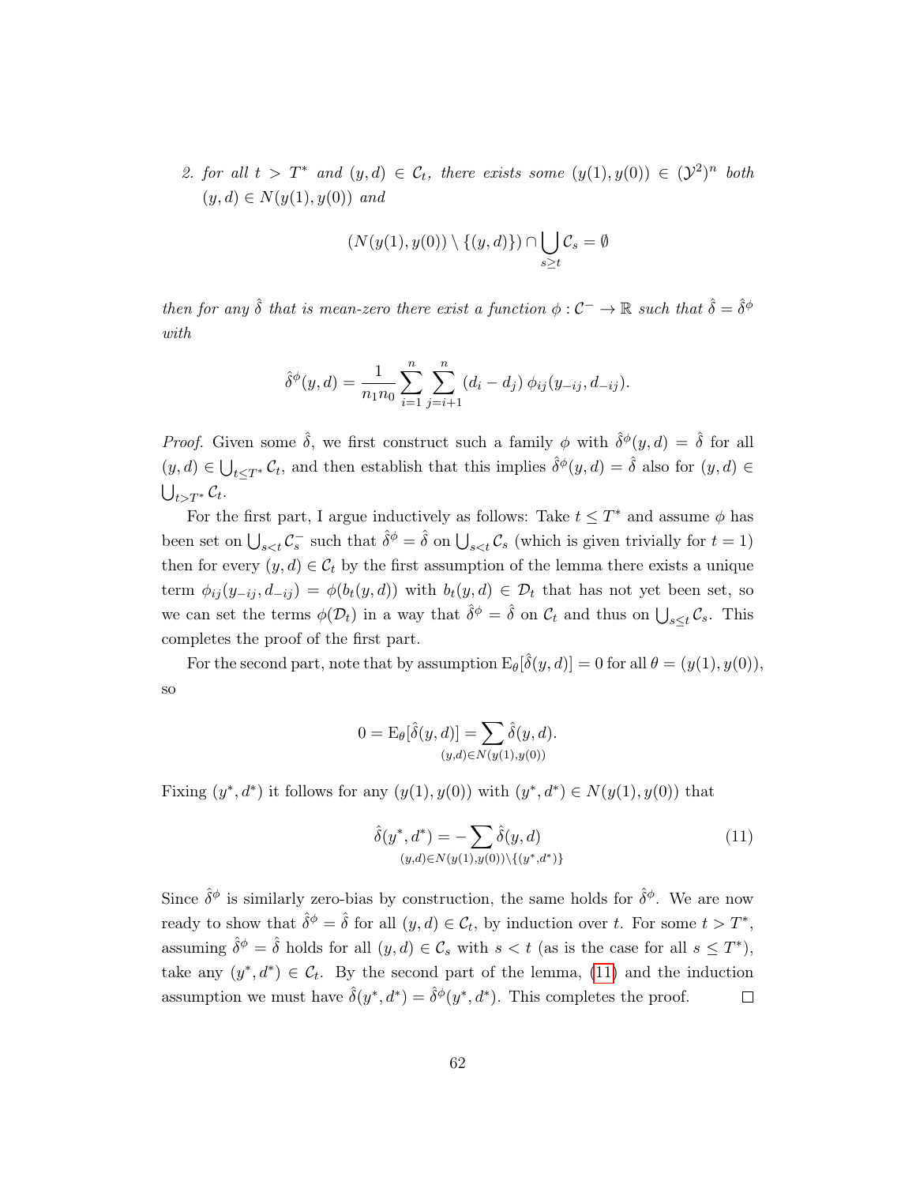2. *for all $t > T^*$ and $(y,d) \in \mathcal{C}_t$, there exists some $(y(1), y(0)) \in (\mathcal{Y}^2)^n$ both $(y,d) \in N(y(1), y(0))$ and*

$$
(N(y(1), y(0)) \setminus \{(y,d)\}) \cap \bigcup_{s \geq t} \mathcal{C}_s = \emptyset
$$

*then for any $\hat{\delta}$ that is mean-zero there exist a function $\phi : \mathcal{C}^- \to \mathbb{R}$ such that $\hat{\delta} = \hat{\delta}^\phi$ with*

$$
\hat{\delta}^\phi(y,d) = \frac{1}{n_1 n_0} \sum_{i=1}^{n} \sum_{j=i+1}^{n} (d_i - d_j)\, \phi_{ij}(y_{-ij}, d_{-ij}).
$$

*Proof.* Given some $\hat{\delta}$, we first construct such a family $\phi$ with $\hat{\delta}^\phi(y,d) = \hat{\delta}$ for all $(y,d) \in \bigcup_{t \leq T^*} \mathcal{C}_t$, and then establish that this implies $\hat{\delta}^\phi(y,d) = \hat{\delta}$ also for $(y,d) \in \bigcup_{t > T^*} \mathcal{C}_t$.

For the first part, I argue inductively as follows: Take $t \leq T^*$ and assume $\phi$ has been set on $\bigcup_{s<t} \mathcal{C}_s^-$ such that $\hat{\delta}^\phi = \hat{\delta}$ on $\bigcup_{s<t} \mathcal{C}_s$ (which is given trivially for $t = 1$) then for every $(y,d) \in \mathcal{C}_t$ by the first assumption of the lemma there exists a unique term $\phi_{ij}(y_{-ij}, d_{-ij}) = \phi(b_t(y,d))$ with $b_t(y,d) \in \mathcal{D}_t$ that has not yet been set, so we can set the terms $\phi(\mathcal{D}_t)$ in a way that $\hat{\delta}^\phi = \hat{\delta}$ on $\mathcal{C}_t$ and thus on $\bigcup_{s \leq t} \mathcal{C}_s$. This completes the proof of the first part.

For the second part, note that by assumption $\mathrm{E}_\theta[\hat{\delta}(y,d)] = 0$ for all $\theta = (y(1), y(0))$, so

$$
0 = \mathrm{E}_\theta[\hat{\delta}(y,d)] = \sum_{(y,d) \in N(y(1), y(0))} \hat{\delta}(y,d).
$$

Fixing $(y^*, d^*)$ it follows for any $(y(1), y(0))$ with $(y^*, d^*) \in N(y(1), y(0))$ that

$$
\hat{\delta}(y^*, d^*) = -\sum_{(y,d) \in N(y(1), y(0)) \setminus \{(y^*, d^*)\}} \hat{\delta}(y,d) \tag{11}
$$

Since $\hat{\delta}^\phi$ is similarly zero-bias by construction, the same holds for $\hat{\delta}^\phi$. We are now ready to show that $\hat{\delta}^\phi = \hat{\delta}$ for all $(y,d) \in \mathcal{C}_t$, by induction over $t$. For some $t > T^*$, assuming $\hat{\delta}^\phi = \hat{\delta}$ holds for all $(y,d) \in \mathcal{C}_s$ with $s < t$ (as is the case for all $s \leq T^*$), take any $(y^*, d^*) \in \mathcal{C}_t$. By the second part of the lemma, (11) and the induction assumption we must have $\hat{\delta}(y^*, d^*) = \hat{\delta}^\phi(y^*, d^*)$. This completes the proof. $\square$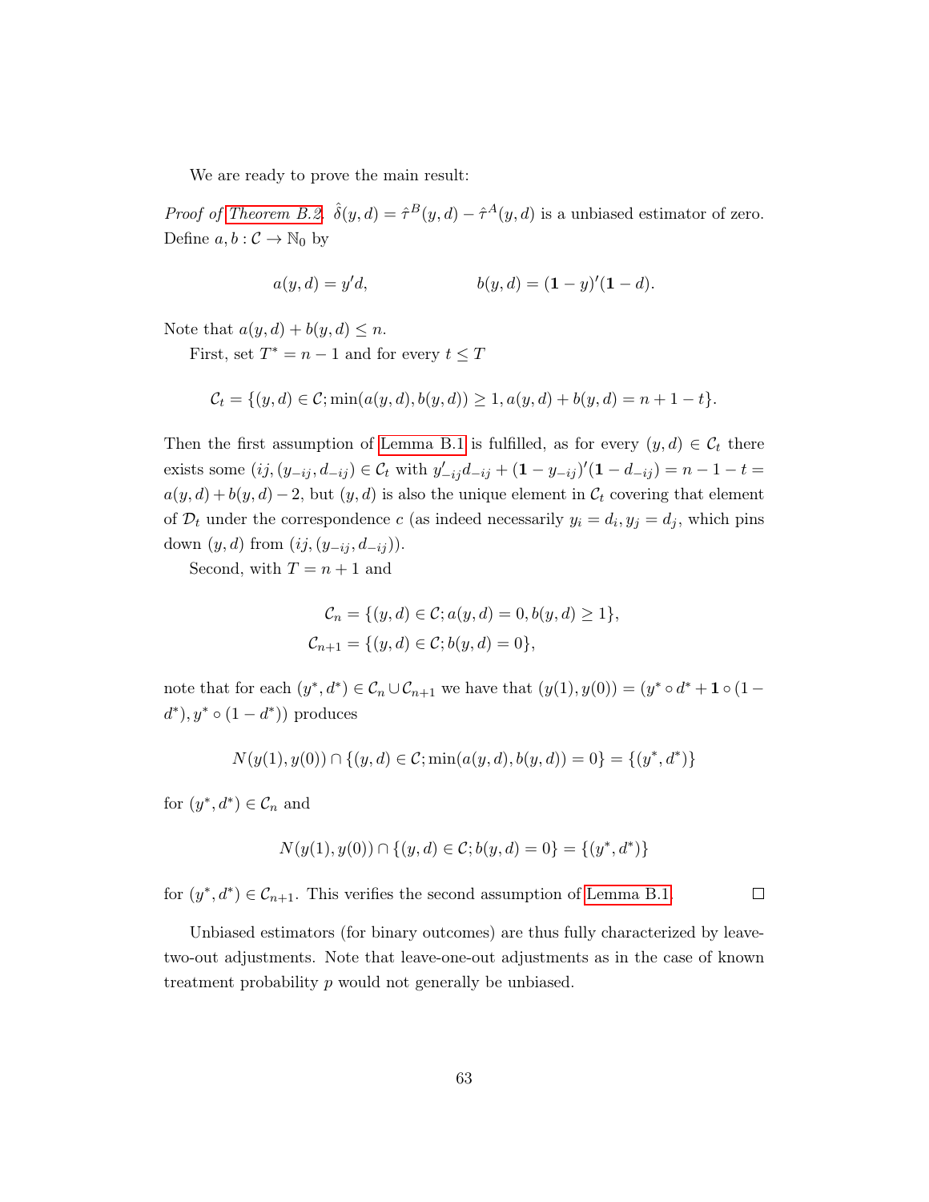We are ready to prove the main result:

*Proof of Theorem B.2.* $\hat{\delta}(y,d) = \hat{\tau}^B(y,d) - \hat{\tau}^A(y,d)$ is a unbiased estimator of zero. Define $a, b : \mathcal{C} \to \mathbb{N}_0$ by

$$a(y,d) = y'd, \qquad\qquad b(y,d) = (\mathbf{1}-y)'(\mathbf{1}-d).$$

Note that $a(y,d) + b(y,d) \leq n$.

First, set $T^* = n-1$ and for every $t \leq T$

$$\mathcal{C}_t = \{(y,d) \in \mathcal{C}; \min(a(y,d), b(y,d)) \geq 1, a(y,d) + b(y,d) = n+1-t\}.$$

Then the first assumption of Lemma B.1 is fulfilled, as for every $(y,d) \in \mathcal{C}_t$ there exists some $(ij, (y_{-ij}, d_{-ij}) \in \mathcal{C}_t$ with $y'_{-ij}d_{-ij} + (\mathbf{1}-y_{-ij})'(\mathbf{1}-d_{-ij}) = n-1-t = a(y,d) + b(y,d) - 2$, but $(y,d)$ is also the unique element in $\mathcal{C}_t$ covering that element of $\mathcal{D}_t$ under the correspondence $c$ (as indeed necessarily $y_i = d_i, y_j = d_j$, which pins down $(y,d)$ from $(ij, (y_{-ij}, d_{-ij}))$.

Second, with $T = n+1$ and

$$\begin{aligned}
\mathcal{C}_n &= \{(y,d) \in \mathcal{C}; a(y,d) = 0, b(y,d) \geq 1\}, \\
\mathcal{C}_{n+1} &= \{(y,d) \in \mathcal{C}; b(y,d) = 0\},
\end{aligned}$$

note that for each $(y^*, d^*) \in \mathcal{C}_n \cup \mathcal{C}_{n+1}$ we have that $(y(1), y(0)) = (y^* \circ d^* + \mathbf{1} \circ (1 - d^*), y^* \circ (1-d^*))$ produces

$$N(y(1), y(0)) \cap \{(y,d) \in \mathcal{C}; \min(a(y,d), b(y,d)) = 0\} = \{(y^*, d^*)\}$$

for $(y^*, d^*) \in \mathcal{C}_n$ and

$$N(y(1), y(0)) \cap \{(y,d) \in \mathcal{C}; b(y,d) = 0\} = \{(y^*, d^*)\}$$

for $(y^*, d^*) \in \mathcal{C}_{n+1}$. This verifies the second assumption of Lemma B.1. ◻

Unbiased estimators (for binary outcomes) are thus fully characterized by leave-two-out adjustments. Note that leave-one-out adjustments as in the case of known treatment probability $p$ would not generally be unbiased.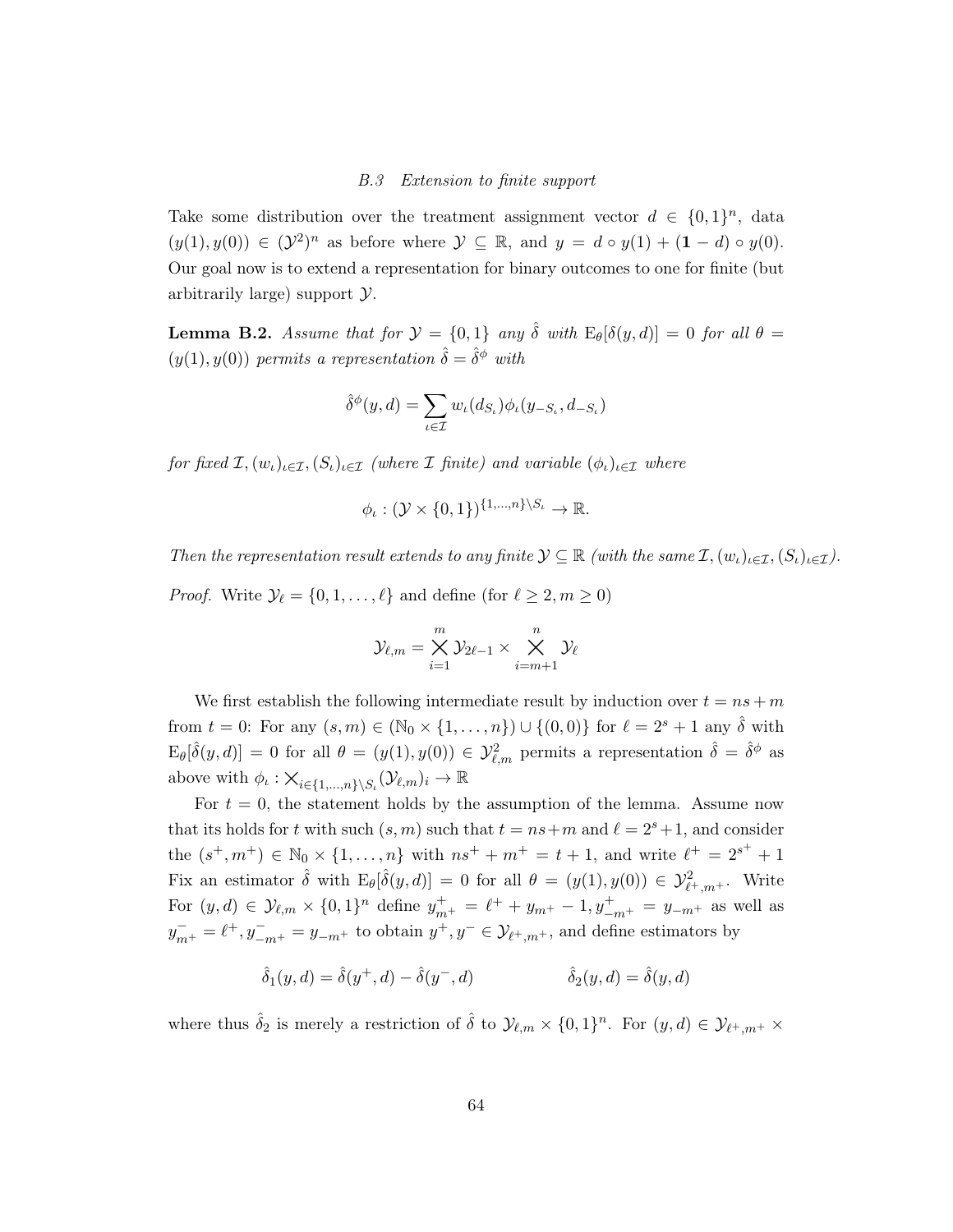### B.3 Extension to finite support

Take some distribution over the treatment assignment vector $d \in \{0,1\}^n$, data $(y(1), y(0)) \in (\mathcal{Y}^2)^n$ as before where $\mathcal{Y} \subseteq \mathbb{R}$, and $y = d \circ y(1) + (\mathbf{1} - d) \circ y(0)$. Our goal now is to extend a representation for binary outcomes to one for finite (but arbitrarily large) support $\mathcal{Y}$.

**Lemma B.2.** *Assume that for $\mathcal{Y} = \{0,1\}$ any $\hat{\delta}$ with $\mathrm{E}_\theta[\delta(y,d)] = 0$ for all $\theta = (y(1), y(0))$ permits a representation $\hat{\delta} = \hat{\delta}^\phi$ with*

$$\hat{\delta}^\phi(y,d) = \sum_{\iota \in \mathcal{I}} w_\iota(d_{S_\iota}) \phi_\iota(y_{-S_\iota}, d_{-S_\iota})$$

*for fixed $\mathcal{I}, (w_\iota)_{\iota \in \mathcal{I}}, (S_\iota)_{\iota \in \mathcal{I}}$ (where $\mathcal{I}$ finite) and variable $(\phi_\iota)_{\iota \in \mathcal{I}}$ where*

$$\phi_\iota : (\mathcal{Y} \times \{0,1\})^{\{1,\dots,n\} \setminus S_\iota} \to \mathbb{R}.$$

*Then the representation result extends to any finite $\mathcal{Y} \subseteq \mathbb{R}$ (with the same $\mathcal{I}, (w_\iota)_{\iota \in \mathcal{I}}, (S_\iota)_{\iota \in \mathcal{I}}$).*

*Proof.* Write $\mathcal{Y}_\ell = \{0, 1, \dots, \ell\}$ and define (for $\ell \geq 2, m \geq 0$)

$$\mathcal{Y}_{\ell,m} = \bigtimes_{i=1}^{m} \mathcal{Y}_{2\ell-1} \times \bigtimes_{i=m+1}^{n} \mathcal{Y}_\ell$$

We first establish the following intermediate result by induction over $t = ns + m$ from $t = 0$: For any $(s,m) \in (\mathbb{N}_0 \times \{1,\dots,n\}) \cup \{(0,0)\}$ for $\ell = 2^s + 1$ any $\hat{\delta}$ with $\mathrm{E}_\theta[\hat{\delta}(y,d)] = 0$ for all $\theta = (y(1), y(0)) \in \mathcal{Y}_{\ell,m}^2$ permits a representation $\hat{\delta} = \hat{\delta}^\phi$ as above with $\phi_\iota : \bigtimes_{i \in \{1,\dots,n\} \setminus S_\iota} (\mathcal{Y}_{\ell,m})_i \to \mathbb{R}$

For $t = 0$, the statement holds by the assumption of the lemma. Assume now that its holds for $t$ with such $(s,m)$ such that $t = ns + m$ and $\ell = 2^s + 1$, and consider the $(s^+, m^+) \in \mathbb{N}_0 \times \{1, \dots, n\}$ with $ns^+ + m^+ = t + 1$, and write $\ell^+ = 2^{s^+} + 1$ Fix an estimator $\hat{\delta}$ with $\mathrm{E}_\theta[\hat{\delta}(y,d)] = 0$ for all $\theta = (y(1), y(0)) \in \mathcal{Y}_{\ell^+,m^+}^2$. Write For $(y,d) \in \mathcal{Y}_{\ell,m} \times \{0,1\}^n$ define $y^+_{m^+} = \ell^+ + y_{m^+} - 1, y^+_{-m^+} = y_{-m^+}$ as well as $y^-_{m^+} = \ell^+, y^-_{-m^+} = y_{-m^+}$ to obtain $y^+, y^- \in \mathcal{Y}_{\ell^+,m^+}$, and define estimators by

$$\hat{\delta}_1(y,d) = \hat{\delta}(y^+, d) - \hat{\delta}(y^-, d) \qquad\qquad \hat{\delta}_2(y,d) = \hat{\delta}(y,d)$$

where thus $\hat{\delta}_2$ is merely a restriction of $\hat{\delta}$ to $\mathcal{Y}_{\ell,m} \times \{0,1\}^n$. For $(y,d) \in \mathcal{Y}_{\ell^+,m^+} \times$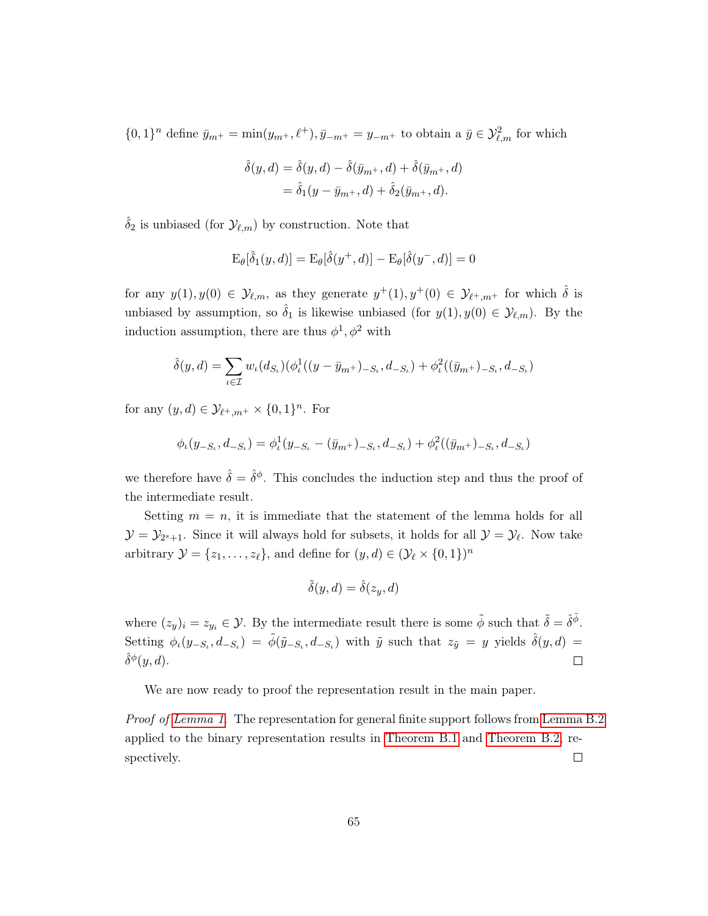$\{0,1\}^n$ define $\bar{y}_{m^+} = \min(y_{m^+}, \ell^+), \bar{y}_{-m^+} = y_{-m^+}$ to obtain a $\bar{y} \in \mathcal{Y}^2_{\ell,m}$ for which

$$
\begin{aligned}
\hat{\delta}(y,d) &= \hat{\delta}(y,d) - \hat{\delta}(\bar{y}_{m^+}, d) + \hat{\delta}(\bar{y}_{m^+}, d) \\
&= \hat{\delta}_1(y - \bar{y}_{m^+}, d) + \hat{\delta}_2(\bar{y}_{m^+}, d).
\end{aligned}
$$

$\hat{\delta}_2$ is unbiased (for $\mathcal{Y}_{\ell,m}$) by construction. Note that

$$
\mathrm{E}_\theta[\hat{\delta}_1(y,d)] = \mathrm{E}_\theta[\hat{\delta}(y^+,d)] - \mathrm{E}_\theta[\hat{\delta}(y^-,d)] = 0
$$

for any $y(1), y(0) \in \mathcal{Y}_{\ell,m}$, as they generate $y^+(1), y^+(0) \in \mathcal{Y}_{\ell^+,m^+}$ for which $\hat{\delta}$ is unbiased by assumption, so $\hat{\delta}_1$ is likewise unbiased (for $y(1), y(0) \in \mathcal{Y}_{\ell,m}$). By the induction assumption, there are thus $\phi^1, \phi^2$ with

$$
\hat{\delta}(y,d) = \sum_{\iota \in \mathcal{I}} w_\iota(d_{S_\iota})(\phi^1_\iota((y - \bar{y}_{m^+})_{-S_\iota}, d_{-S_\iota}) + \phi^2_\iota((\bar{y}_{m^+})_{-S_\iota}, d_{-S_\iota})
$$

for any $(y,d) \in \mathcal{Y}_{\ell^+,m^+} \times \{0,1\}^n$. For

$$
\phi_\iota(y_{-S_\iota}, d_{-S_\iota}) = \phi^1_\iota(y_{-S_\iota} - (\bar{y}_{m^+})_{-S_\iota}, d_{-S_\iota}) + \phi^2_\iota((\bar{y}_{m^+})_{-S_\iota}, d_{-S_\iota})
$$

we therefore have $\hat{\delta} = \hat{\delta}^\phi$. This concludes the induction step and thus the proof of the intermediate result.

Setting $m = n$, it is immediate that the statement of the lemma holds for all $\mathcal{Y} = \mathcal{Y}_{2^s+1}$. Since it will always hold for subsets, it holds for all $\mathcal{Y} = \mathcal{Y}_\ell$. Now take arbitrary $\mathcal{Y} = \{z_1, \ldots, z_\ell\}$, and define for $(y,d) \in (\mathcal{Y}_\ell \times \{0,1\})^n$

$$
\tilde{\delta}(y,d) = \hat{\delta}(z_y, d)
$$

where $(z_y)_i = z_{y_i} \in \mathcal{Y}$. By the intermediate result there is some $\tilde{\phi}$ such that $\tilde{\delta} = \hat{\delta}^{\tilde{\phi}}$. Setting $\phi_\iota(y_{-S_\iota}, d_{-S_\iota}) = \tilde{\phi}(\tilde{y}_{-S_\iota}, d_{-S_\iota})$ with $\tilde{y}$ such that $z_{\tilde{y}} = y$ yields $\hat{\delta}(y,d) = \hat{\delta}^\phi(y,d)$. $\square$

We are now ready to proof the representation result in the main paper.

*Proof of Lemma 1.* The representation for general finite support follows from Lemma B.2 applied to the binary representation results in Theorem B.1 and Theorem B.2, respectively. $\square$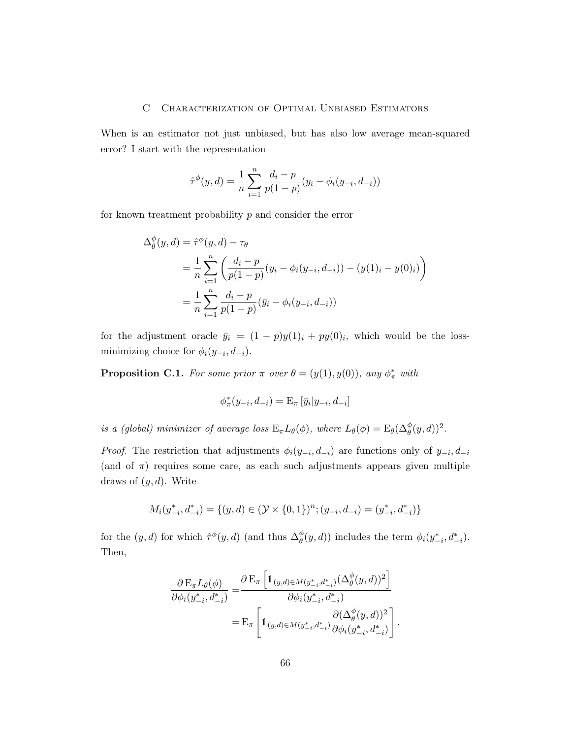## C Characterization of Optimal Unbiased Estimators

When is an estimator not just unbiased, but has also low average mean-squared error? I start with the representation

$$\hat{\tau}^\phi(y,d) = \frac{1}{n}\sum_{i=1}^n \frac{d_i - p}{p(1-p)}(y_i - \phi_i(y_{-i}, d_{-i}))$$

for known treatment probability $p$ and consider the error

$$\begin{aligned}
\Delta_\theta^\phi(y,d) &= \hat{\tau}^\phi(y,d) - \tau_\theta \\
&= \frac{1}{n}\sum_{i=1}^n \left( \frac{d_i - p}{p(1-p)}(y_i - \phi_i(y_{-i}, d_{-i})) - (y(1)_i - y(0)_i) \right) \\
&= \frac{1}{n}\sum_{i=1}^n \frac{d_i - p}{p(1-p)}(\bar{y}_i - \phi_i(y_{-i}, d_{-i}))
\end{aligned}$$

for the adjustment oracle $\bar{y}_i = (1-p)y(1)_i + py(0)_i$, which would be the loss-minimizing choice for $\phi_i(y_{-i}, d_{-i})$.

**Proposition C.1.** *For some prior $\pi$ over $\theta = (y(1), y(0))$, any $\phi_\pi^*$ with*

$$\phi_\pi^*(y_{-i}, d_{-i}) = \mathrm{E}_\pi\left[\bar{y}_i | y_{-i}, d_{-i}\right]$$

*is a (global) minimizer of average loss $\mathrm{E}_\pi L_\theta(\phi)$, where $L_\theta(\phi) = \mathrm{E}_\theta(\Delta_\theta^\phi(y,d))^2$.*

*Proof.* The restriction that adjustments $\phi_i(y_{-i}, d_{-i})$ are functions only of $y_{-i}, d_{-i}$ (and of $\pi$) requires some care, as each such adjustments appears given multiple draws of $(y,d)$. Write

$$M_i(y_{-i}^*, d_{-i}^*) = \{(y,d) \in (\mathcal{Y} \times \{0,1\})^n; (y_{-i}, d_{-i}) = (y_{-i}^*, d_{-i}^*)\}$$

for the $(y,d)$ for which $\hat{\tau}^\phi(y,d)$ (and thus $\Delta_\theta^\phi(y,d)$) includes the term $\phi_i(y_{-i}^*, d_{-i}^*)$. Then,

$$\begin{aligned}
\frac{\partial\, \mathrm{E}_\pi L_\theta(\phi)}{\partial \phi_i(y_{-i}^*, d_{-i}^*)} &= \frac{\partial\, \mathrm{E}_\pi\left[\mathbb{1}_{(y,d)\in M(y_{-i}^*, d_{-i}^*)} (\Delta_\theta^\phi(y,d))^2\right]}{\partial \phi_i(y_{-i}^*, d_{-i}^*)} \\
&= \mathrm{E}_\pi\left[\mathbb{1}_{(y,d)\in M(y_{-i}^*, d_{-i}^*)} \frac{\partial (\Delta_\theta^\phi(y,d))^2}{\partial \phi_i(y_{-i}^*, d_{-i}^*)}\right],
\end{aligned}$$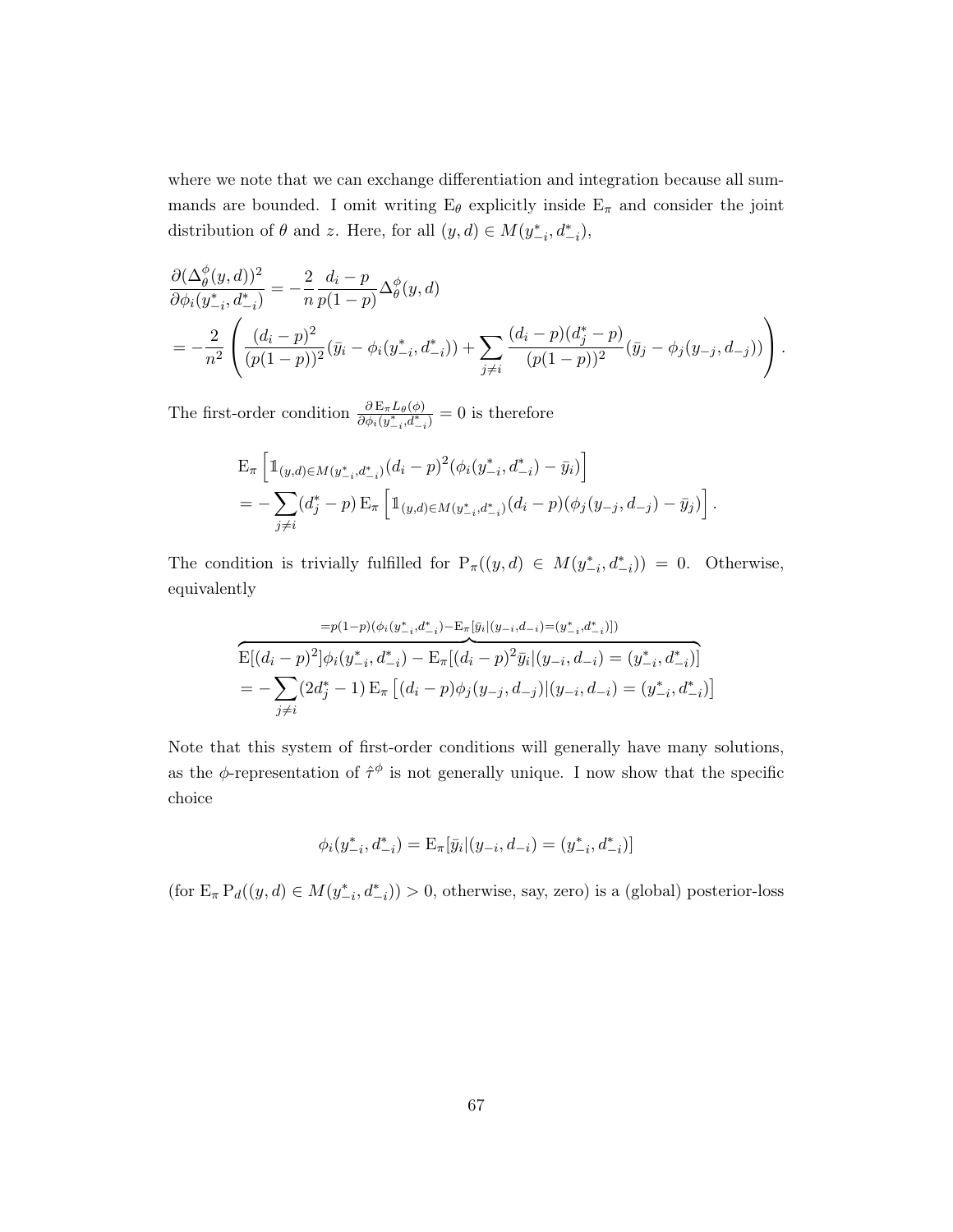where we note that we can exchange differentiation and integration because all summands are bounded. I omit writing $\mathrm{E}_\theta$ explicitly inside $\mathrm{E}_\pi$ and consider the joint distribution of $\theta$ and $z$. Here, for all $(y,d) \in M(y^*_{-i}, d^*_{-i})$,

$$
\begin{aligned}
&\frac{\partial (\Delta^\phi_\theta(y,d))^2}{\partial \phi_i(y^*_{-i}, d^*_{-i})} = -\frac{2}{n}\frac{d_i - p}{p(1-p)}\Delta^\phi_\theta(y,d) \\
&= -\frac{2}{n^2}\left(\frac{(d_i-p)^2}{(p(1-p))^2}(\bar{y}_i - \phi_i(y^*_{-i}, d^*_{-i})) + \sum_{j\neq i}\frac{(d_i-p)(d^*_j-p)}{(p(1-p))^2}(\bar{y}_j - \phi_j(y_{-j}, d_{-j}))\right).
\end{aligned}
$$

The first-order condition $\frac{\partial \mathrm{E}_\pi L_\theta(\phi)}{\partial \phi_i(y^*_{-i}, d^*_{-i})} = 0$ is therefore

$$
\begin{aligned}
&\mathrm{E}_\pi\left[\mathbb{1}_{(y,d)\in M(y^*_{-i}, d^*_{-i})}(d_i-p)^2(\phi_i(y^*_{-i}, d^*_{-i}) - \bar{y}_i)\right] \\
&= -\sum_{j\neq i}(d^*_j - p)\,\mathrm{E}_\pi\left[\mathbb{1}_{(y,d)\in M(y^*_{-i}, d^*_{-i})}(d_i-p)(\phi_j(y_{-j}, d_{-j}) - \bar{y}_j)\right].
\end{aligned}
$$

The condition is trivially fulfilled for $\mathrm{P}_\pi((y,d) \in M(y^*_{-i}, d^*_{-i})) = 0$. Otherwise, equivalently

$$
\begin{aligned}
&\overbrace{\mathrm{E}[(d_i-p)^2]\phi_i(y^*_{-i}, d^*_{-i}) - \mathrm{E}_\pi[(d_i-p)^2\bar{y}_i|(y_{-i}, d_{-i}) = (y^*_{-i}, d^*_{-i})]}^{=p(1-p)(\phi_i(y^*_{-i}, d^*_{-i}) - \mathrm{E}_\pi[\bar{y}_i|(y_{-i}, d_{-i}) = (y^*_{-i}, d^*_{-i})])} \\
&= -\sum_{j\neq i}(2d^*_j - 1)\,\mathrm{E}_\pi\left[(d_i-p)\phi_j(y_{-j}, d_{-j})|(y_{-i}, d_{-i}) = (y^*_{-i}, d^*_{-i})\right]
\end{aligned}
$$

Note that this system of first-order conditions will generally have many solutions, as the $\phi$-representation of $\hat{\tau}^\phi$ is not generally unique. I now show that the specific choice

$$
\phi_i(y^*_{-i}, d^*_{-i}) = \mathrm{E}_\pi[\bar{y}_i|(y_{-i}, d_{-i}) = (y^*_{-i}, d^*_{-i})]
$$

(for $\mathrm{E}_\pi \mathrm{P}_d((y,d) \in M(y^*_{-i}, d^*_{-i})) > 0$, otherwise, say, zero) is a (global) posterior-loss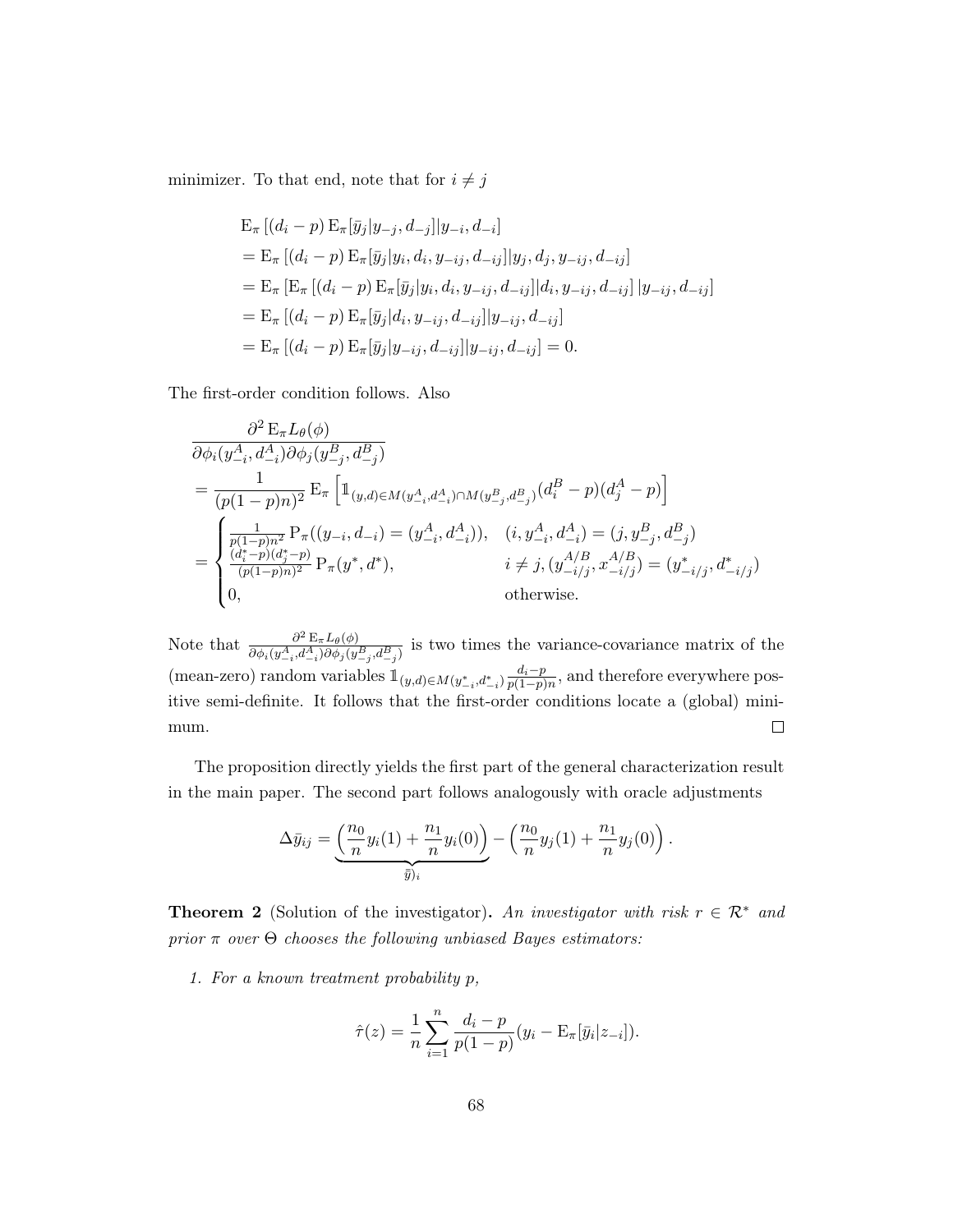minimizer. To that end, note that for $i \neq j$

$$
\begin{aligned}
&\mathrm{E}_\pi\left[(d_i - p)\,\mathrm{E}_\pi[\bar{y}_j | y_{-j}, d_{-j}] | y_{-i}, d_{-i}\right] \\
&= \mathrm{E}_\pi\left[(d_i - p)\,\mathrm{E}_\pi[\bar{y}_j | y_i, d_i, y_{-ij}, d_{-ij}] | y_j, d_j, y_{-ij}, d_{-ij}\right] \\
&= \mathrm{E}_\pi\left[\mathrm{E}_\pi\left[(d_i - p)\,\mathrm{E}_\pi[\bar{y}_j | y_i, d_i, y_{-ij}, d_{-ij}] | d_i, y_{-ij}, d_{-ij}\right] | y_{-ij}, d_{-ij}\right] \\
&= \mathrm{E}_\pi\left[(d_i - p)\,\mathrm{E}_\pi[\bar{y}_j | d_i, y_{-ij}, d_{-ij}] | y_{-ij}, d_{-ij}\right] \\
&= \mathrm{E}_\pi\left[(d_i - p)\,\mathrm{E}_\pi[\bar{y}_j | y_{-ij}, d_{-ij}] | y_{-ij}, d_{-ij}\right] = 0.
\end{aligned}
$$

The first-order condition follows. Also

$$
\begin{aligned}
&\frac{\partial^2\,\mathrm{E}_\pi L_\theta(\phi)}{\partial \phi_i(y^A_{-i}, d^A_{-i})\partial \phi_j(y^B_{-j}, d^B_{-j})} \\
&= \frac{1}{(p(1-p)n)^2}\,\mathrm{E}_\pi\left[\mathbb{1}_{(y,d)\in M(y^A_{-i}, d^A_{-i})\cap M(y^B_{-j}, d^B_{-j})}(d^B_i - p)(d^A_j - p)\right] \\
&= \begin{cases}
\frac{1}{p(1-p)n^2}\,\mathrm{P}_\pi((y_{-i}, d_{-i}) = (y^A_{-i}, d^A_{-i})), & (i, y^A_{-i}, d^A_{-i}) = (j, y^B_{-j}, d^B_{-j}) \\
\frac{(d^*_i - p)(d^*_j - p)}{(p(1-p)n)^2}\,\mathrm{P}_\pi(y^*, d^*), & i \neq j, (y^{A/B}_{-i/j}, x^{A/B}_{-i/j}) = (y^*_{-i/j}, d^*_{-i/j}) \\
0, & \text{otherwise.}
\end{cases}
\end{aligned}
$$

Note that $\frac{\partial^2\,\mathrm{E}_\pi L_\theta(\phi)}{\partial \phi_i(y^A_{-i}, d^A_{-i})\partial \phi_j(y^B_{-j}, d^B_{-j})}$ is two times the variance-covariance matrix of the (mean-zero) random variables $\mathbb{1}_{(y,d)\in M(y^*_{-i}, d^*_{-i})}\frac{d_i - p}{p(1-p)n}$, and therefore everywhere positive semi-definite. It follows that the first-order conditions locate a (global) minimum. ◻

The proposition directly yields the first part of the general characterization result in the main paper. The second part follows analogously with oracle adjustments

$$
\Delta\bar{y}_{ij} = \underbrace{\left(\frac{n_0}{n}y_i(1) + \frac{n_1}{n}y_i(0)\right)}_{\bar{y})_i} - \left(\frac{n_0}{n}y_j(1) + \frac{n_1}{n}y_j(0)\right).
$$

**Theorem 2** (Solution of the investigator)**.** *An investigator with risk $r \in \mathcal{R}^*$ and prior $\pi$ over $\Theta$ chooses the following unbiased Bayes estimators:*

1. *For a known treatment probability $p$,*

$$
\hat{\tau}(z) = \frac{1}{n}\sum_{i=1}^{n}\frac{d_i - p}{p(1-p)}(y_i - \mathrm{E}_\pi[\bar{y}_i | z_{-i}]).
$$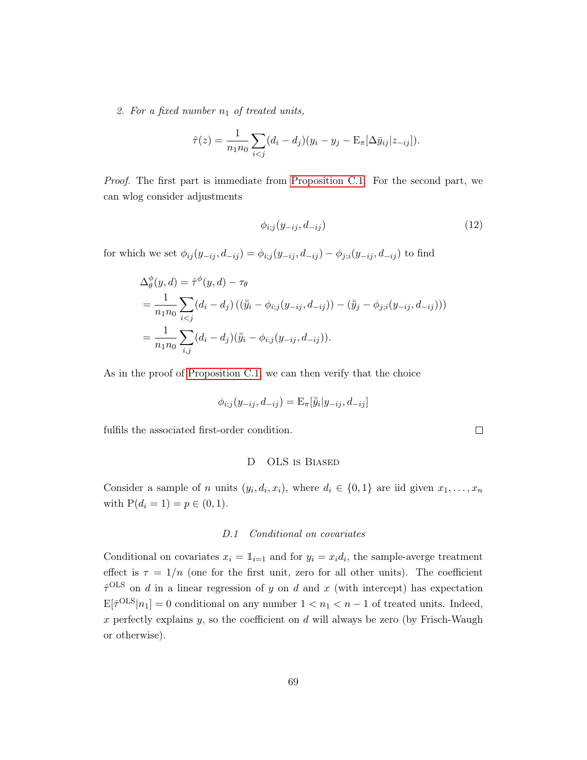2. *For a fixed number $n_1$ of treated units,*

$$\hat{\tau}(z) = \frac{1}{n_1 n_0} \sum_{i<j} (d_i - d_j)(y_i - y_j - \mathrm{E}_\pi[\Delta \bar{y}_{ij} | z_{-ij}]).$$

*Proof.* The first part is immediate from Proposition C.1. For the second part, we can wlog consider adjustments

$$\phi_{i;j}(y_{-ij}, d_{-ij}) \tag{12}$$

for which we set $\phi_{ij}(y_{-ij}, d_{-ij}) = \phi_{i;j}(y_{-ij}, d_{-ij}) - \phi_{j;i}(y_{-ij}, d_{-ij})$ to find

$$\begin{aligned}
\Delta_\theta^\phi(y, d) &= \hat{\tau}^\phi(y, d) - \tau_\theta \\
&= \frac{1}{n_1 n_0} \sum_{i<j} (d_i - d_j) \left( (\bar{\bar{y}}_i - \phi_{i;j}(y_{-ij}, d_{-ij})) - (\bar{\bar{y}}_j - \phi_{j;i}(y_{-ij}, d_{-ij})) \right) \\
&= \frac{1}{n_1 n_0} \sum_{i,j} (d_i - d_j)(\bar{\bar{y}}_i - \phi_{i;j}(y_{-ij}, d_{-ij})).
\end{aligned}$$

As in the proof of Proposition C.1, we can then verify that the choice

$$\phi_{i;j}(y_{-ij}, d_{-ij}) = \mathrm{E}_\pi[\bar{\bar{y}}_i | y_{-ij}, d_{-ij}]$$

fulfils the associated first-order condition. $\square$

## D OLS is Biased

Consider a sample of $n$ units $(y_i, d_i, x_i)$, where $d_i \in \{0, 1\}$ are iid given $x_1, \ldots, x_n$ with $\mathrm{P}(d_i = 1) = p \in (0, 1)$.

### D.1 *Conditional on covariates*

Conditional on covariates $x_i = \mathbb{1}_{i=1}$ and for $y_i = x_i d_i$, the sample-averge treatment effect is $\tau = 1/n$ (one for the first unit, zero for all other units). The coefficient $\hat{\tau}^{\mathrm{OLS}}$ on $d$ in a linear regression of $y$ on $d$ and $x$ (with intercept) has expectation $\mathrm{E}[\hat{\tau}^{\mathrm{OLS}} | n_1] = 0$ conditional on any number $1 < n_1 < n - 1$ of treated units. Indeed, $x$ perfectly explains $y$, so the coefficient on $d$ will always be zero (by Frisch-Waugh or otherwise).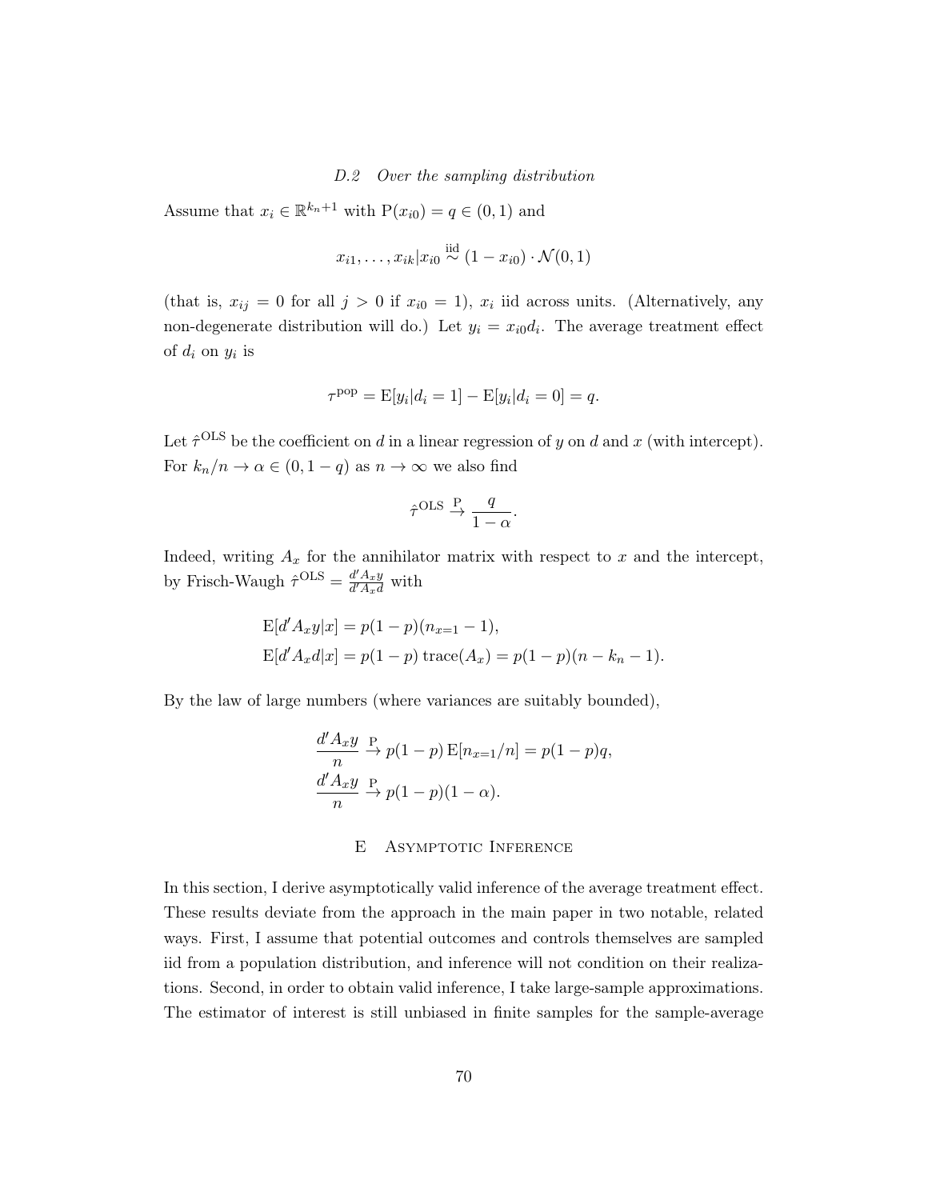### D.2 Over the sampling distribution

Assume that $x_i \in \mathbb{R}^{k_n+1}$ with $\mathrm{P}(x_{i0}) = q \in (0,1)$ and

$$x_{i1}, \ldots, x_{ik} | x_{i0} \overset{\text{iid}}{\sim} (1 - x_{i0}) \cdot \mathcal{N}(0,1)$$

(that is, $x_{ij} = 0$ for all $j > 0$ if $x_{i0} = 1$), $x_i$ iid across units. (Alternatively, any non-degenerate distribution will do.) Let $y_i = x_{i0} d_i$. The average treatment effect of $d_i$ on $y_i$ is

$$\tau^{\text{pop}} = \mathrm{E}[y_i | d_i = 1] - \mathrm{E}[y_i | d_i = 0] = q.$$

Let $\hat{\tau}^{\text{OLS}}$ be the coefficient on $d$ in a linear regression of $y$ on $d$ and $x$ (with intercept). For $k_n/n \to \alpha \in (0, 1-q)$ as $n \to \infty$ we also find

$$\hat{\tau}^{\text{OLS}} \overset{\text{P}}{\to} \frac{q}{1-\alpha}.$$

Indeed, writing $A_x$ for the annihilator matrix with respect to $x$ and the intercept, by Frisch-Waugh $\hat{\tau}^{\text{OLS}} = \frac{d' A_x y}{d' A_x d}$ with

$$\begin{aligned}
\mathrm{E}[d' A_x y | x] &= p(1-p)(n_{x=1} - 1), \\
\mathrm{E}[d' A_x d | x] &= p(1-p) \operatorname{trace}(A_x) = p(1-p)(n - k_n - 1).
\end{aligned}$$

By the law of large numbers (where variances are suitably bounded),

$$\begin{aligned}
\frac{d' A_x y}{n} &\overset{\text{P}}{\to} p(1-p) \, \mathrm{E}[n_{x=1}/n] = p(1-p)q, \\
\frac{d' A_x y}{n} &\overset{\text{P}}{\to} p(1-p)(1-\alpha).
\end{aligned}$$

## E Asymptotic Inference

In this section, I derive asymptotically valid inference of the average treatment effect. These results deviate from the approach in the main paper in two notable, related ways. First, I assume that potential outcomes and controls themselves are sampled iid from a population distribution, and inference will not condition on their realizations. Second, in order to obtain valid inference, I take large-sample approximations. The estimator of interest is still unbiased in finite samples for the sample-average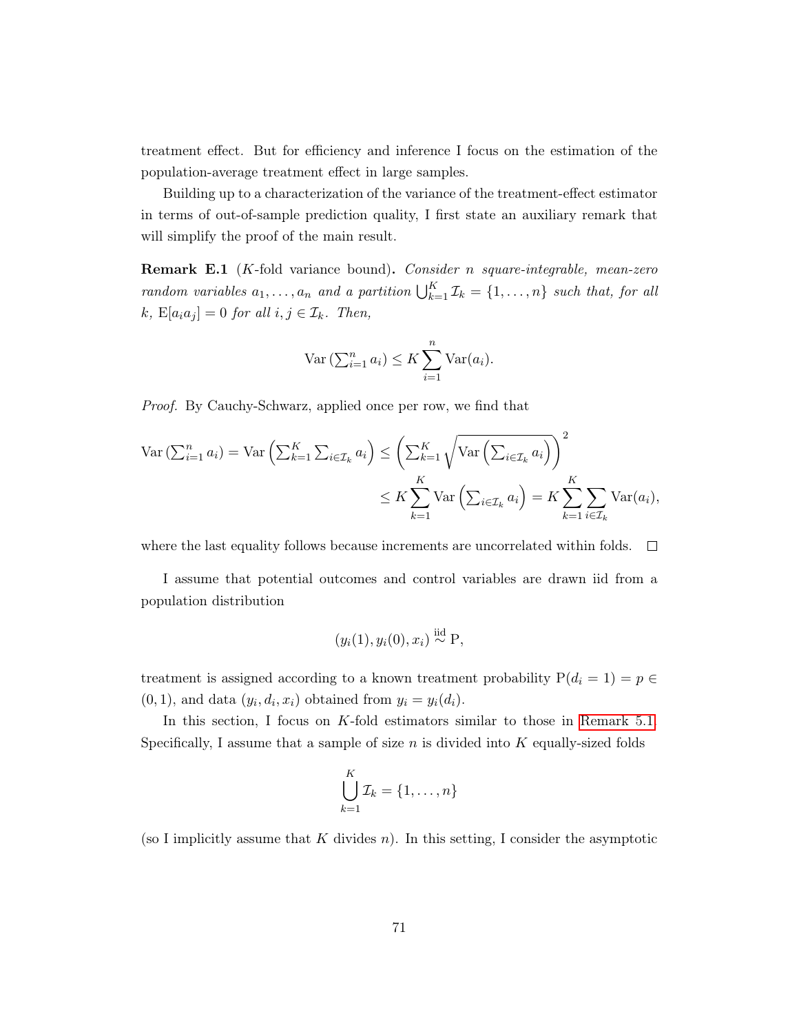treatment effect. But for efficiency and inference I focus on the estimation of the population-average treatment effect in large samples.

Building up to a characterization of the variance of the treatment-effect estimator in terms of out-of-sample prediction quality, I first state an auxiliary remark that will simplify the proof of the main result.

**Remark E.1** ($K$-fold variance bound)**.** *Consider $n$ square-integrable, mean-zero random variables $a_1, \dots, a_n$ and a partition $\bigcup_{k=1}^K \mathcal{I}_k = \{1, \dots, n\}$ such that, for all $k$, $\mathrm{E}[a_i a_j] = 0$ for all $i, j \in \mathcal{I}_k$. Then,*

$$\mathrm{Var}\left(\sum_{i=1}^n a_i\right) \leq K \sum_{i=1}^n \mathrm{Var}(a_i).$$

*Proof.* By Cauchy-Schwarz, applied once per row, we find that

$$\begin{aligned}
\mathrm{Var}\left(\sum_{i=1}^n a_i\right) = \mathrm{Var}\left(\sum_{k=1}^K \sum_{i \in \mathcal{I}_k} a_i\right) &\leq \left(\sum_{k=1}^K \sqrt{\mathrm{Var}\left(\sum_{i \in \mathcal{I}_k} a_i\right)}\right)^2 \\
&\leq K \sum_{k=1}^K \mathrm{Var}\left(\sum_{i \in \mathcal{I}_k} a_i\right) = K \sum_{k=1}^K \sum_{i \in \mathcal{I}_k} \mathrm{Var}(a_i),
\end{aligned}$$

where the last equality follows because increments are uncorrelated within folds. $\square$

I assume that potential outcomes and control variables are drawn iid from a population distribution

$$(y_i(1), y_i(0), x_i) \overset{\text{iid}}{\sim} \mathrm{P},$$

treatment is assigned according to a known treatment probability $\mathrm{P}(d_i = 1) = p \in (0, 1)$, and data $(y_i, d_i, x_i)$ obtained from $y_i = y_i(d_i)$.

In this section, I focus on $K$-fold estimators similar to those in Remark 5.1. Specifically, I assume that a sample of size $n$ is divided into $K$ equally-sized folds

$$\bigcup_{k=1}^K \mathcal{I}_k = \{1, \dots, n\}$$

(so I implicitly assume that $K$ divides $n$). In this setting, I consider the asymptotic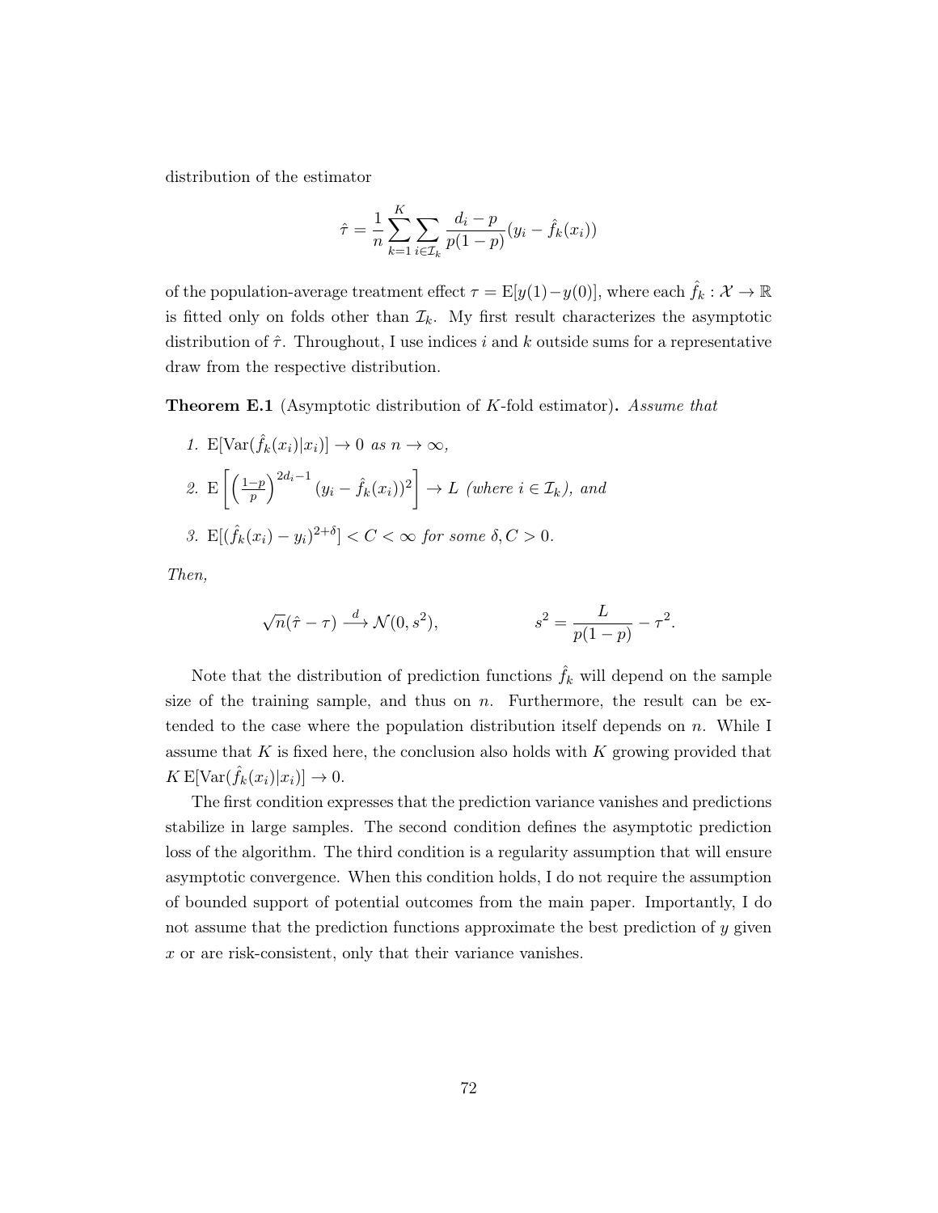distribution of the estimator

$$\hat{\tau} = \frac{1}{n} \sum_{k=1}^{K} \sum_{i \in \mathcal{I}_k} \frac{d_i - p}{p(1-p)} (y_i - \hat{f}_k(x_i))$$

of the population-average treatment effect $\tau = \mathrm{E}[y(1) - y(0)]$, where each $\hat{f}_k : \mathcal{X} \to \mathbb{R}$ is fitted only on folds other than $\mathcal{I}_k$. My first result characterizes the asymptotic distribution of $\hat{\tau}$. Throughout, I use indices $i$ and $k$ outside sums for a representative draw from the respective distribution.

**Theorem E.1** (Asymptotic distribution of $K$-fold estimator)**.** *Assume that*

1. $\mathrm{E}[\mathrm{Var}(\hat{f}_k(x_i)|x_i)] \to 0$ *as* $n \to \infty$,
2. $\mathrm{E}\left[\left(\frac{1-p}{p}\right)^{2d_i - 1} (y_i - \hat{f}_k(x_i))^2\right] \to L$ *(where* $i \in \mathcal{I}_k$*), and*
3. $\mathrm{E}[(\hat{f}_k(x_i) - y_i)^{2+\delta}] < C < \infty$ *for some* $\delta, C > 0$.

*Then,*

$$\sqrt{n}(\hat{\tau} - \tau) \xrightarrow{d} \mathcal{N}(0, s^2), \qquad\qquad s^2 = \frac{L}{p(1-p)} - \tau^2.$$

Note that the distribution of prediction functions $\hat{f}_k$ will depend on the sample size of the training sample, and thus on $n$. Furthermore, the result can be extended to the case where the population distribution itself depends on $n$. While I assume that $K$ is fixed here, the conclusion also holds with $K$ growing provided that $K\,\mathrm{E}[\mathrm{Var}(\hat{f}_k(x_i)|x_i)] \to 0$.

The first condition expresses that the prediction variance vanishes and predictions stabilize in large samples. The second condition defines the asymptotic prediction loss of the algorithm. The third condition is a regularity assumption that will ensure asymptotic convergence. When this condition holds, I do not require the assumption of bounded support of potential outcomes from the main paper. Importantly, I do not assume that the prediction functions approximate the best prediction of $y$ given $x$ or are risk-consistent, only that their variance vanishes.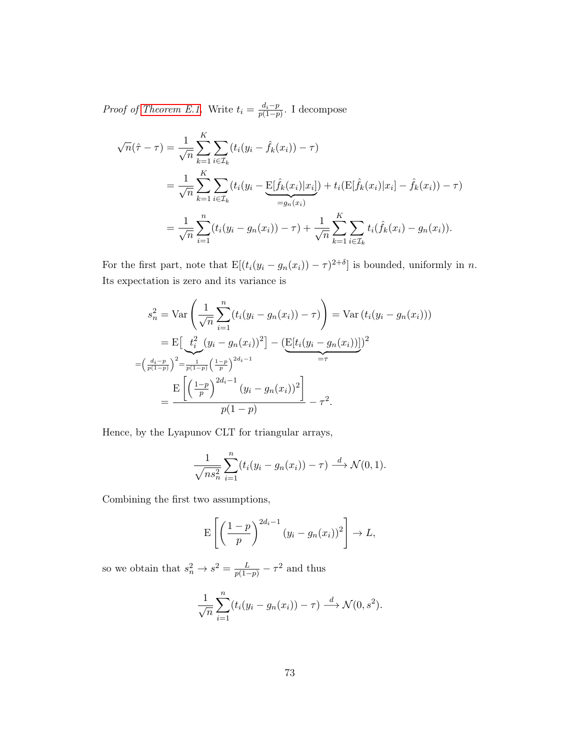*Proof of Theorem E.1.* Write $t_i = \frac{d_i - p}{p(1-p)}$. I decompose

$$
\begin{aligned}
\sqrt{n}(\hat{\tau} - \tau) &= \frac{1}{\sqrt{n}} \sum_{k=1}^{K} \sum_{i \in \mathcal{I}_k} (t_i(y_i - \hat{f}_k(x_i)) - \tau) \\
&= \frac{1}{\sqrt{n}} \sum_{k=1}^{K} \sum_{i \in \mathcal{I}_k} (t_i(y_i - \underbrace{\mathrm{E}[\hat{f}_k(x_i)|x_i]}_{=g_n(x_i)}) + t_i(\mathrm{E}[\hat{f}_k(x_i)|x_i] - \hat{f}_k(x_i)) - \tau) \\
&= \frac{1}{\sqrt{n}} \sum_{i=1}^{n} (t_i(y_i - g_n(x_i)) - \tau) + \frac{1}{\sqrt{n}} \sum_{k=1}^{K} \sum_{i \in \mathcal{I}_k} t_i(\hat{f}_k(x_i) - g_n(x_i)).
\end{aligned}
$$

For the first part, note that $\mathrm{E}[(t_i(y_i - g_n(x_i)) - \tau)^{2+\delta}]$ is bounded, uniformly in $n$. Its expectation is zero and its variance is

$$
\begin{aligned}
s_n^2 = \mathrm{Var}\left(\frac{1}{\sqrt{n}} \sum_{i=1}^{n} (t_i(y_i - g_n(x_i)) - \tau)\right) &= \mathrm{Var}\left(t_i(y_i - g_n(x_i))\right) \\
&= \mathrm{E}\big[\underbrace{t_i^2}_{=\left(\frac{d_i - p}{p(1-p)}\right)^2 = \frac{1}{p(1-p)}\left(\frac{1-p}{p}\right)^{2d_i - 1}} (y_i - g_n(x_i))^2\big] - (\underbrace{\mathrm{E}[t_i(y_i - g_n(x_i))]}_{=\tau})^2 \\
&= \frac{\mathrm{E}\left[\left(\frac{1-p}{p}\right)^{2d_i - 1} (y_i - g_n(x_i))^2\right]}{p(1-p)} - \tau^2.
\end{aligned}
$$

Hence, by the Lyapunov CLT for triangular arrays,

$$
\frac{1}{\sqrt{n s_n^2}} \sum_{i=1}^{n} (t_i(y_i - g_n(x_i)) - \tau) \xrightarrow{d} \mathcal{N}(0, 1).
$$

Combining the first two assumptions,

$$
\mathrm{E}\left[\left(\frac{1-p}{p}\right)^{2d_i - 1} (y_i - g_n(x_i))^2\right] \to L,
$$

so we obtain that $s_n^2 \to s^2 = \frac{L}{p(1-p)} - \tau^2$ and thus

$$
\frac{1}{\sqrt{n}} \sum_{i=1}^{n} (t_i(y_i - g_n(x_i)) - \tau) \xrightarrow{d} \mathcal{N}(0, s^2).
$$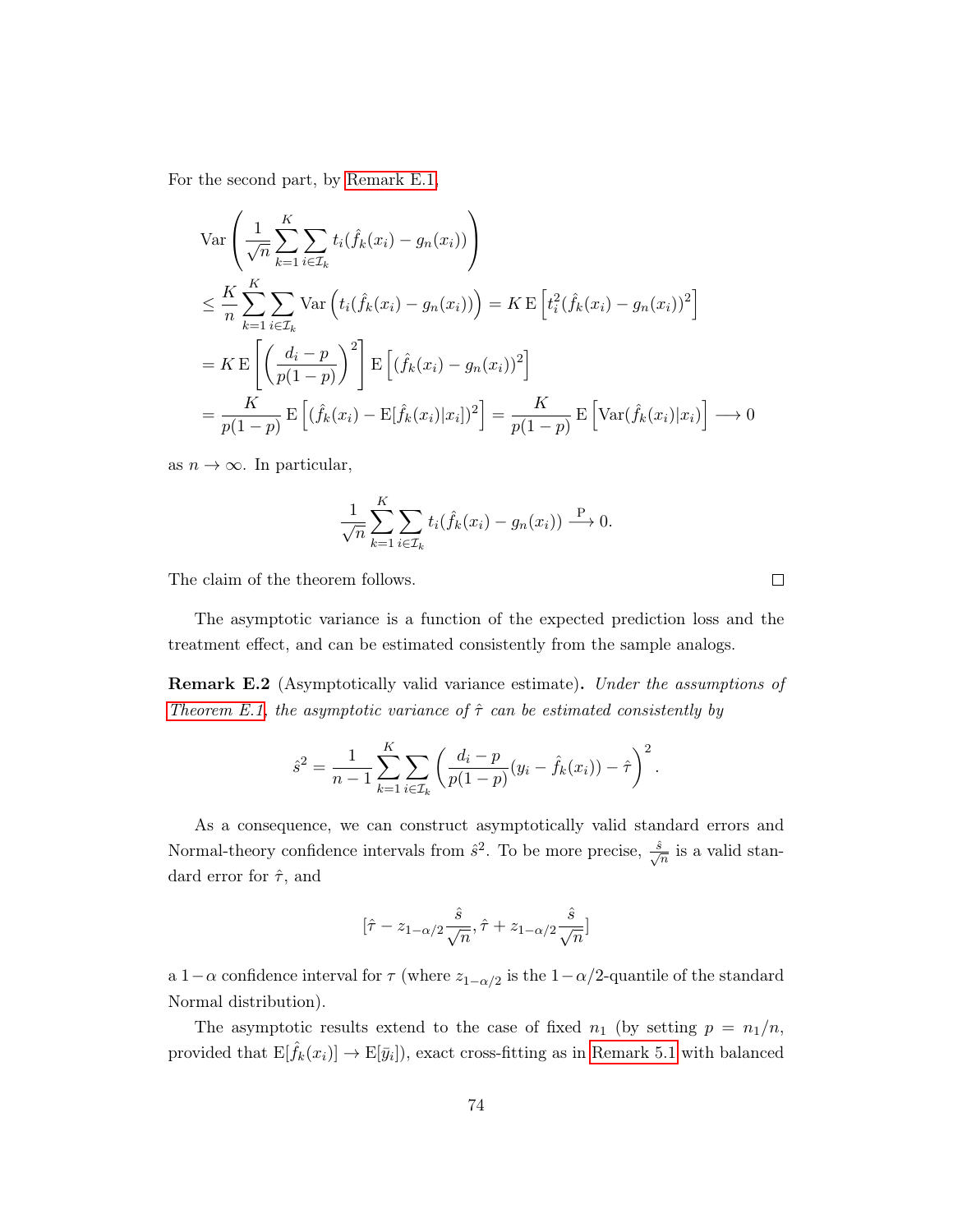For the second part, by Remark E.1,

$$
\begin{aligned}
&\operatorname{Var}\left(\frac{1}{\sqrt{n}}\sum_{k=1}^{K}\sum_{i\in\mathcal{I}_k} t_i(\hat{f}_k(x_i)-g_n(x_i))\right)\\
&\le \frac{K}{n}\sum_{k=1}^{K}\sum_{i\in\mathcal{I}_k}\operatorname{Var}\left(t_i(\hat{f}_k(x_i)-g_n(x_i))\right) = K\operatorname{E}\left[t_i^2(\hat{f}_k(x_i)-g_n(x_i))^2\right]\\
&= K\operatorname{E}\left[\left(\frac{d_i-p}{p(1-p)}\right)^2\right]\operatorname{E}\left[(\hat{f}_k(x_i)-g_n(x_i))^2\right]\\
&= \frac{K}{p(1-p)}\operatorname{E}\left[(\hat{f}_k(x_i)-\operatorname{E}[\hat{f}_k(x_i)|x_i])^2\right] = \frac{K}{p(1-p)}\operatorname{E}\left[\operatorname{Var}(\hat{f}_k(x_i)|x_i)\right]\longrightarrow 0
\end{aligned}
$$

as $n\to\infty$. In particular,

$$
\frac{1}{\sqrt{n}}\sum_{k=1}^{K}\sum_{i\in\mathcal{I}_k} t_i(\hat{f}_k(x_i)-g_n(x_i)) \xrightarrow{\text{P}} 0.
$$

The claim of the theorem follows. □

The asymptotic variance is a function of the expected prediction loss and the treatment effect, and can be estimated consistently from the sample analogs.

**Remark E.2** (Asymptotically valid variance estimate)**.** *Under the assumptions of Theorem E.1, the asymptotic variance of $\hat{\tau}$ can be estimated consistently by*

$$
\hat{s}^2 = \frac{1}{n-1}\sum_{k=1}^{K}\sum_{i\in\mathcal{I}_k}\left(\frac{d_i-p}{p(1-p)}(y_i-\hat{f}_k(x_i))-\hat{\tau}\right)^2.
$$

As a consequence, we can construct asymptotically valid standard errors and Normal-theory confidence intervals from $\hat{s}^2$. To be more precise, $\frac{\hat{s}}{\sqrt{n}}$ is a valid standard error for $\hat{\tau}$, and

$$
[\hat{\tau}-z_{1-\alpha/2}\frac{\hat{s}}{\sqrt{n}}, \hat{\tau}+z_{1-\alpha/2}\frac{\hat{s}}{\sqrt{n}}]
$$

a $1-\alpha$ confidence interval for $\tau$ (where $z_{1-\alpha/2}$ is the $1-\alpha/2$-quantile of the standard Normal distribution).

The asymptotic results extend to the case of fixed $n_1$ (by setting $p = n_1/n$, provided that $\operatorname{E}[\hat{f}_k(x_i)]\to\operatorname{E}[\bar{y}_i]$), exact cross-fitting as in Remark 5.1 with balanced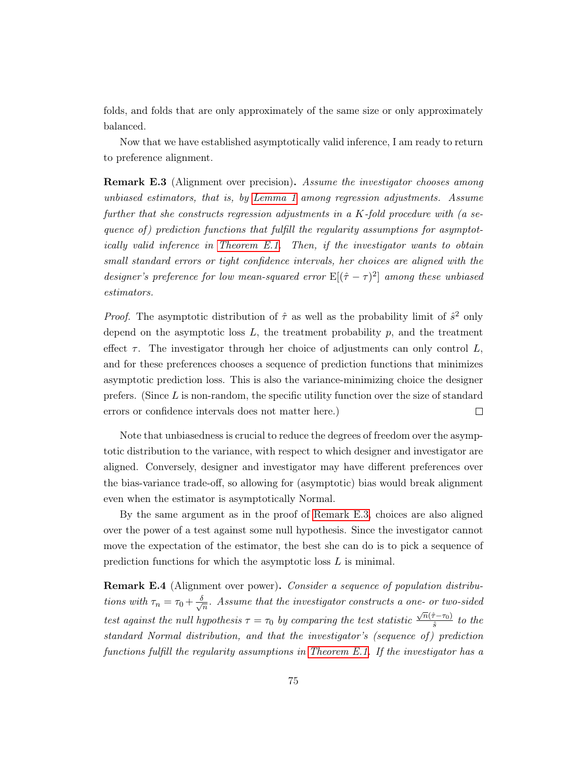folds, and folds that are only approximately of the same size or only approximately balanced.

Now that we have established asymptotically valid inference, I am ready to return to preference alignment.

**Remark E.3** (Alignment over precision)**.** *Assume the investigator chooses among unbiased estimators, that is, by Lemma 1 among regression adjustments. Assume further that she constructs regression adjustments in a $K$-fold procedure with (a sequence of) prediction functions that fulfill the regularity assumptions for asymptotically valid inference in Theorem E.1. Then, if the investigator wants to obtain small standard errors or tight confidence intervals, her choices are aligned with the designer's preference for low mean-squared error $\mathrm{E}[(\hat{\tau} - \tau)^2]$ among these unbiased estimators.*

*Proof.* The asymptotic distribution of $\hat{\tau}$ as well as the probability limit of $\hat{s}^2$ only depend on the asymptotic loss $L$, the treatment probability $p$, and the treatment effect $\tau$. The investigator through her choice of adjustments can only control $L$, and for these preferences chooses a sequence of prediction functions that minimizes asymptotic prediction loss. This is also the variance-minimizing choice the designer prefers. (Since $L$ is non-random, the specific utility function over the size of standard errors or confidence intervals does not matter here.) □

Note that unbiasedness is crucial to reduce the degrees of freedom over the asymptotic distribution to the variance, with respect to which designer and investigator are aligned. Conversely, designer and investigator may have different preferences over the bias-variance trade-off, so allowing for (asymptotic) bias would break alignment even when the estimator is asymptotically Normal.

By the same argument as in the proof of Remark E.3, choices are also aligned over the power of a test against some null hypothesis. Since the investigator cannot move the expectation of the estimator, the best she can do is to pick a sequence of prediction functions for which the asymptotic loss $L$ is minimal.

**Remark E.4** (Alignment over power)**.** *Consider a sequence of population distributions with $\tau_n = \tau_0 + \frac{\delta}{\sqrt{n}}$. Assume that the investigator constructs a one- or two-sided test against the null hypothesis $\tau = \tau_0$ by comparing the test statistic $\frac{\sqrt{n}(\hat{\tau} - \tau_0)}{\hat{s}}$ to the standard Normal distribution, and that the investigator's (sequence of) prediction functions fulfill the regularity assumptions in Theorem E.1. If the investigator has a*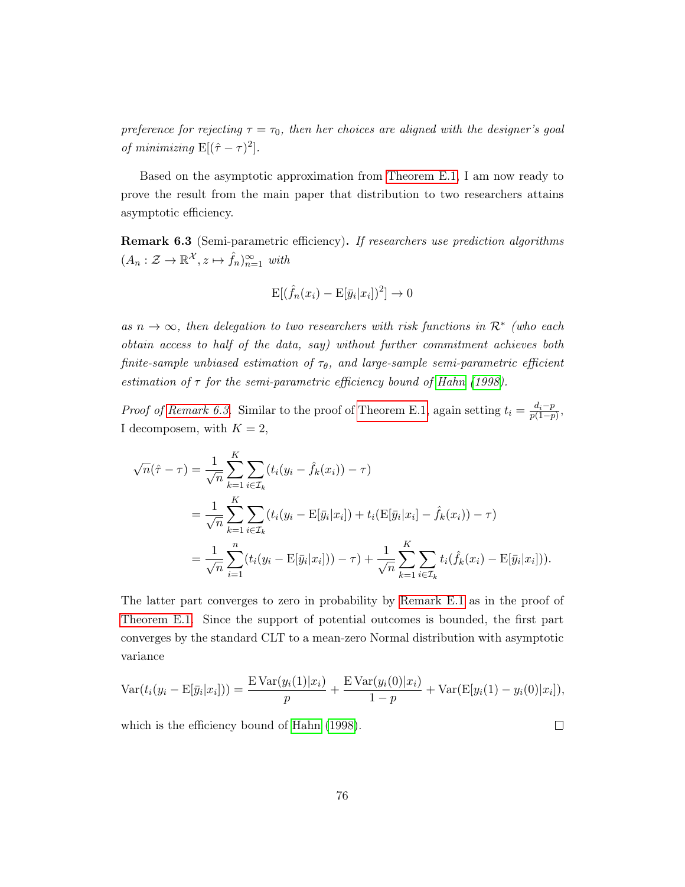*preference for rejecting $\tau = \tau_0$, then her choices are aligned with the designer's goal of minimizing* $\mathrm{E}[(\hat{\tau} - \tau)^2]$.

Based on the asymptotic approximation from Theorem E.1, I am now ready to prove the result from the main paper that distribution to two researchers attains asymptotic efficiency.

**Remark 6.3** (Semi-parametric efficiency)**.** *If researchers use prediction algorithms* $(A_n : \mathcal{Z} \to \mathbb{R}^{\mathcal{X}}, z \mapsto \hat{f}_n)_{n=1}^{\infty}$ *with*

$$\mathrm{E}[(\hat{f}_n(x_i) - \mathrm{E}[\bar{y}_i|x_i])^2] \to 0$$

*as $n \to \infty$, then delegation to two researchers with risk functions in $\mathcal{R}^*$ (who each obtain access to half of the data, say) without further commitment achieves both finite-sample unbiased estimation of $\tau_\theta$, and large-sample semi-parametric efficient estimation of $\tau$ for the semi-parametric efficiency bound of Hahn (1998).*

*Proof of Remark 6.3.* Similar to the proof of Theorem E.1, again setting $t_i = \frac{d_i - p}{p(1-p)}$, I decomposem, with $K = 2$,

$$\begin{aligned}
\sqrt{n}(\hat{\tau} - \tau) &= \frac{1}{\sqrt{n}} \sum_{k=1}^{K} \sum_{i \in \mathcal{I}_k} (t_i(y_i - \hat{f}_k(x_i)) - \tau) \\
&= \frac{1}{\sqrt{n}} \sum_{k=1}^{K} \sum_{i \in \mathcal{I}_k} (t_i(y_i - \mathrm{E}[\bar{y}_i|x_i]) + t_i(\mathrm{E}[\bar{y}_i|x_i] - \hat{f}_k(x_i)) - \tau) \\
&= \frac{1}{\sqrt{n}} \sum_{i=1}^{n} (t_i(y_i - \mathrm{E}[\bar{y}_i|x_i])) - \tau) + \frac{1}{\sqrt{n}} \sum_{k=1}^{K} \sum_{i \in \mathcal{I}_k} t_i(\hat{f}_k(x_i) - \mathrm{E}[\bar{y}_i|x_i])).
\end{aligned}$$

The latter part converges to zero in probability by Remark E.1 as in the proof of Theorem E.1. Since the support of potential outcomes is bounded, the first part converges by the standard CLT to a mean-zero Normal distribution with asymptotic variance

$$\mathrm{Var}(t_i(y_i - \mathrm{E}[\bar{y}_i|x_i])) = \frac{\mathrm{E}\,\mathrm{Var}(y_i(1)|x_i)}{p} + \frac{\mathrm{E}\,\mathrm{Var}(y_i(0)|x_i)}{1-p} + \mathrm{Var}(\mathrm{E}[y_i(1) - y_i(0)|x_i]),$$

which is the efficiency bound of Hahn (1998). □